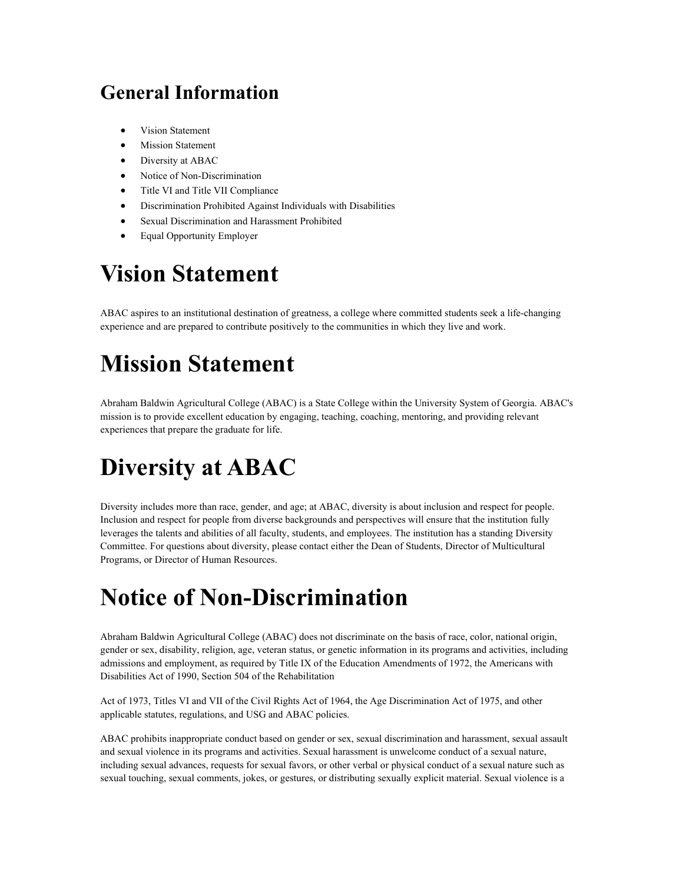## General Information

- Vision Statement
- Mission Statement
- Diversity at ABAC
- Notice of Non-Discrimination
- Title VI and Title VII Compliance
- Discrimination Prohibited Against Individuals with Disabilities
- Sexual Discrimination and Harassment Prohibited
- Equal Opportunity Employer

# Vision Statement

ABAC aspires to an institutional destination of greatness, a college where committed students seek a life-changing experience and are prepared to contribute positively to the communities in which they live and work.

# Mission Statement

Abraham Baldwin Agricultural College (ABAC) is a State College within the University System of Georgia. ABAC's mission is to provide excellent education by engaging, teaching, coaching, mentoring, and providing relevant experiences that prepare the graduate for life.

# Diversity at ABAC

Diversity includes more than race, gender, and age; at ABAC, diversity is about inclusion and respect for people. Inclusion and respect for people from diverse backgrounds and perspectives will ensure that the institution fully leverages the talents and abilities of all faculty, students, and employees. The institution has a standing Diversity Committee. For questions about diversity, please contact either the Dean of Students, Director of Multicultural Programs, or Director of Human Resources.

# Notice of Non-Discrimination

Abraham Baldwin Agricultural College (ABAC) does not discriminate on the basis of race, color, national origin, gender or sex, disability, religion, age, veteran status, or genetic information in its programs and activities, including admissions and employment, as required by Title IX of the Education Amendments of 1972, the Americans with Disabilities Act of 1990, Section 504 of the Rehabilitation

Act of 1973, Titles VI and VII of the Civil Rights Act of 1964, the Age Discrimination Act of 1975, and other applicable statutes, regulations, and USG and ABAC policies.

ABAC prohibits inappropriate conduct based on gender or sex, sexual discrimination and harassment, sexual assault and sexual violence in its programs and activities. Sexual harassment is unwelcome conduct of a sexual nature, including sexual advances, requests for sexual favors, or other verbal or physical conduct of a sexual nature such as sexual touching, sexual comments, jokes, or gestures, or distributing sexually explicit material. Sexual violence is a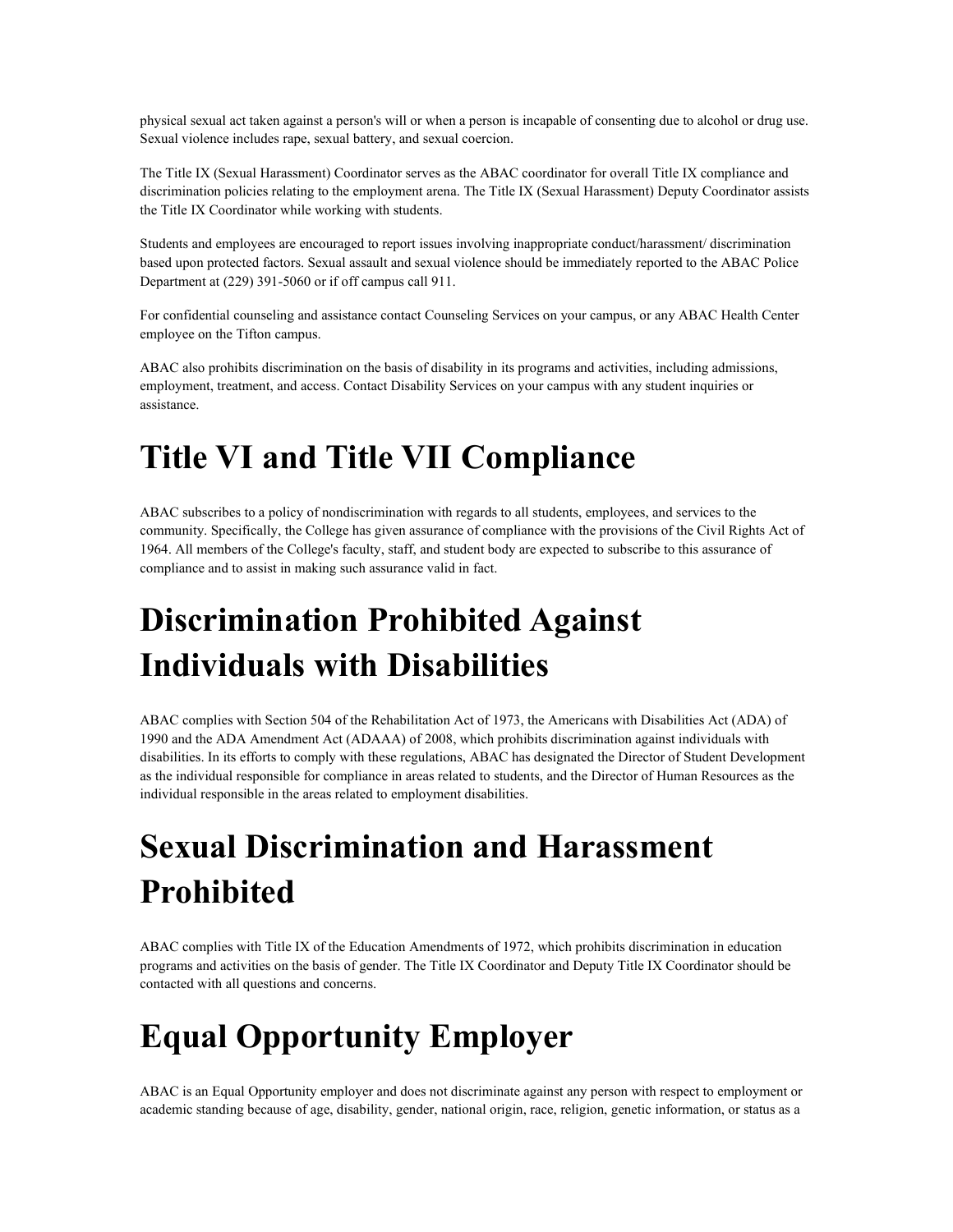physical sexual act taken against a person's will or when a person is incapable of consenting due to alcohol or drug use. Sexual violence includes rape, sexual battery, and sexual coercion.

The Title IX (Sexual Harassment) Coordinator serves as the ABAC coordinator for overall Title IX compliance and discrimination policies relating to the employment arena. The Title IX (Sexual Harassment) Deputy Coordinator assists the Title IX Coordinator while working with students.

Students and employees are encouraged to report issues involving inappropriate conduct/harassment/ discrimination based upon protected factors. Sexual assault and sexual violence should be immediately reported to the ABAC Police Department at (229) 391-5060 or if off campus call 911.

For confidential counseling and assistance contact Counseling Services on your campus, or any ABAC Health Center employee on the Tifton campus.

ABAC also prohibits discrimination on the basis of disability in its programs and activities, including admissions, employment, treatment, and access. Contact Disability Services on your campus with any student inquiries or assistance.

# Title VI and Title VII Compliance

ABAC subscribes to a policy of nondiscrimination with regards to all students, employees, and services to the community. Specifically, the College has given assurance of compliance with the provisions of the Civil Rights Act of 1964. All members of the College's faculty, staff, and student body are expected to subscribe to this assurance of compliance and to assist in making such assurance valid in fact.

# Discrimination Prohibited Against Individuals with Disabilities

ABAC complies with Section 504 of the Rehabilitation Act of 1973, the Americans with Disabilities Act (ADA) of 1990 and the ADA Amendment Act (ADAAA) of 2008, which prohibits discrimination against individuals with disabilities. In its efforts to comply with these regulations, ABAC has designated the Director of Student Development as the individual responsible for compliance in areas related to students, and the Director of Human Resources as the individual responsible in the areas related to employment disabilities.

# Sexual Discrimination and Harassment Prohibited

ABAC complies with Title IX of the Education Amendments of 1972, which prohibits discrimination in education programs and activities on the basis of gender. The Title IX Coordinator and Deputy Title IX Coordinator should be contacted with all questions and concerns.

# Equal Opportunity Employer

ABAC is an Equal Opportunity employer and does not discriminate against any person with respect to employment or academic standing because of age, disability, gender, national origin, race, religion, genetic information, or status as a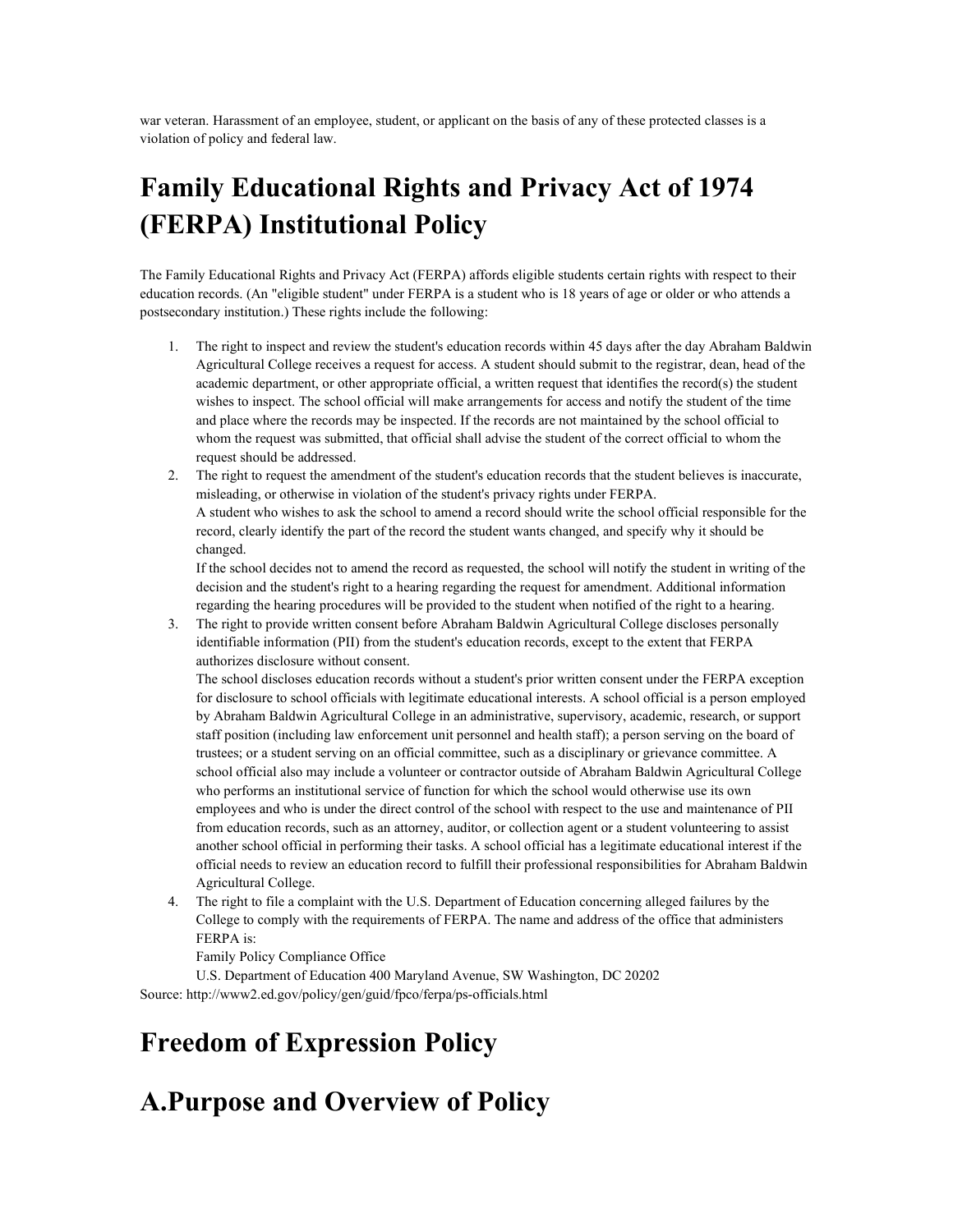war veteran. Harassment of an employee, student, or applicant on the basis of any of these protected classes is a violation of policy and federal law.

# Family Educational Rights and Privacy Act of 1974 (FERPA) Institutional Policy

The Family Educational Rights and Privacy Act (FERPA) affords eligible students certain rights with respect to their education records. (An "eligible student" under FERPA is a student who is 18 years of age or older or who attends a postsecondary institution.) These rights include the following:

1. The right to inspect and review the student's education records within 45 days after the day Abraham Baldwin Agricultural College receives a request for access. A student should submit to the registrar, dean, head of the academic department, or other appropriate official, a written request that identifies the record(s) the student wishes to inspect. The school official will make arrangements for access and notify the student of the time and place where the records may be inspected. If the records are not maintained by the school official to whom the request was submitted, that official shall advise the student of the correct official to whom the request should be addressed.
2. The right to request the amendment of the student's education records that the student believes is inaccurate, misleading, or otherwise in violation of the student's privacy rights under FERPA.
   A student who wishes to ask the school to amend a record should write the school official responsible for the record, clearly identify the part of the record the student wants changed, and specify why it should be changed.
   If the school decides not to amend the record as requested, the school will notify the student in writing of the decision and the student's right to a hearing regarding the request for amendment. Additional information regarding the hearing procedures will be provided to the student when notified of the right to a hearing.
3. The right to provide written consent before Abraham Baldwin Agricultural College discloses personally identifiable information (PII) from the student's education records, except to the extent that FERPA authorizes disclosure without consent.
   The school discloses education records without a student's prior written consent under the FERPA exception for disclosure to school officials with legitimate educational interests. A school official is a person employed by Abraham Baldwin Agricultural College in an administrative, supervisory, academic, research, or support staff position (including law enforcement unit personnel and health staff); a person serving on the board of trustees; or a student serving on an official committee, such as a disciplinary or grievance committee. A school official also may include a volunteer or contractor outside of Abraham Baldwin Agricultural College who performs an institutional service of function for which the school would otherwise use its own employees and who is under the direct control of the school with respect to the use and maintenance of PII from education records, such as an attorney, auditor, or collection agent or a student volunteering to assist another school official in performing their tasks. A school official has a legitimate educational interest if the official needs to review an education record to fulfill their professional responsibilities for Abraham Baldwin Agricultural College.
4. The right to file a complaint with the U.S. Department of Education concerning alleged failures by the College to comply with the requirements of FERPA. The name and address of the office that administers FERPA is:
   Family Policy Compliance Office
   U.S. Department of Education 400 Maryland Avenue, SW Washington, DC 20202

Source: http://www2.ed.gov/policy/gen/guid/fpco/ferpa/ps-officials.html

# Freedom of Expression Policy

# A.Purpose and Overview of Policy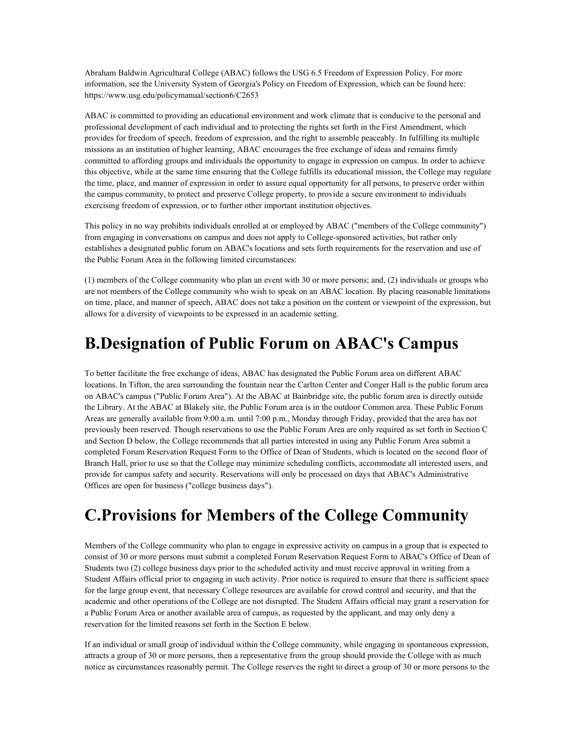Abraham Baldwin Agricultural College (ABAC) follows the USG 6.5 Freedom of Expression Policy. For more information, see the University System of Georgia's Policy on Freedom of Expression, which can be found here: https://www.usg.edu/policymanual/section6/C2653

ABAC is committed to providing an educational environment and work climate that is conducive to the personal and professional development of each individual and to protecting the rights set forth in the First Amendment, which provides for freedom of speech, freedom of expression, and the right to assemble peaceably. In fulfilling its multiple missions as an institution of higher learning, ABAC encourages the free exchange of ideas and remains firmly committed to affording groups and individuals the opportunity to engage in expression on campus. In order to achieve this objective, while at the same time ensuring that the College fulfills its educational mission, the College may regulate the time, place, and manner of expression in order to assure equal opportunity for all persons, to preserve order within the campus community, to protect and preserve College property, to provide a secure environment to individuals exercising freedom of expression, or to further other important institution objectives.

This policy in no way prohibits individuals enrolled at or employed by ABAC ("members of the College community") from engaging in conversations on campus and does not apply to College-sponsored activities, but rather only establishes a designated public forum on ABAC's locations and sets forth requirements for the reservation and use of the Public Forum Area in the following limited circumstances:

(1) members of the College community who plan an event with 30 or more persons; and, (2) individuals or groups who are not members of the College community who wish to speak on an ABAC location. By placing reasonable limitations on time, place, and manner of speech, ABAC does not take a position on the content or viewpoint of the expression, but allows for a diversity of viewpoints to be expressed in an academic setting.

# B.Designation of Public Forum on ABAC's Campus

To better facilitate the free exchange of ideas, ABAC has designated the Public Forum area on different ABAC locations. In Tifton, the area surrounding the fountain near the Carlton Center and Conger Hall is the public forum area on ABAC's campus ("Public Forum Area"). At the ABAC at Bainbridge site, the public forum area is directly outside the Library. At the ABAC at Blakely site, the Public Forum area is in the outdoor Common area. These Public Forum Areas are generally available from 9:00 a.m. until 7:00 p.m., Monday through Friday, provided that the area has not previously been reserved. Though reservations to use the Public Forum Area are only required as set forth in Section C and Section D below, the College recommends that all parties interested in using any Public Forum Area submit a completed Forum Reservation Request Form to the Office of Dean of Students, which is located on the second floor of Branch Hall, prior to use so that the College may minimize scheduling conflicts, accommodate all interested users, and provide for campus safety and security. Reservations will only be processed on days that ABAC's Administrative Offices are open for business ("college business days").

# C.Provisions for Members of the College Community

Members of the College community who plan to engage in expressive activity on campus in a group that is expected to consist of 30 or more persons must submit a completed Forum Reservation Request Form to ABAC's Office of Dean of Students two (2) college business days prior to the scheduled activity and must receive approval in writing from a Student Affairs official prior to engaging in such activity. Prior notice is required to ensure that there is sufficient space for the large group event, that necessary College resources are available for crowd control and security, and that the academic and other operations of the College are not disrupted. The Student Affairs official may grant a reservation for a Public Forum Area or another available area of campus, as requested by the applicant, and may only deny a reservation for the limited reasons set forth in the Section E below.

If an individual or small group of individual within the College community, while engaging in spontaneous expression, attracts a group of 30 or more persons, then a representative from the group should provide the College with as much notice as circumstances reasonably permit. The College reserves the right to direct a group of 30 or more persons to the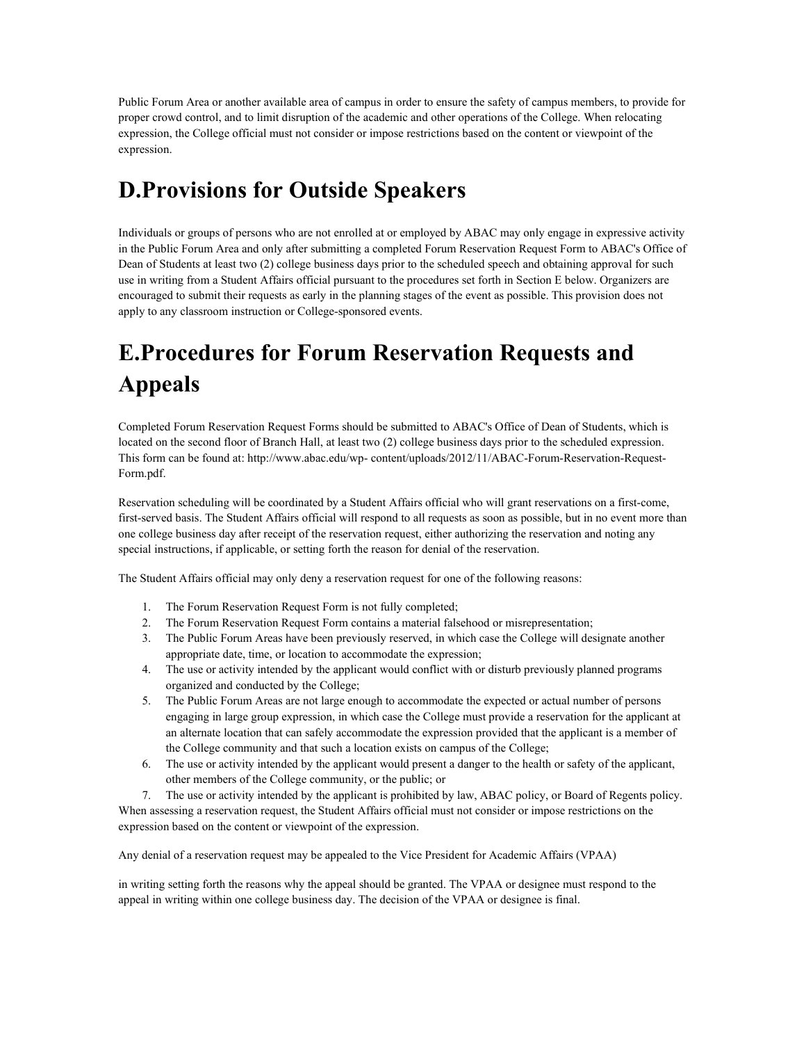Public Forum Area or another available area of campus in order to ensure the safety of campus members, to provide for proper crowd control, and to limit disruption of the academic and other operations of the College. When relocating expression, the College official must not consider or impose restrictions based on the content or viewpoint of the expression.

# D.Provisions for Outside Speakers

Individuals or groups of persons who are not enrolled at or employed by ABAC may only engage in expressive activity in the Public Forum Area and only after submitting a completed Forum Reservation Request Form to ABAC's Office of Dean of Students at least two (2) college business days prior to the scheduled speech and obtaining approval for such use in writing from a Student Affairs official pursuant to the procedures set forth in Section E below. Organizers are encouraged to submit their requests as early in the planning stages of the event as possible. This provision does not apply to any classroom instruction or College-sponsored events.

# E.Procedures for Forum Reservation Requests and Appeals

Completed Forum Reservation Request Forms should be submitted to ABAC's Office of Dean of Students, which is located on the second floor of Branch Hall, at least two (2) college business days prior to the scheduled expression. This form can be found at: http://www.abac.edu/wp- content/uploads/2012/11/ABAC-Forum-Reservation-Request-Form.pdf.

Reservation scheduling will be coordinated by a Student Affairs official who will grant reservations on a first-come, first-served basis. The Student Affairs official will respond to all requests as soon as possible, but in no event more than one college business day after receipt of the reservation request, either authorizing the reservation and noting any special instructions, if applicable, or setting forth the reason for denial of the reservation.

The Student Affairs official may only deny a reservation request for one of the following reasons:

1. The Forum Reservation Request Form is not fully completed;
2. The Forum Reservation Request Form contains a material falsehood or misrepresentation;
3. The Public Forum Areas have been previously reserved, in which case the College will designate another appropriate date, time, or location to accommodate the expression;
4. The use or activity intended by the applicant would conflict with or disturb previously planned programs organized and conducted by the College;
5. The Public Forum Areas are not large enough to accommodate the expected or actual number of persons engaging in large group expression, in which case the College must provide a reservation for the applicant at an alternate location that can safely accommodate the expression provided that the applicant is a member of the College community and that such a location exists on campus of the College;
6. The use or activity intended by the applicant would present a danger to the health or safety of the applicant, other members of the College community, or the public; or
7. The use or activity intended by the applicant is prohibited by law, ABAC policy, or Board of Regents policy.

When assessing a reservation request, the Student Affairs official must not consider or impose restrictions on the expression based on the content or viewpoint of the expression.

Any denial of a reservation request may be appealed to the Vice President for Academic Affairs (VPAA) in writing setting forth the reasons why the appeal should be granted. The VPAA or designee must respond to the appeal in writing within one college business day. The decision of the VPAA or designee is final.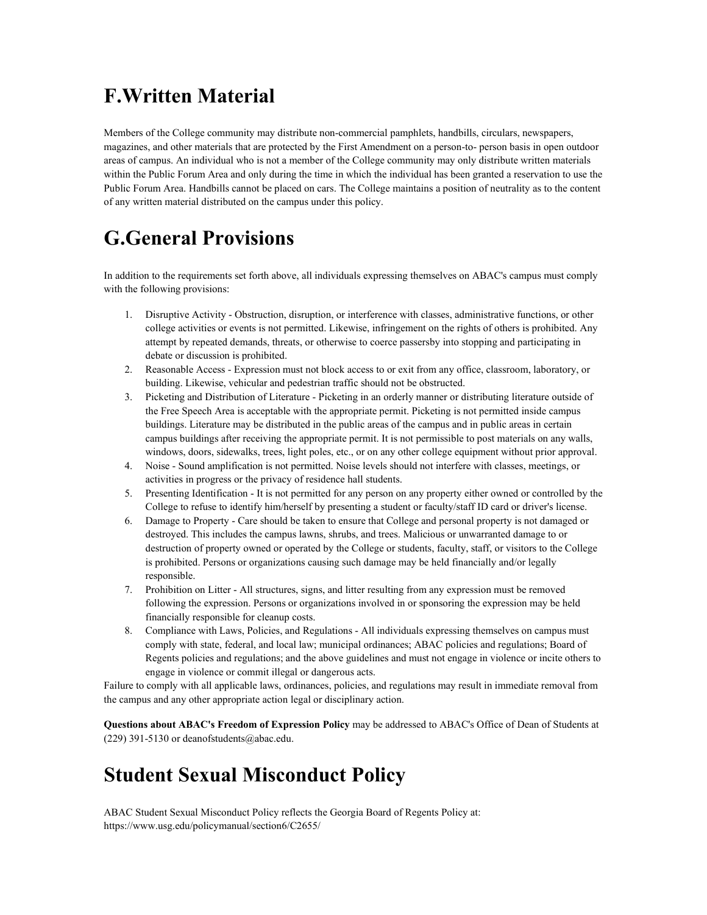# F.Written Material

Members of the College community may distribute non-commercial pamphlets, handbills, circulars, newspapers, magazines, and other materials that are protected by the First Amendment on a person-to- person basis in open outdoor areas of campus. An individual who is not a member of the College community may only distribute written materials within the Public Forum Area and only during the time in which the individual has been granted a reservation to use the Public Forum Area. Handbills cannot be placed on cars. The College maintains a position of neutrality as to the content of any written material distributed on the campus under this policy.

# G.General Provisions

In addition to the requirements set forth above, all individuals expressing themselves on ABAC's campus must comply with the following provisions:

1. Disruptive Activity - Obstruction, disruption, or interference with classes, administrative functions, or other college activities or events is not permitted. Likewise, infringement on the rights of others is prohibited. Any attempt by repeated demands, threats, or otherwise to coerce passersby into stopping and participating in debate or discussion is prohibited.
2. Reasonable Access - Expression must not block access to or exit from any office, classroom, laboratory, or building. Likewise, vehicular and pedestrian traffic should not be obstructed.
3. Picketing and Distribution of Literature - Picketing in an orderly manner or distributing literature outside of the Free Speech Area is acceptable with the appropriate permit. Picketing is not permitted inside campus buildings. Literature may be distributed in the public areas of the campus and in public areas in certain campus buildings after receiving the appropriate permit. It is not permissible to post materials on any walls, windows, doors, sidewalks, trees, light poles, etc., or on any other college equipment without prior approval.
4. Noise - Sound amplification is not permitted. Noise levels should not interfere with classes, meetings, or activities in progress or the privacy of residence hall students.
5. Presenting Identification - It is not permitted for any person on any property either owned or controlled by the College to refuse to identify him/herself by presenting a student or faculty/staff ID card or driver's license.
6. Damage to Property - Care should be taken to ensure that College and personal property is not damaged or destroyed. This includes the campus lawns, shrubs, and trees. Malicious or unwarranted damage to or destruction of property owned or operated by the College or students, faculty, staff, or visitors to the College is prohibited. Persons or organizations causing such damage may be held financially and/or legally responsible.
7. Prohibition on Litter - All structures, signs, and litter resulting from any expression must be removed following the expression. Persons or organizations involved in or sponsoring the expression may be held financially responsible for cleanup costs.
8. Compliance with Laws, Policies, and Regulations - All individuals expressing themselves on campus must comply with state, federal, and local law; municipal ordinances; ABAC policies and regulations; Board of Regents policies and regulations; and the above guidelines and must not engage in violence or incite others to engage in violence or commit illegal or dangerous acts.

Failure to comply with all applicable laws, ordinances, policies, and regulations may result in immediate removal from the campus and any other appropriate action legal or disciplinary action.

**Questions about ABAC's Freedom of Expression Policy** may be addressed to ABAC's Office of Dean of Students at (229) 391-5130 or deanofstudents@abac.edu.

# Student Sexual Misconduct Policy

ABAC Student Sexual Misconduct Policy reflects the Georgia Board of Regents Policy at: https://www.usg.edu/policymanual/section6/C2655/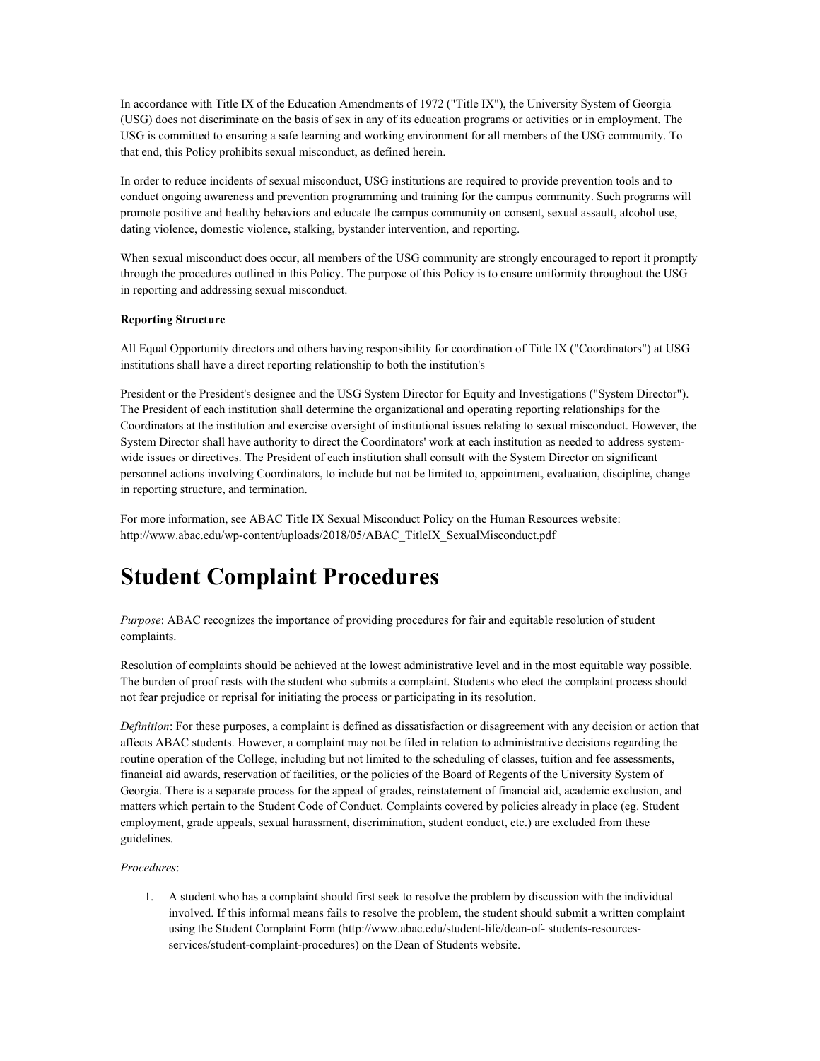In accordance with Title IX of the Education Amendments of 1972 ("Title IX"), the University System of Georgia (USG) does not discriminate on the basis of sex in any of its education programs or activities or in employment. The USG is committed to ensuring a safe learning and working environment for all members of the USG community. To that end, this Policy prohibits sexual misconduct, as defined herein.

In order to reduce incidents of sexual misconduct, USG institutions are required to provide prevention tools and to conduct ongoing awareness and prevention programming and training for the campus community. Such programs will promote positive and healthy behaviors and educate the campus community on consent, sexual assault, alcohol use, dating violence, domestic violence, stalking, bystander intervention, and reporting.

When sexual misconduct does occur, all members of the USG community are strongly encouraged to report it promptly through the procedures outlined in this Policy. The purpose of this Policy is to ensure uniformity throughout the USG in reporting and addressing sexual misconduct.

**Reporting Structure**

All Equal Opportunity directors and others having responsibility for coordination of Title IX ("Coordinators") at USG institutions shall have a direct reporting relationship to both the institution's

President or the President's designee and the USG System Director for Equity and Investigations ("System Director"). The President of each institution shall determine the organizational and operating reporting relationships for the Coordinators at the institution and exercise oversight of institutional issues relating to sexual misconduct. However, the System Director shall have authority to direct the Coordinators' work at each institution as needed to address system-wide issues or directives. The President of each institution shall consult with the System Director on significant personnel actions involving Coordinators, to include but not be limited to, appointment, evaluation, discipline, change in reporting structure, and termination.

For more information, see ABAC Title IX Sexual Misconduct Policy on the Human Resources website: http://www.abac.edu/wp-content/uploads/2018/05/ABAC_TitleIX_SexualMisconduct.pdf

# Student Complaint Procedures

*Purpose*: ABAC recognizes the importance of providing procedures for fair and equitable resolution of student complaints.

Resolution of complaints should be achieved at the lowest administrative level and in the most equitable way possible. The burden of proof rests with the student who submits a complaint. Students who elect the complaint process should not fear prejudice or reprisal for initiating the process or participating in its resolution.

*Definition*: For these purposes, a complaint is defined as dissatisfaction or disagreement with any decision or action that affects ABAC students. However, a complaint may not be filed in relation to administrative decisions regarding the routine operation of the College, including but not limited to the scheduling of classes, tuition and fee assessments, financial aid awards, reservation of facilities, or the policies of the Board of Regents of the University System of Georgia. There is a separate process for the appeal of grades, reinstatement of financial aid, academic exclusion, and matters which pertain to the Student Code of Conduct. Complaints covered by policies already in place (eg. Student employment, grade appeals, sexual harassment, discrimination, student conduct, etc.) are excluded from these guidelines.

*Procedures*:

1. A student who has a complaint should first seek to resolve the problem by discussion with the individual involved. If this informal means fails to resolve the problem, the student should submit a written complaint using the Student Complaint Form (http://www.abac.edu/student-life/dean-of- students-resources-services/student-complaint-procedures) on the Dean of Students website.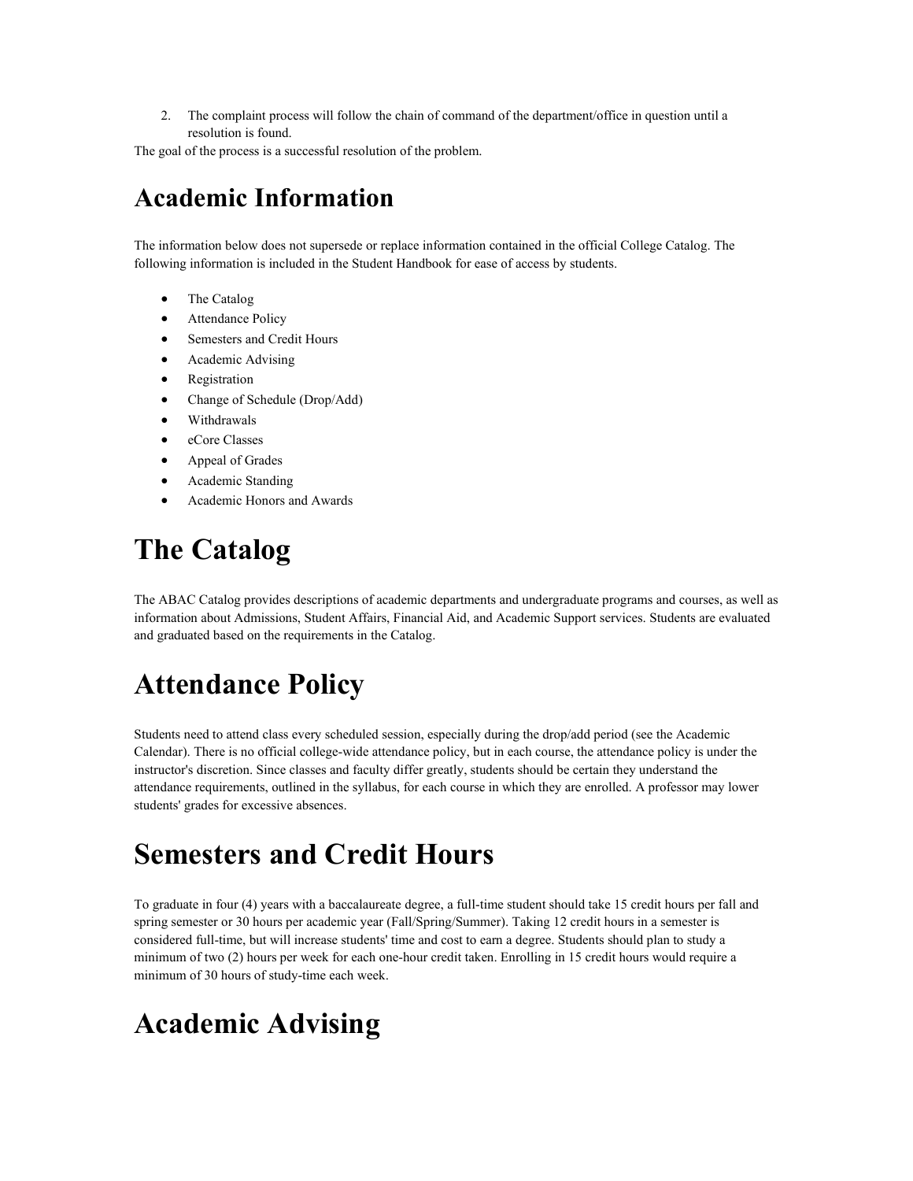2. The complaint process will follow the chain of command of the department/office in question until a resolution is found.

The goal of the process is a successful resolution of the problem.

# Academic Information

The information below does not supersede or replace information contained in the official College Catalog. The following information is included in the Student Handbook for ease of access by students.

- The Catalog
- Attendance Policy
- Semesters and Credit Hours
- Academic Advising
- Registration
- Change of Schedule (Drop/Add)
- Withdrawals
- eCore Classes
- Appeal of Grades
- Academic Standing
- Academic Honors and Awards

# The Catalog

The ABAC Catalog provides descriptions of academic departments and undergraduate programs and courses, as well as information about Admissions, Student Affairs, Financial Aid, and Academic Support services. Students are evaluated and graduated based on the requirements in the Catalog.

# Attendance Policy

Students need to attend class every scheduled session, especially during the drop/add period (see the Academic Calendar). There is no official college-wide attendance policy, but in each course, the attendance policy is under the instructor's discretion. Since classes and faculty differ greatly, students should be certain they understand the attendance requirements, outlined in the syllabus, for each course in which they are enrolled. A professor may lower students' grades for excessive absences.

# Semesters and Credit Hours

To graduate in four (4) years with a baccalaureate degree, a full-time student should take 15 credit hours per fall and spring semester or 30 hours per academic year (Fall/Spring/Summer). Taking 12 credit hours in a semester is considered full-time, but will increase students' time and cost to earn a degree. Students should plan to study a minimum of two (2) hours per week for each one-hour credit taken. Enrolling in 15 credit hours would require a minimum of 30 hours of study-time each week.

# Academic Advising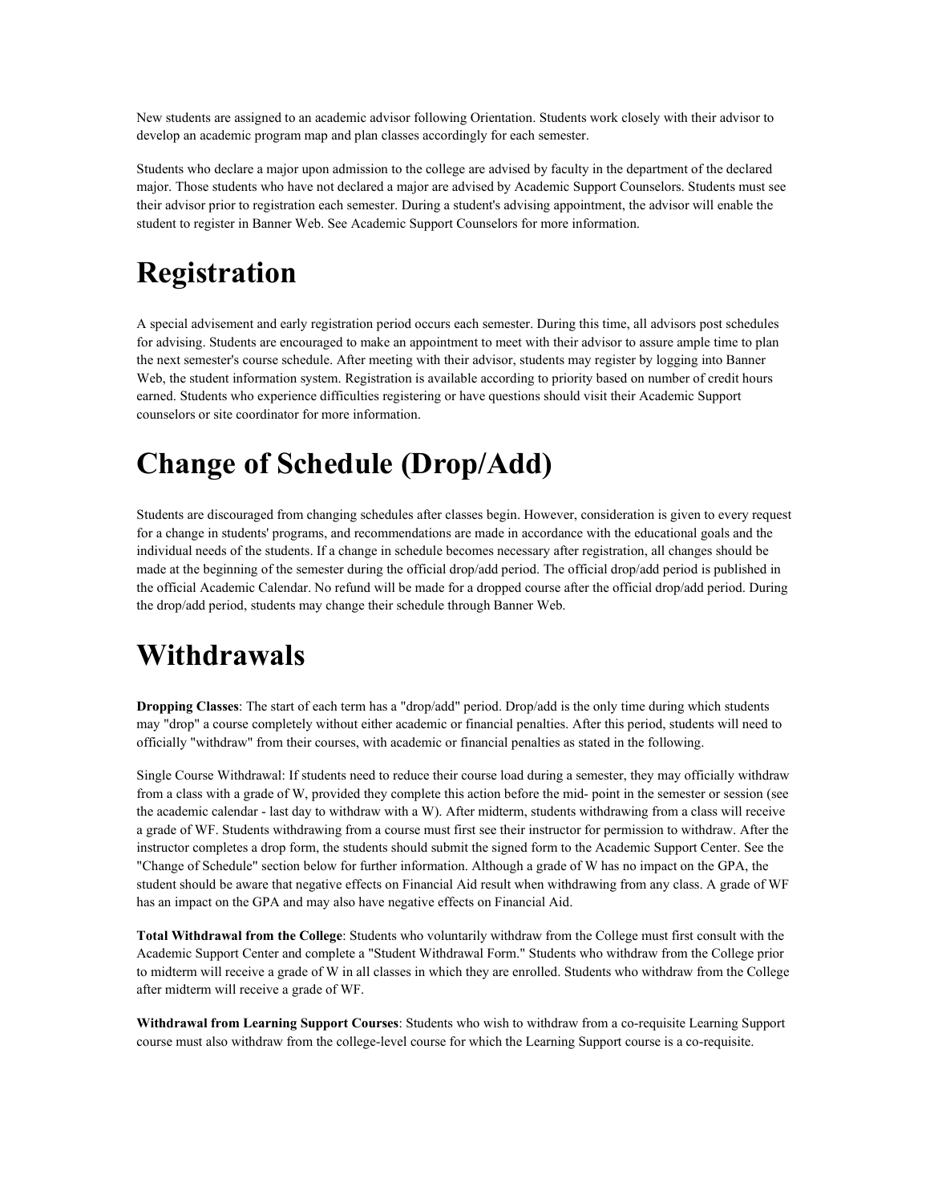New students are assigned to an academic advisor following Orientation. Students work closely with their advisor to develop an academic program map and plan classes accordingly for each semester.

Students who declare a major upon admission to the college are advised by faculty in the department of the declared major. Those students who have not declared a major are advised by Academic Support Counselors. Students must see their advisor prior to registration each semester. During a student's advising appointment, the advisor will enable the student to register in Banner Web. See Academic Support Counselors for more information.

# Registration

A special advisement and early registration period occurs each semester. During this time, all advisors post schedules for advising. Students are encouraged to make an appointment to meet with their advisor to assure ample time to plan the next semester's course schedule. After meeting with their advisor, students may register by logging into Banner Web, the student information system. Registration is available according to priority based on number of credit hours earned. Students who experience difficulties registering or have questions should visit their Academic Support counselors or site coordinator for more information.

# Change of Schedule (Drop/Add)

Students are discouraged from changing schedules after classes begin. However, consideration is given to every request for a change in students' programs, and recommendations are made in accordance with the educational goals and the individual needs of the students. If a change in schedule becomes necessary after registration, all changes should be made at the beginning of the semester during the official drop/add period. The official drop/add period is published in the official Academic Calendar. No refund will be made for a dropped course after the official drop/add period. During the drop/add period, students may change their schedule through Banner Web.

# Withdrawals

**Dropping Classes**: The start of each term has a "drop/add" period. Drop/add is the only time during which students may "drop" a course completely without either academic or financial penalties. After this period, students will need to officially "withdraw" from their courses, with academic or financial penalties as stated in the following.

Single Course Withdrawal: If students need to reduce their course load during a semester, they may officially withdraw from a class with a grade of W, provided they complete this action before the mid- point in the semester or session (see the academic calendar - last day to withdraw with a W). After midterm, students withdrawing from a class will receive a grade of WF. Students withdrawing from a course must first see their instructor for permission to withdraw. After the instructor completes a drop form, the students should submit the signed form to the Academic Support Center. See the "Change of Schedule" section below for further information. Although a grade of W has no impact on the GPA, the student should be aware that negative effects on Financial Aid result when withdrawing from any class. A grade of WF has an impact on the GPA and may also have negative effects on Financial Aid.

**Total Withdrawal from the College**: Students who voluntarily withdraw from the College must first consult with the Academic Support Center and complete a "Student Withdrawal Form." Students who withdraw from the College prior to midterm will receive a grade of W in all classes in which they are enrolled. Students who withdraw from the College after midterm will receive a grade of WF.

**Withdrawal from Learning Support Courses**: Students who wish to withdraw from a co-requisite Learning Support course must also withdraw from the college-level course for which the Learning Support course is a co-requisite.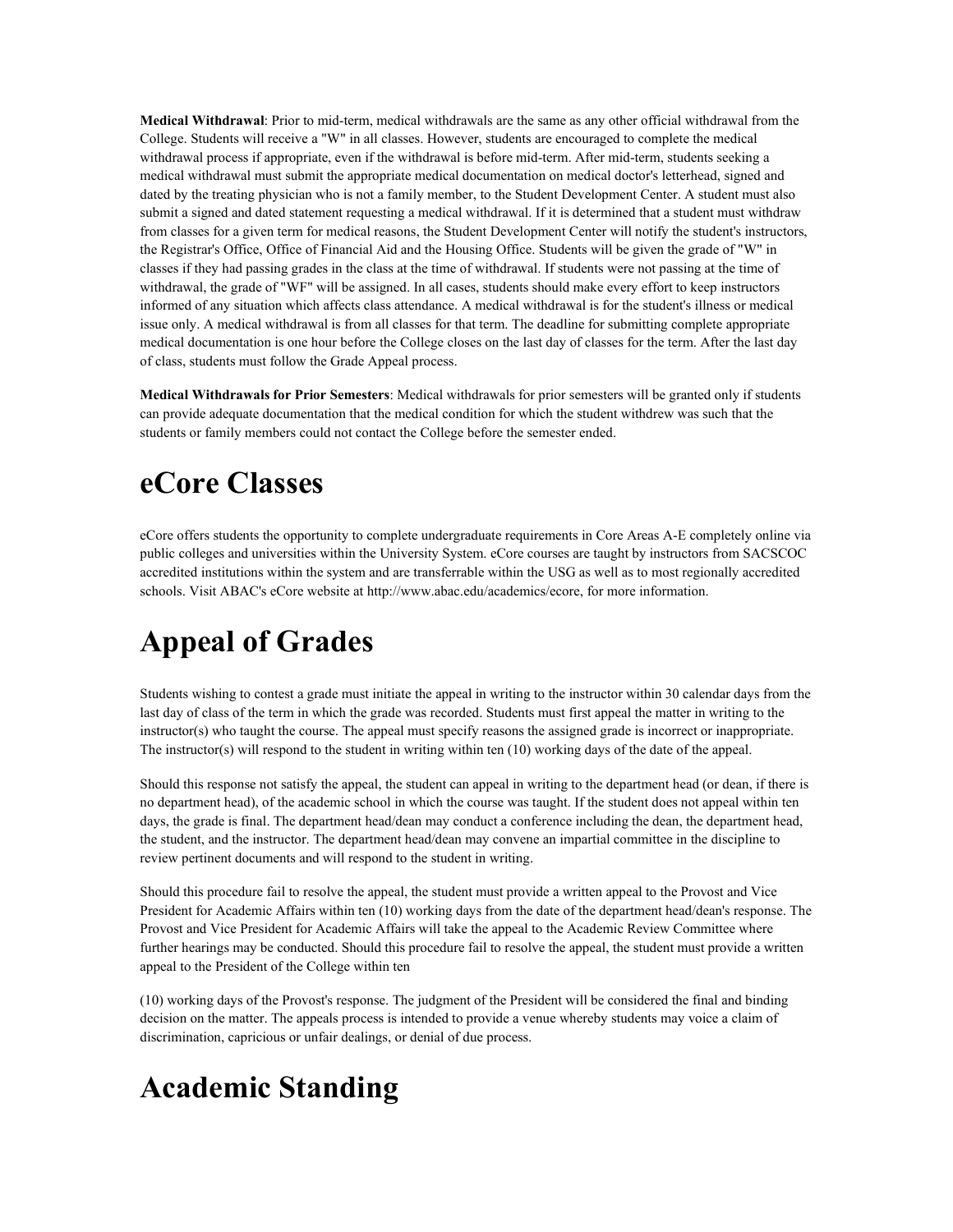**Medical Withdrawal**: Prior to mid-term, medical withdrawals are the same as any other official withdrawal from the College. Students will receive a "W" in all classes. However, students are encouraged to complete the medical withdrawal process if appropriate, even if the withdrawal is before mid-term. After mid-term, students seeking a medical withdrawal must submit the appropriate medical documentation on medical doctor's letterhead, signed and dated by the treating physician who is not a family member, to the Student Development Center. A student must also submit a signed and dated statement requesting a medical withdrawal. If it is determined that a student must withdraw from classes for a given term for medical reasons, the Student Development Center will notify the student's instructors, the Registrar's Office, Office of Financial Aid and the Housing Office. Students will be given the grade of "W" in classes if they had passing grades in the class at the time of withdrawal. If students were not passing at the time of withdrawal, the grade of "WF" will be assigned. In all cases, students should make every effort to keep instructors informed of any situation which affects class attendance. A medical withdrawal is for the student's illness or medical issue only. A medical withdrawal is from all classes for that term. The deadline for submitting complete appropriate medical documentation is one hour before the College closes on the last day of classes for the term. After the last day of class, students must follow the Grade Appeal process.

**Medical Withdrawals for Prior Semesters**: Medical withdrawals for prior semesters will be granted only if students can provide adequate documentation that the medical condition for which the student withdrew was such that the students or family members could not contact the College before the semester ended.

# eCore Classes

eCore offers students the opportunity to complete undergraduate requirements in Core Areas A-E completely online via public colleges and universities within the University System. eCore courses are taught by instructors from SACSCOC accredited institutions within the system and are transferrable within the USG as well as to most regionally accredited schools. Visit ABAC's eCore website at http://www.abac.edu/academics/ecore, for more information.

# Appeal of Grades

Students wishing to contest a grade must initiate the appeal in writing to the instructor within 30 calendar days from the last day of class of the term in which the grade was recorded. Students must first appeal the matter in writing to the instructor(s) who taught the course. The appeal must specify reasons the assigned grade is incorrect or inappropriate. The instructor(s) will respond to the student in writing within ten (10) working days of the date of the appeal.

Should this response not satisfy the appeal, the student can appeal in writing to the department head (or dean, if there is no department head), of the academic school in which the course was taught. If the student does not appeal within ten days, the grade is final. The department head/dean may conduct a conference including the dean, the department head, the student, and the instructor. The department head/dean may convene an impartial committee in the discipline to review pertinent documents and will respond to the student in writing.

Should this procedure fail to resolve the appeal, the student must provide a written appeal to the Provost and Vice President for Academic Affairs within ten (10) working days from the date of the department head/dean's response. The Provost and Vice President for Academic Affairs will take the appeal to the Academic Review Committee where further hearings may be conducted. Should this procedure fail to resolve the appeal, the student must provide a written appeal to the President of the College within ten

(10) working days of the Provost's response. The judgment of the President will be considered the final and binding decision on the matter. The appeals process is intended to provide a venue whereby students may voice a claim of discrimination, capricious or unfair dealings, or denial of due process.

# Academic Standing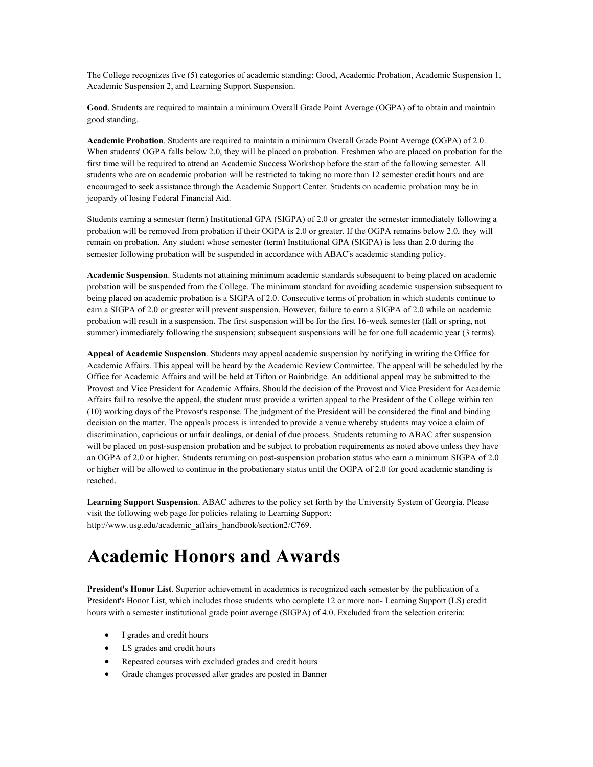The College recognizes five (5) categories of academic standing: Good, Academic Probation, Academic Suspension 1, Academic Suspension 2, and Learning Support Suspension.

**Good**. Students are required to maintain a minimum Overall Grade Point Average (OGPA) of to obtain and maintain good standing.

**Academic Probation**. Students are required to maintain a minimum Overall Grade Point Average (OGPA) of 2.0. When students' OGPA falls below 2.0, they will be placed on probation. Freshmen who are placed on probation for the first time will be required to attend an Academic Success Workshop before the start of the following semester. All students who are on academic probation will be restricted to taking no more than 12 semester credit hours and are encouraged to seek assistance through the Academic Support Center. Students on academic probation may be in jeopardy of losing Federal Financial Aid.

Students earning a semester (term) Institutional GPA (SIGPA) of 2.0 or greater the semester immediately following a probation will be removed from probation if their OGPA is 2.0 or greater. If the OGPA remains below 2.0, they will remain on probation. Any student whose semester (term) Institutional GPA (SIGPA) is less than 2.0 during the semester following probation will be suspended in accordance with ABAC's academic standing policy.

**Academic Suspension**. Students not attaining minimum academic standards subsequent to being placed on academic probation will be suspended from the College. The minimum standard for avoiding academic suspension subsequent to being placed on academic probation is a SIGPA of 2.0. Consecutive terms of probation in which students continue to earn a SIGPA of 2.0 or greater will prevent suspension. However, failure to earn a SIGPA of 2.0 while on academic probation will result in a suspension. The first suspension will be for the first 16-week semester (fall or spring, not summer) immediately following the suspension; subsequent suspensions will be for one full academic year (3 terms).

**Appeal of Academic Suspension**. Students may appeal academic suspension by notifying in writing the Office for Academic Affairs. This appeal will be heard by the Academic Review Committee. The appeal will be scheduled by the Office for Academic Affairs and will be held at Tifton or Bainbridge. An additional appeal may be submitted to the Provost and Vice President for Academic Affairs. Should the decision of the Provost and Vice President for Academic Affairs fail to resolve the appeal, the student must provide a written appeal to the President of the College within ten (10) working days of the Provost's response. The judgment of the President will be considered the final and binding decision on the matter. The appeals process is intended to provide a venue whereby students may voice a claim of discrimination, capricious or unfair dealings, or denial of due process. Students returning to ABAC after suspension will be placed on post-suspension probation and be subject to probation requirements as noted above unless they have an OGPA of 2.0 or higher. Students returning on post-suspension probation status who earn a minimum SIGPA of 2.0 or higher will be allowed to continue in the probationary status until the OGPA of 2.0 for good academic standing is reached.

**Learning Support Suspension**. ABAC adheres to the policy set forth by the University System of Georgia. Please visit the following web page for policies relating to Learning Support: http://www.usg.edu/academic_affairs_handbook/section2/C769.

# Academic Honors and Awards

**President's Honor List**. Superior achievement in academics is recognized each semester by the publication of a President's Honor List, which includes those students who complete 12 or more non- Learning Support (LS) credit hours with a semester institutional grade point average (SIGPA) of 4.0. Excluded from the selection criteria:

- I grades and credit hours
- LS grades and credit hours
- Repeated courses with excluded grades and credit hours
- Grade changes processed after grades are posted in Banner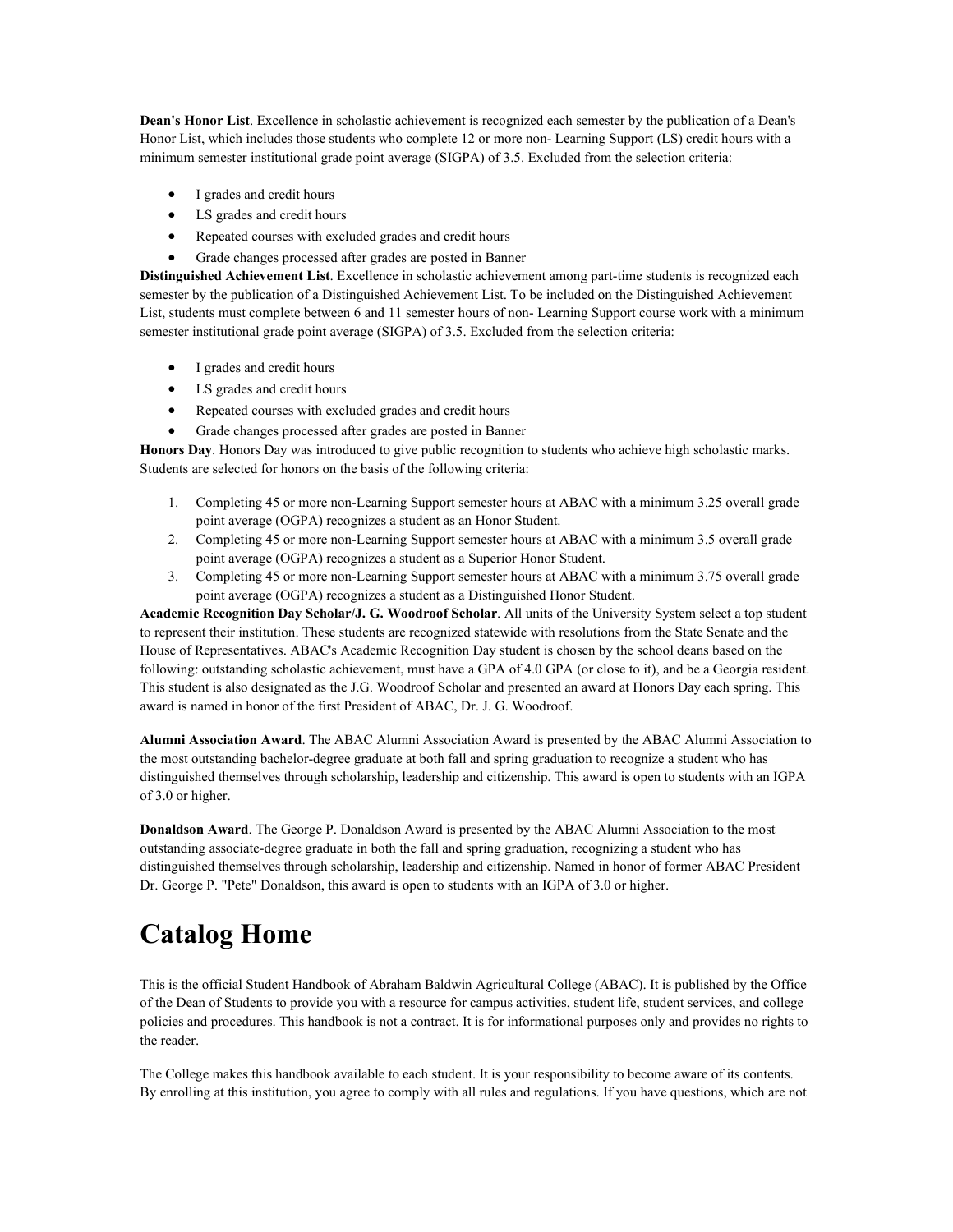**Dean's Honor List**. Excellence in scholastic achievement is recognized each semester by the publication of a Dean's Honor List, which includes those students who complete 12 or more non- Learning Support (LS) credit hours with a minimum semester institutional grade point average (SIGPA) of 3.5. Excluded from the selection criteria:

- I grades and credit hours
- LS grades and credit hours
- Repeated courses with excluded grades and credit hours
- Grade changes processed after grades are posted in Banner

**Distinguished Achievement List**. Excellence in scholastic achievement among part-time students is recognized each semester by the publication of a Distinguished Achievement List. To be included on the Distinguished Achievement List, students must complete between 6 and 11 semester hours of non- Learning Support course work with a minimum semester institutional grade point average (SIGPA) of 3.5. Excluded from the selection criteria:

- I grades and credit hours
- LS grades and credit hours
- Repeated courses with excluded grades and credit hours
- Grade changes processed after grades are posted in Banner

**Honors Day**. Honors Day was introduced to give public recognition to students who achieve high scholastic marks. Students are selected for honors on the basis of the following criteria:

1. Completing 45 or more non-Learning Support semester hours at ABAC with a minimum 3.25 overall grade point average (OGPA) recognizes a student as an Honor Student.
2. Completing 45 or more non-Learning Support semester hours at ABAC with a minimum 3.5 overall grade point average (OGPA) recognizes a student as a Superior Honor Student.
3. Completing 45 or more non-Learning Support semester hours at ABAC with a minimum 3.75 overall grade point average (OGPA) recognizes a student as a Distinguished Honor Student.

**Academic Recognition Day Scholar/J. G. Woodroof Scholar**. All units of the University System select a top student to represent their institution. These students are recognized statewide with resolutions from the State Senate and the House of Representatives. ABAC's Academic Recognition Day student is chosen by the school deans based on the following: outstanding scholastic achievement, must have a GPA of 4.0 GPA (or close to it), and be a Georgia resident. This student is also designated as the J.G. Woodroof Scholar and presented an award at Honors Day each spring. This award is named in honor of the first President of ABAC, Dr. J. G. Woodroof.

**Alumni Association Award**. The ABAC Alumni Association Award is presented by the ABAC Alumni Association to the most outstanding bachelor-degree graduate at both fall and spring graduation to recognize a student who has distinguished themselves through scholarship, leadership and citizenship. This award is open to students with an IGPA of 3.0 or higher.

**Donaldson Award**. The George P. Donaldson Award is presented by the ABAC Alumni Association to the most outstanding associate-degree graduate in both the fall and spring graduation, recognizing a student who has distinguished themselves through scholarship, leadership and citizenship. Named in honor of former ABAC President Dr. George P. "Pete" Donaldson, this award is open to students with an IGPA of 3.0 or higher.

# Catalog Home

This is the official Student Handbook of Abraham Baldwin Agricultural College (ABAC). It is published by the Office of the Dean of Students to provide you with a resource for campus activities, student life, student services, and college policies and procedures. This handbook is not a contract. It is for informational purposes only and provides no rights to the reader.

The College makes this handbook available to each student. It is your responsibility to become aware of its contents. By enrolling at this institution, you agree to comply with all rules and regulations. If you have questions, which are not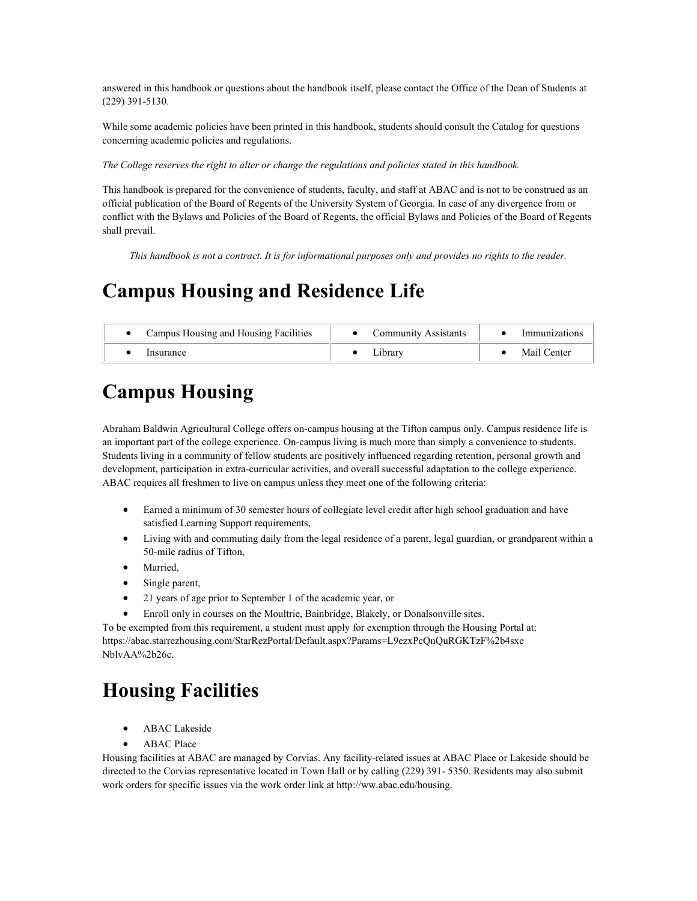answered in this handbook or questions about the handbook itself, please contact the Office of the Dean of Students at (229) 391-5130.

While some academic policies have been printed in this handbook, students should consult the Catalog for questions concerning academic policies and regulations.

*The College reserves the right to alter or change the regulations and policies stated in this handbook.*

This handbook is prepared for the convenience of students, faculty, and staff at ABAC and is not to be construed as an official publication of the Board of Regents of the University System of Georgia. In case of any divergence from or conflict with the Bylaws and Policies of the Board of Regents, the official Bylaws and Policies of the Board of Regents shall prevail.

*This handbook is not a contract. It is for informational purposes only and provides no rights to the reader.*

# Campus Housing and Residence Life

| | | |
|---|---|---|
| • Campus Housing and Housing Facilities | • Community Assistants | • Immunizations |
| • Insurance | • Library | • Mail Center |

# Campus Housing

Abraham Baldwin Agricultural College offers on-campus housing at the Tifton campus only. Campus residence life is an important part of the college experience. On-campus living is much more than simply a convenience to students. Students living in a community of fellow students are positively influenced regarding retention, personal growth and development, participation in extra-curricular activities, and overall successful adaptation to the college experience. ABAC requires all freshmen to live on campus unless they meet one of the following criteria:

- Earned a minimum of 30 semester hours of collegiate level credit after high school graduation and have satisfied Learning Support requirements,
- Living with and commuting daily from the legal residence of a parent, legal guardian, or grandparent within a 50-mile radius of Tifton,
- Married,
- Single parent,
- 21 years of age prior to September 1 of the academic year, or
- Enroll only in courses on the Moultrie, Bainbridge, Blakely, or Donalsonville sites.

To be exempted from this requirement, a student must apply for exemption through the Housing Portal at: https://abac.starrezhousing.com/StarRezPortal/Default.aspx?Params=L9ezxPcQnQuRGKTzF%2b4sxe NblvAA%2b26c.

# Housing Facilities

- ABAC Lakeside
- ABAC Place

Housing facilities at ABAC are managed by Corvias. Any facility-related issues at ABAC Place or Lakeside should be directed to the Corvias representative located in Town Hall or by calling (229) 391- 5350. Residents may also submit work orders for specific issues via the work order link at http://ww.abac.edu/housing.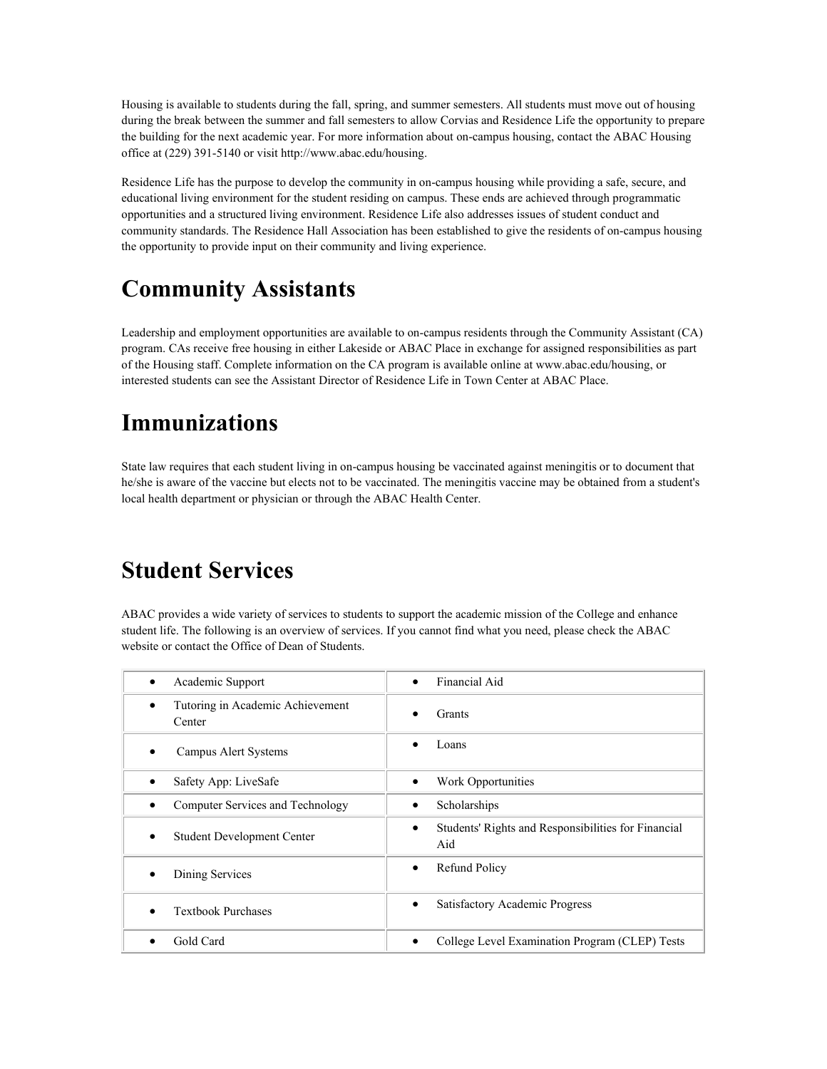Housing is available to students during the fall, spring, and summer semesters. All students must move out of housing during the break between the summer and fall semesters to allow Corvias and Residence Life the opportunity to prepare the building for the next academic year. For more information about on-campus housing, contact the ABAC Housing office at (229) 391-5140 or visit http://www.abac.edu/housing.

Residence Life has the purpose to develop the community in on-campus housing while providing a safe, secure, and educational living environment for the student residing on campus. These ends are achieved through programmatic opportunities and a structured living environment. Residence Life also addresses issues of student conduct and community standards. The Residence Hall Association has been established to give the residents of on-campus housing the opportunity to provide input on their community and living experience.

# Community Assistants

Leadership and employment opportunities are available to on-campus residents through the Community Assistant (CA) program. CAs receive free housing in either Lakeside or ABAC Place in exchange for assigned responsibilities as part of the Housing staff. Complete information on the CA program is available online at www.abac.edu/housing, or interested students can see the Assistant Director of Residence Life in Town Center at ABAC Place.

# Immunizations

State law requires that each student living in on-campus housing be vaccinated against meningitis or to document that he/she is aware of the vaccine but elects not to be vaccinated. The meningitis vaccine may be obtained from a student's local health department or physician or through the ABAC Health Center.

# Student Services

ABAC provides a wide variety of services to students to support the academic mission of the College and enhance student life. The following is an overview of services. If you cannot find what you need, please check the ABAC website or contact the Office of Dean of Students.

| | |
|---|---|
| • Academic Support | • Financial Aid |
| • Tutoring in Academic Achievement Center | • Grants |
| • Campus Alert Systems | • Loans |
| • Safety App: LiveSafe | • Work Opportunities |
| • Computer Services and Technology | • Scholarships |
| • Student Development Center | • Students' Rights and Responsibilities for Financial Aid |
| • Dining Services | • Refund Policy |
| • Textbook Purchases | • Satisfactory Academic Progress |
| • Gold Card | • College Level Examination Program (CLEP) Tests |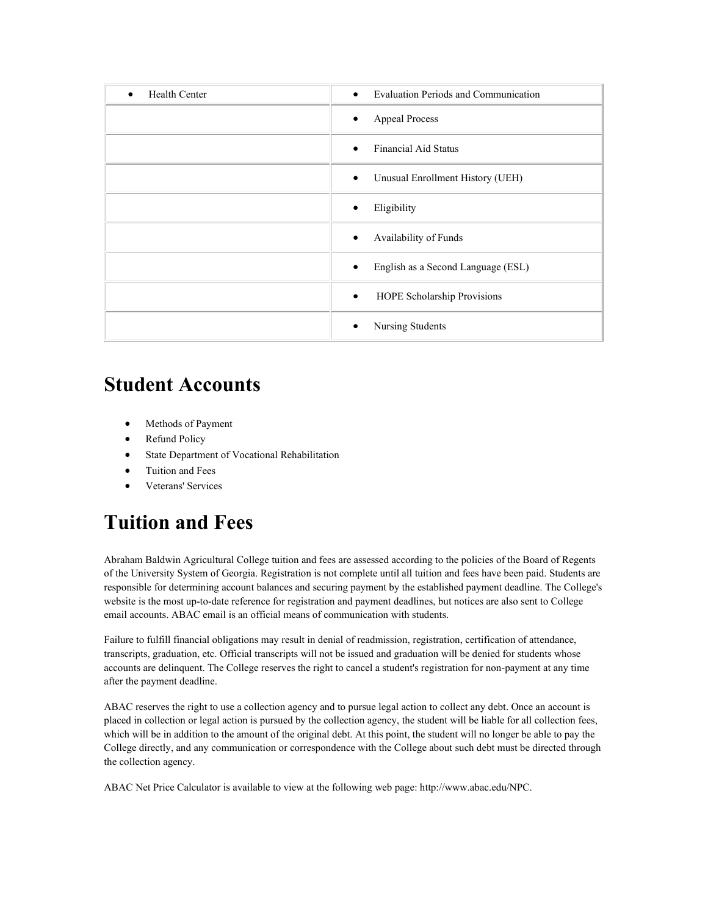| • Health Center | • Evaluation Periods and Communication |
| --- | --- |
| | • Appeal Process |
| | • Financial Aid Status |
| | • Unusual Enrollment History (UEH) |
| | • Eligibility |
| | • Availability of Funds |
| | • English as a Second Language (ESL) |
| | • HOPE Scholarship Provisions |
| | • Nursing Students |

# Student Accounts

- Methods of Payment
- Refund Policy
- State Department of Vocational Rehabilitation
- Tuition and Fees
- Veterans' Services

# Tuition and Fees

Abraham Baldwin Agricultural College tuition and fees are assessed according to the policies of the Board of Regents of the University System of Georgia. Registration is not complete until all tuition and fees have been paid. Students are responsible for determining account balances and securing payment by the established payment deadline. The College's website is the most up-to-date reference for registration and payment deadlines, but notices are also sent to College email accounts. ABAC email is an official means of communication with students.

Failure to fulfill financial obligations may result in denial of readmission, registration, certification of attendance, transcripts, graduation, etc. Official transcripts will not be issued and graduation will be denied for students whose accounts are delinquent. The College reserves the right to cancel a student's registration for non-payment at any time after the payment deadline.

ABAC reserves the right to use a collection agency and to pursue legal action to collect any debt. Once an account is placed in collection or legal action is pursued by the collection agency, the student will be liable for all collection fees, which will be in addition to the amount of the original debt. At this point, the student will no longer be able to pay the College directly, and any communication or correspondence with the College about such debt must be directed through the collection agency.

ABAC Net Price Calculator is available to view at the following web page: http://www.abac.edu/NPC.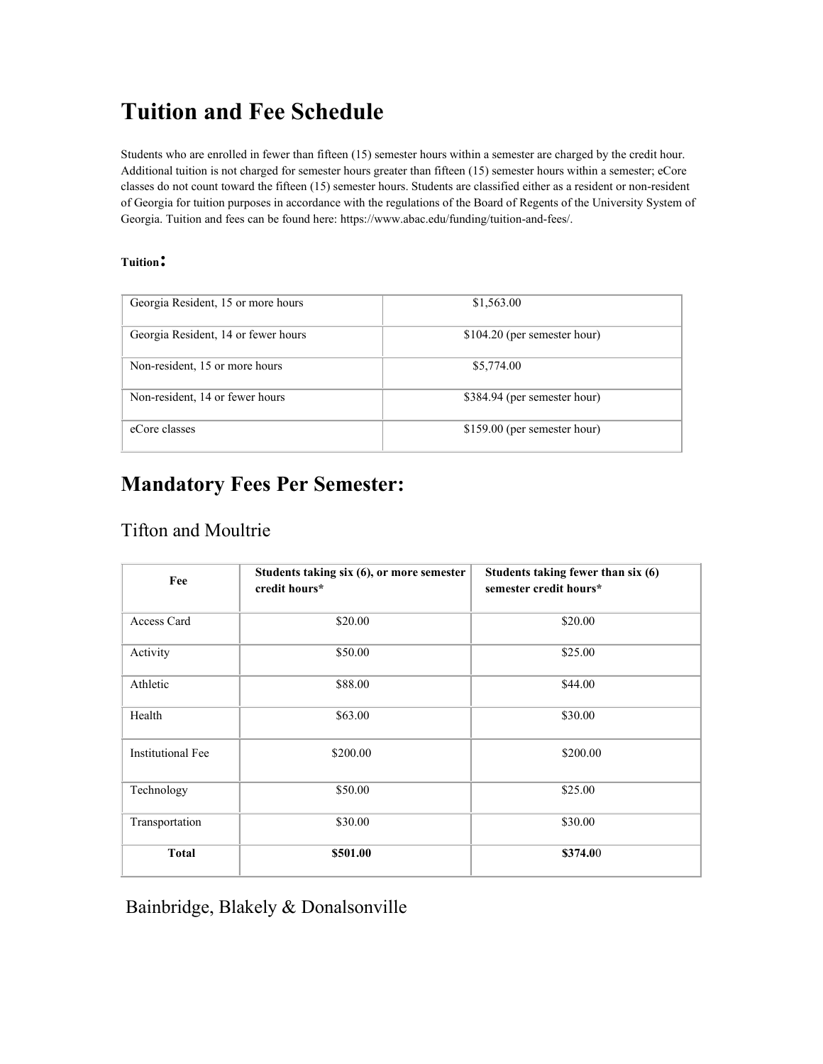# Tuition and Fee Schedule

Students who are enrolled in fewer than fifteen (15) semester hours within a semester are charged by the credit hour. Additional tuition is not charged for semester hours greater than fifteen (15) semester hours within a semester; eCore classes do not count toward the fifteen (15) semester hours. Students are classified either as a resident or non-resident of Georgia for tuition purposes in accordance with the regulations of the Board of Regents of the University System of Georgia. Tuition and fees can be found here: https://www.abac.edu/funding/tuition-and-fees/.

**Tuition:**

| | |
|---|---|
| Georgia Resident, 15 or more hours | $1,563.00 |
| Georgia Resident, 14 or fewer hours | $104.20 (per semester hour) |
| Non-resident, 15 or more hours | $5,774.00 |
| Non-resident, 14 or fewer hours | $384.94 (per semester hour) |
| eCore classes | $159.00 (per semester hour) |

## Mandatory Fees Per Semester:

### Tifton and Moultrie

| Fee | Students taking six (6), or more semester credit hours* | Students taking fewer than six (6) semester credit hours* |
|---|---|---|
| Access Card | $20.00 | $20.00 |
| Activity | $50.00 | $25.00 |
| Athletic | $88.00 | $44.00 |
| Health | $63.00 | $30.00 |
| Institutional Fee | $200.00 | $200.00 |
| Technology | $50.00 | $25.00 |
| Transportation | $30.00 | $30.00 |
| **Total** | **$501.00** | **$374.00** |

### Bainbridge, Blakely & Donalsonville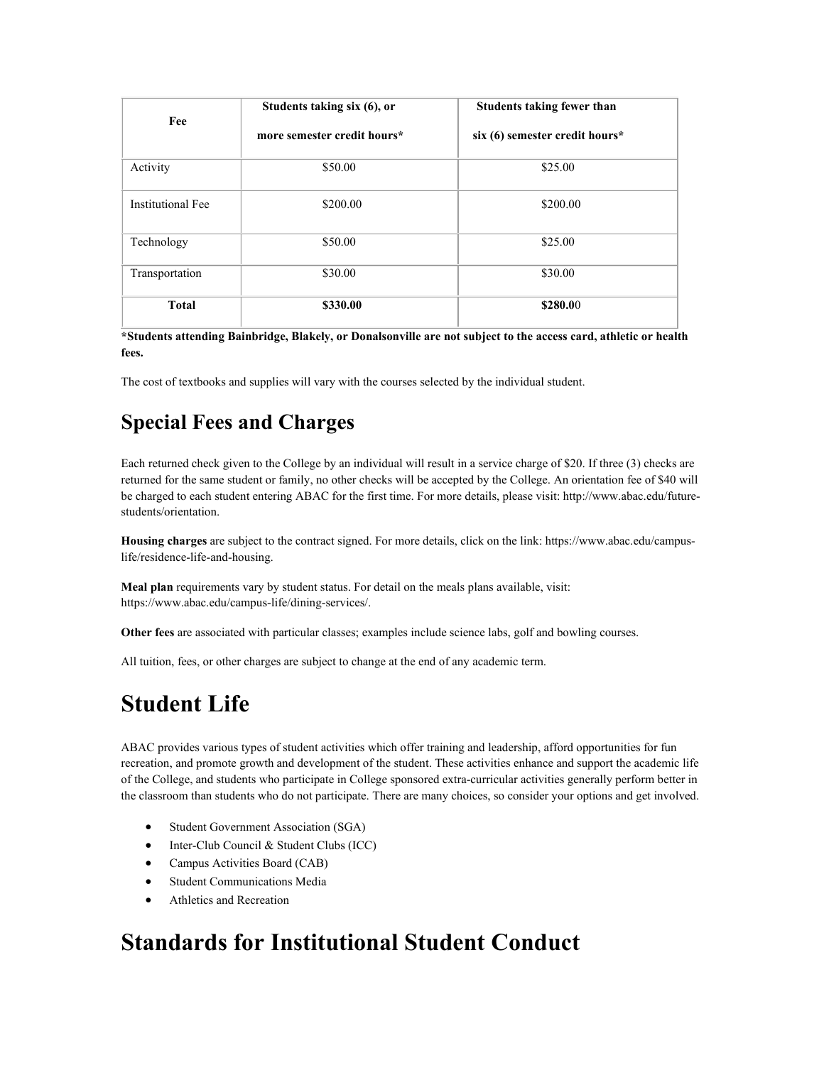| Fee | Students taking six (6), or more semester credit hours* | Students taking fewer than six (6) semester credit hours* |
| --- | --- | --- |
| Activity | $50.00 | $25.00 |
| Institutional Fee | $200.00 | $200.00 |
| Technology | $50.00 | $25.00 |
| Transportation | $30.00 | $30.00 |
| **Total** | **$330.00** | **$280.0**0 |

***Students attending Bainbridge, Blakely, or Donalsonville are not subject to the access card, athletic or health fees.**

The cost of textbooks and supplies will vary with the courses selected by the individual student.

## Special Fees and Charges

Each returned check given to the College by an individual will result in a service charge of $20. If three (3) checks are returned for the same student or family, no other checks will be accepted by the College. An orientation fee of $40 will be charged to each student entering ABAC for the first time. For more details, please visit: http://www.abac.edu/future-students/orientation.

**Housing charges** are subject to the contract signed. For more details, click on the link: https://www.abac.edu/campus-life/residence-life-and-housing.

**Meal plan** requirements vary by student status. For detail on the meals plans available, visit: https://www.abac.edu/campus-life/dining-services/.

**Other fees** are associated with particular classes; examples include science labs, golf and bowling courses.

All tuition, fees, or other charges are subject to change at the end of any academic term.

# Student Life

ABAC provides various types of student activities which offer training and leadership, afford opportunities for fun recreation, and promote growth and development of the student. These activities enhance and support the academic life of the College, and students who participate in College sponsored extra-curricular activities generally perform better in the classroom than students who do not participate. There are many choices, so consider your options and get involved.

- Student Government Association (SGA)
- Inter-Club Council & Student Clubs (ICC)
- Campus Activities Board (CAB)
- Student Communications Media
- Athletics and Recreation

# Standards for Institutional Student Conduct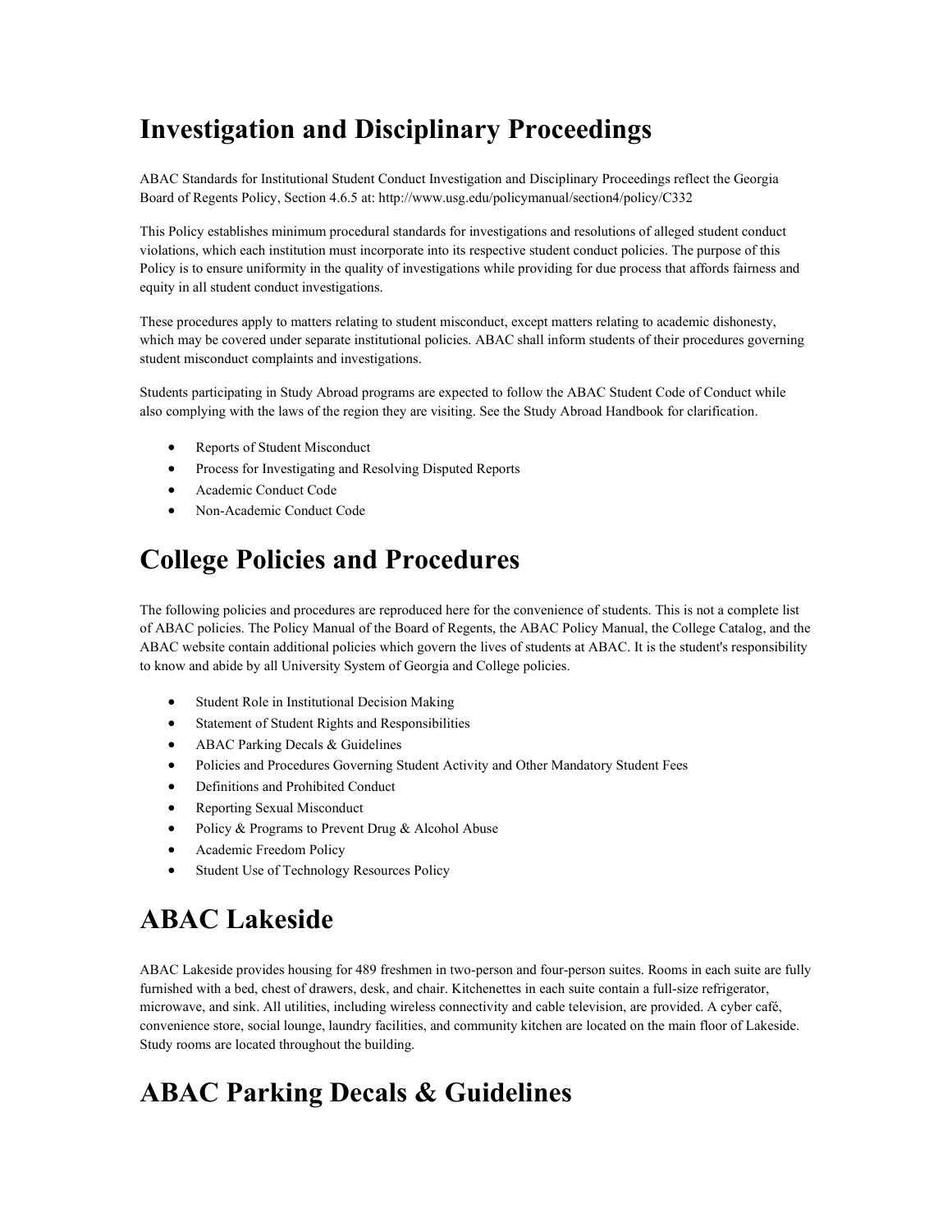# Investigation and Disciplinary Proceedings

ABAC Standards for Institutional Student Conduct Investigation and Disciplinary Proceedings reflect the Georgia Board of Regents Policy, Section 4.6.5 at: http://www.usg.edu/policymanual/section4/policy/C332

This Policy establishes minimum procedural standards for investigations and resolutions of alleged student conduct violations, which each institution must incorporate into its respective student conduct policies. The purpose of this Policy is to ensure uniformity in the quality of investigations while providing for due process that affords fairness and equity in all student conduct investigations.

These procedures apply to matters relating to student misconduct, except matters relating to academic dishonesty, which may be covered under separate institutional policies. ABAC shall inform students of their procedures governing student misconduct complaints and investigations.

Students participating in Study Abroad programs are expected to follow the ABAC Student Code of Conduct while also complying with the laws of the region they are visiting. See the Study Abroad Handbook for clarification.

- Reports of Student Misconduct
- Process for Investigating and Resolving Disputed Reports
- Academic Conduct Code
- Non-Academic Conduct Code

# College Policies and Procedures

The following policies and procedures are reproduced here for the convenience of students. This is not a complete list of ABAC policies. The Policy Manual of the Board of Regents, the ABAC Policy Manual, the College Catalog, and the ABAC website contain additional policies which govern the lives of students at ABAC. It is the student's responsibility to know and abide by all University System of Georgia and College policies.

- Student Role in Institutional Decision Making
- Statement of Student Rights and Responsibilities
- ABAC Parking Decals & Guidelines
- Policies and Procedures Governing Student Activity and Other Mandatory Student Fees
- Definitions and Prohibited Conduct
- Reporting Sexual Misconduct
- Policy & Programs to Prevent Drug & Alcohol Abuse
- Academic Freedom Policy
- Student Use of Technology Resources Policy

# ABAC Lakeside

ABAC Lakeside provides housing for 489 freshmen in two-person and four-person suites. Rooms in each suite are fully furnished with a bed, chest of drawers, desk, and chair. Kitchenettes in each suite contain a full-size refrigerator, microwave, and sink. All utilities, including wireless connectivity and cable television, are provided. A cyber café, convenience store, social lounge, laundry facilities, and community kitchen are located on the main floor of Lakeside. Study rooms are located throughout the building.

# ABAC Parking Decals & Guidelines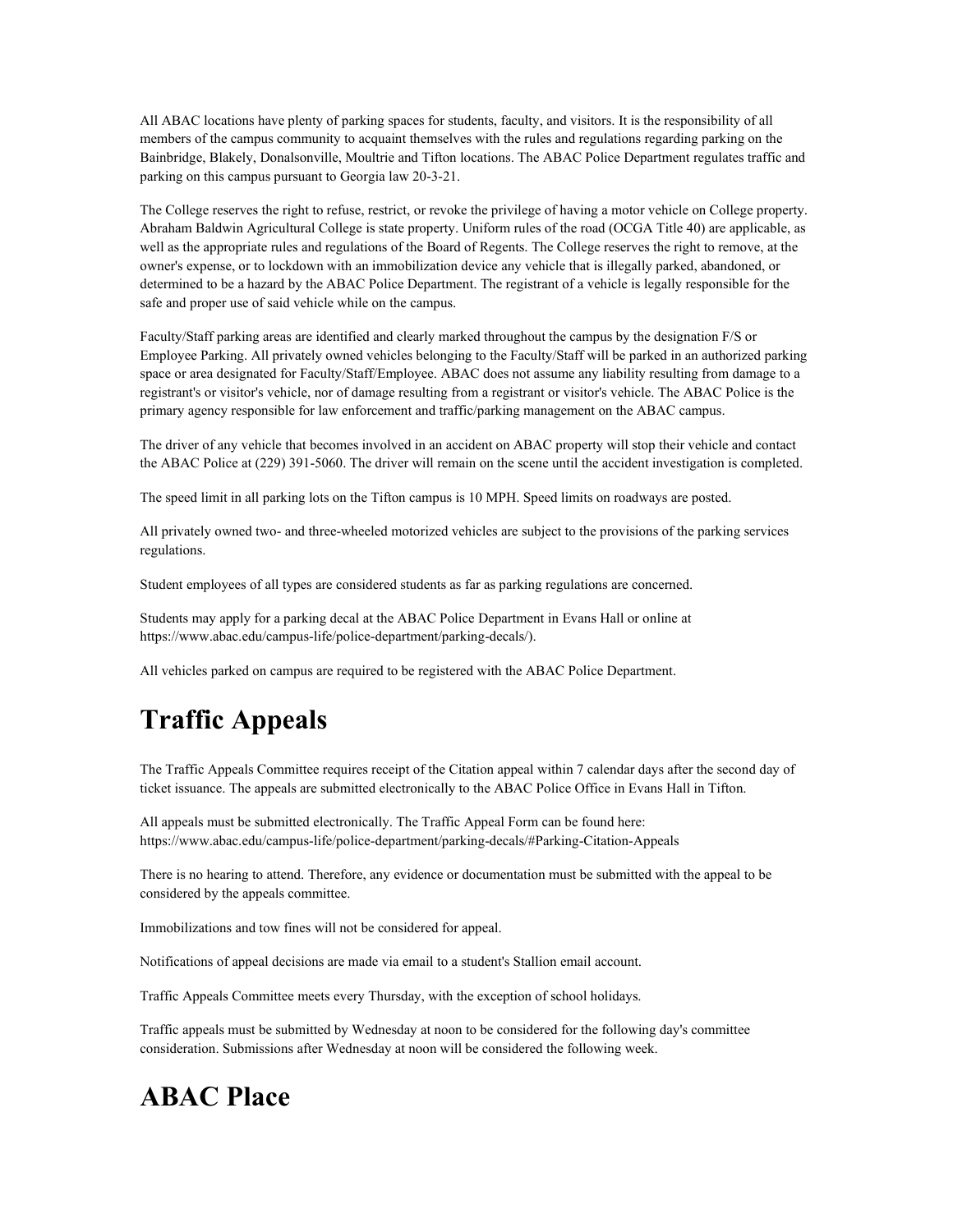All ABAC locations have plenty of parking spaces for students, faculty, and visitors. It is the responsibility of all members of the campus community to acquaint themselves with the rules and regulations regarding parking on the Bainbridge, Blakely, Donalsonville, Moultrie and Tifton locations. The ABAC Police Department regulates traffic and parking on this campus pursuant to Georgia law 20-3-21.

The College reserves the right to refuse, restrict, or revoke the privilege of having a motor vehicle on College property. Abraham Baldwin Agricultural College is state property. Uniform rules of the road (OCGA Title 40) are applicable, as well as the appropriate rules and regulations of the Board of Regents. The College reserves the right to remove, at the owner's expense, or to lockdown with an immobilization device any vehicle that is illegally parked, abandoned, or determined to be a hazard by the ABAC Police Department. The registrant of a vehicle is legally responsible for the safe and proper use of said vehicle while on the campus.

Faculty/Staff parking areas are identified and clearly marked throughout the campus by the designation F/S or Employee Parking. All privately owned vehicles belonging to the Faculty/Staff will be parked in an authorized parking space or area designated for Faculty/Staff/Employee. ABAC does not assume any liability resulting from damage to a registrant's or visitor's vehicle, nor of damage resulting from a registrant or visitor's vehicle. The ABAC Police is the primary agency responsible for law enforcement and traffic/parking management on the ABAC campus.

The driver of any vehicle that becomes involved in an accident on ABAC property will stop their vehicle and contact the ABAC Police at (229) 391-5060. The driver will remain on the scene until the accident investigation is completed.

The speed limit in all parking lots on the Tifton campus is 10 MPH. Speed limits on roadways are posted.

All privately owned two- and three-wheeled motorized vehicles are subject to the provisions of the parking services regulations.

Student employees of all types are considered students as far as parking regulations are concerned.

Students may apply for a parking decal at the ABAC Police Department in Evans Hall or online at https://www.abac.edu/campus-life/police-department/parking-decals/).

All vehicles parked on campus are required to be registered with the ABAC Police Department.

# Traffic Appeals

The Traffic Appeals Committee requires receipt of the Citation appeal within 7 calendar days after the second day of ticket issuance. The appeals are submitted electronically to the ABAC Police Office in Evans Hall in Tifton.

All appeals must be submitted electronically. The Traffic Appeal Form can be found here: https://www.abac.edu/campus-life/police-department/parking-decals/#Parking-Citation-Appeals

There is no hearing to attend. Therefore, any evidence or documentation must be submitted with the appeal to be considered by the appeals committee.

Immobilizations and tow fines will not be considered for appeal.

Notifications of appeal decisions are made via email to a student's Stallion email account.

Traffic Appeals Committee meets every Thursday, with the exception of school holidays.

Traffic appeals must be submitted by Wednesday at noon to be considered for the following day's committee consideration. Submissions after Wednesday at noon will be considered the following week.

# ABAC Place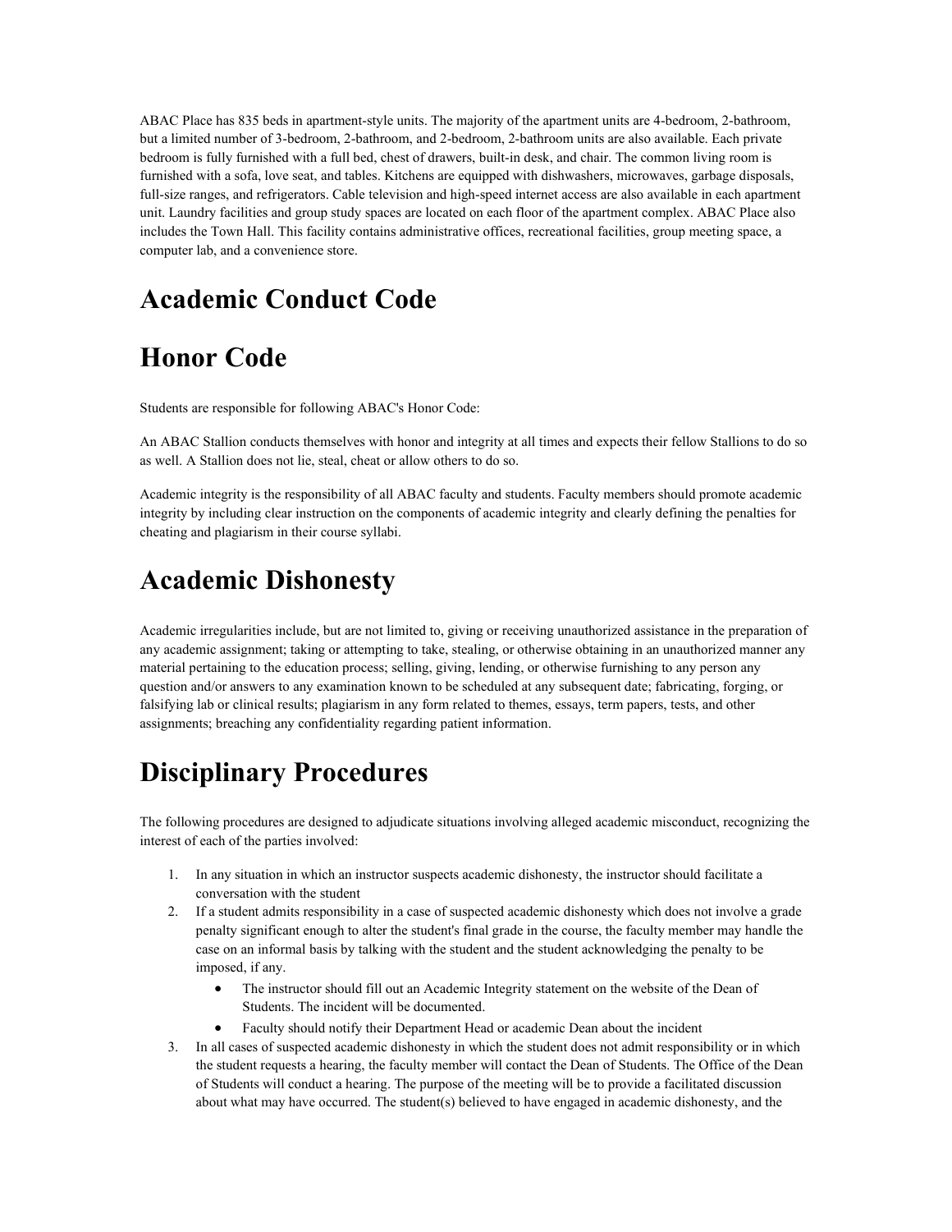ABAC Place has 835 beds in apartment-style units. The majority of the apartment units are 4-bedroom, 2-bathroom, but a limited number of 3-bedroom, 2-bathroom, and 2-bedroom, 2-bathroom units are also available. Each private bedroom is fully furnished with a full bed, chest of drawers, built-in desk, and chair. The common living room is furnished with a sofa, love seat, and tables. Kitchens are equipped with dishwashers, microwaves, garbage disposals, full-size ranges, and refrigerators. Cable television and high-speed internet access are also available in each apartment unit. Laundry facilities and group study spaces are located on each floor of the apartment complex. ABAC Place also includes the Town Hall. This facility contains administrative offices, recreational facilities, group meeting space, a computer lab, and a convenience store.

# Academic Conduct Code

# Honor Code

Students are responsible for following ABAC's Honor Code:

An ABAC Stallion conducts themselves with honor and integrity at all times and expects their fellow Stallions to do so as well. A Stallion does not lie, steal, cheat or allow others to do so.

Academic integrity is the responsibility of all ABAC faculty and students. Faculty members should promote academic integrity by including clear instruction on the components of academic integrity and clearly defining the penalties for cheating and plagiarism in their course syllabi.

# Academic Dishonesty

Academic irregularities include, but are not limited to, giving or receiving unauthorized assistance in the preparation of any academic assignment; taking or attempting to take, stealing, or otherwise obtaining in an unauthorized manner any material pertaining to the education process; selling, giving, lending, or otherwise furnishing to any person any question and/or answers to any examination known to be scheduled at any subsequent date; fabricating, forging, or falsifying lab or clinical results; plagiarism in any form related to themes, essays, term papers, tests, and other assignments; breaching any confidentiality regarding patient information.

# Disciplinary Procedures

The following procedures are designed to adjudicate situations involving alleged academic misconduct, recognizing the interest of each of the parties involved:

1. In any situation in which an instructor suspects academic dishonesty, the instructor should facilitate a conversation with the student
2. If a student admits responsibility in a case of suspected academic dishonesty which does not involve a grade penalty significant enough to alter the student's final grade in the course, the faculty member may handle the case on an informal basis by talking with the student and the student acknowledging the penalty to be imposed, if any.
   - The instructor should fill out an Academic Integrity statement on the website of the Dean of Students. The incident will be documented.
   - Faculty should notify their Department Head or academic Dean about the incident
3. In all cases of suspected academic dishonesty in which the student does not admit responsibility or in which the student requests a hearing, the faculty member will contact the Dean of Students. The Office of the Dean of Students will conduct a hearing. The purpose of the meeting will be to provide a facilitated discussion about what may have occurred. The student(s) believed to have engaged in academic dishonesty, and the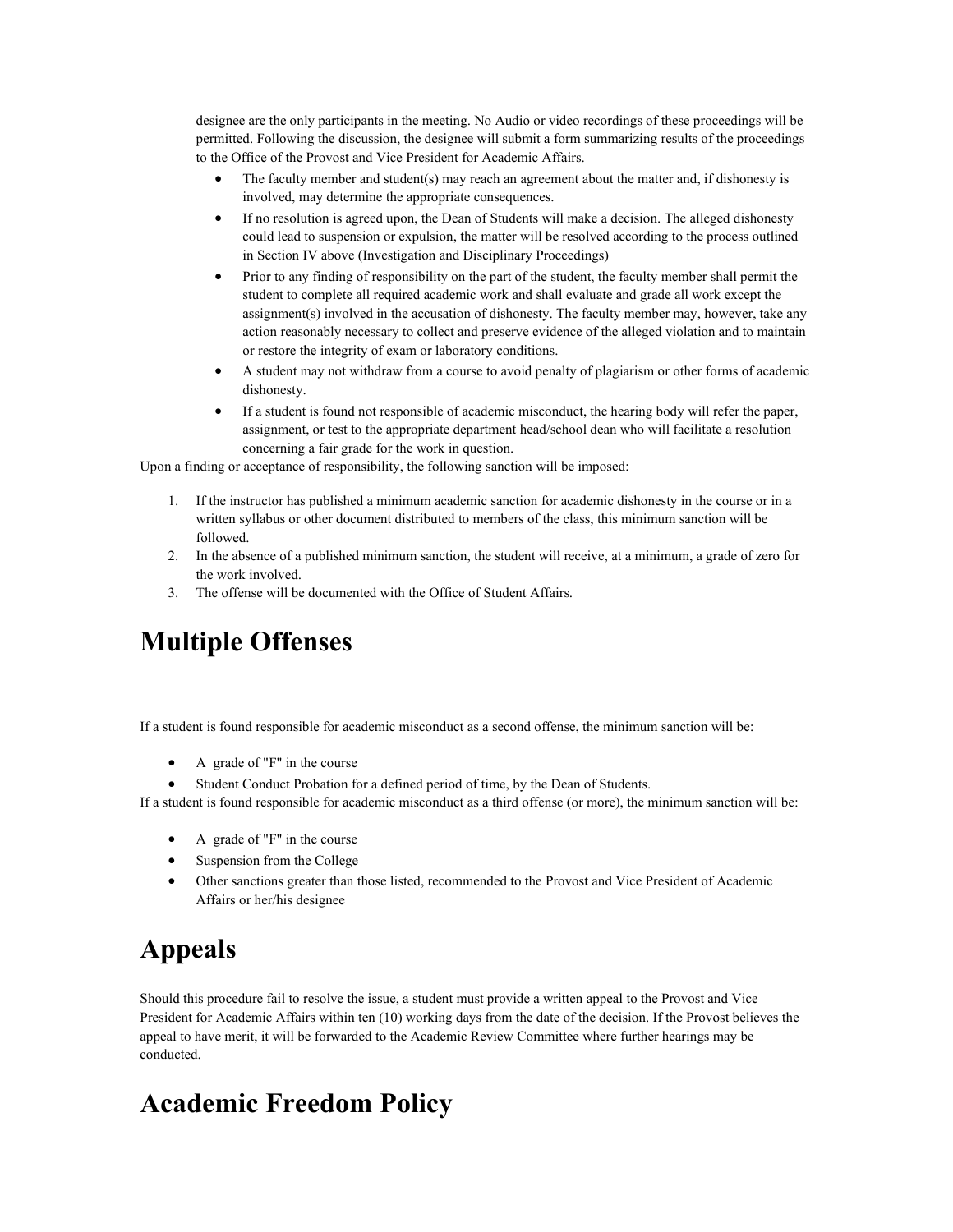designee are the only participants in the meeting. No Audio or video recordings of these proceedings will be permitted. Following the discussion, the designee will submit a form summarizing results of the proceedings to the Office of the Provost and Vice President for Academic Affairs.

- The faculty member and student(s) may reach an agreement about the matter and, if dishonesty is involved, may determine the appropriate consequences.
- If no resolution is agreed upon, the Dean of Students will make a decision. The alleged dishonesty could lead to suspension or expulsion, the matter will be resolved according to the process outlined in Section IV above (Investigation and Disciplinary Proceedings)
- Prior to any finding of responsibility on the part of the student, the faculty member shall permit the student to complete all required academic work and shall evaluate and grade all work except the assignment(s) involved in the accusation of dishonesty. The faculty member may, however, take any action reasonably necessary to collect and preserve evidence of the alleged violation and to maintain or restore the integrity of exam or laboratory conditions.
- A student may not withdraw from a course to avoid penalty of plagiarism or other forms of academic dishonesty.
- If a student is found not responsible of academic misconduct, the hearing body will refer the paper, assignment, or test to the appropriate department head/school dean who will facilitate a resolution concerning a fair grade for the work in question.

Upon a finding or acceptance of responsibility, the following sanction will be imposed:

1. If the instructor has published a minimum academic sanction for academic dishonesty in the course or in a written syllabus or other document distributed to members of the class, this minimum sanction will be followed.
2. In the absence of a published minimum sanction, the student will receive, at a minimum, a grade of zero for the work involved.
3. The offense will be documented with the Office of Student Affairs.

# Multiple Offenses

If a student is found responsible for academic misconduct as a second offense, the minimum sanction will be:

- A grade of "F" in the course
- Student Conduct Probation for a defined period of time, by the Dean of Students.

If a student is found responsible for academic misconduct as a third offense (or more), the minimum sanction will be:

- A grade of "F" in the course
- Suspension from the College
- Other sanctions greater than those listed, recommended to the Provost and Vice President of Academic Affairs or her/his designee

# Appeals

Should this procedure fail to resolve the issue, a student must provide a written appeal to the Provost and Vice President for Academic Affairs within ten (10) working days from the date of the decision. If the Provost believes the appeal to have merit, it will be forwarded to the Academic Review Committee where further hearings may be conducted.

# Academic Freedom Policy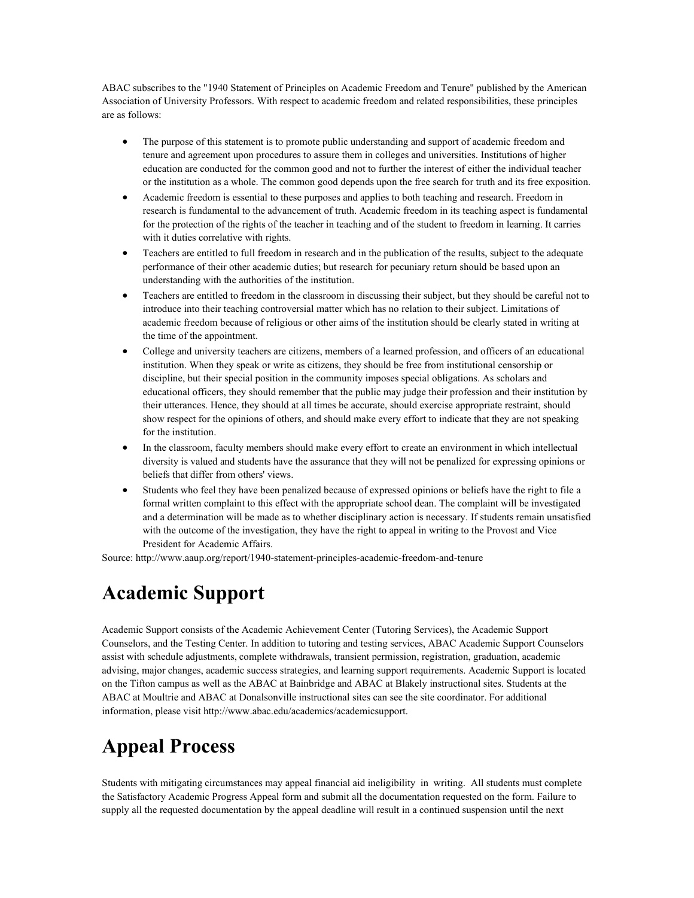ABAC subscribes to the "1940 Statement of Principles on Academic Freedom and Tenure" published by the American Association of University Professors. With respect to academic freedom and related responsibilities, these principles are as follows:

- The purpose of this statement is to promote public understanding and support of academic freedom and tenure and agreement upon procedures to assure them in colleges and universities. Institutions of higher education are conducted for the common good and not to further the interest of either the individual teacher or the institution as a whole. The common good depends upon the free search for truth and its free exposition.
- Academic freedom is essential to these purposes and applies to both teaching and research. Freedom in research is fundamental to the advancement of truth. Academic freedom in its teaching aspect is fundamental for the protection of the rights of the teacher in teaching and of the student to freedom in learning. It carries with it duties correlative with rights.
- Teachers are entitled to full freedom in research and in the publication of the results, subject to the adequate performance of their other academic duties; but research for pecuniary return should be based upon an understanding with the authorities of the institution.
- Teachers are entitled to freedom in the classroom in discussing their subject, but they should be careful not to introduce into their teaching controversial matter which has no relation to their subject. Limitations of academic freedom because of religious or other aims of the institution should be clearly stated in writing at the time of the appointment.
- College and university teachers are citizens, members of a learned profession, and officers of an educational institution. When they speak or write as citizens, they should be free from institutional censorship or discipline, but their special position in the community imposes special obligations. As scholars and educational officers, they should remember that the public may judge their profession and their institution by their utterances. Hence, they should at all times be accurate, should exercise appropriate restraint, should show respect for the opinions of others, and should make every effort to indicate that they are not speaking for the institution.
- In the classroom, faculty members should make every effort to create an environment in which intellectual diversity is valued and students have the assurance that they will not be penalized for expressing opinions or beliefs that differ from others' views.
- Students who feel they have been penalized because of expressed opinions or beliefs have the right to file a formal written complaint to this effect with the appropriate school dean. The complaint will be investigated and a determination will be made as to whether disciplinary action is necessary. If students remain unsatisfied with the outcome of the investigation, they have the right to appeal in writing to the Provost and Vice President for Academic Affairs.

Source: http://www.aaup.org/report/1940-statement-principles-academic-freedom-and-tenure

# Academic Support

Academic Support consists of the Academic Achievement Center (Tutoring Services), the Academic Support Counselors, and the Testing Center. In addition to tutoring and testing services, ABAC Academic Support Counselors assist with schedule adjustments, complete withdrawals, transient permission, registration, graduation, academic advising, major changes, academic success strategies, and learning support requirements. Academic Support is located on the Tifton campus as well as the ABAC at Bainbridge and ABAC at Blakely instructional sites. Students at the ABAC at Moultrie and ABAC at Donalsonville instructional sites can see the site coordinator. For additional information, please visit http://www.abac.edu/academics/academicsupport.

# Appeal Process

Students with mitigating circumstances may appeal financial aid ineligibility in writing. All students must complete the Satisfactory Academic Progress Appeal form and submit all the documentation requested on the form. Failure to supply all the requested documentation by the appeal deadline will result in a continued suspension until the next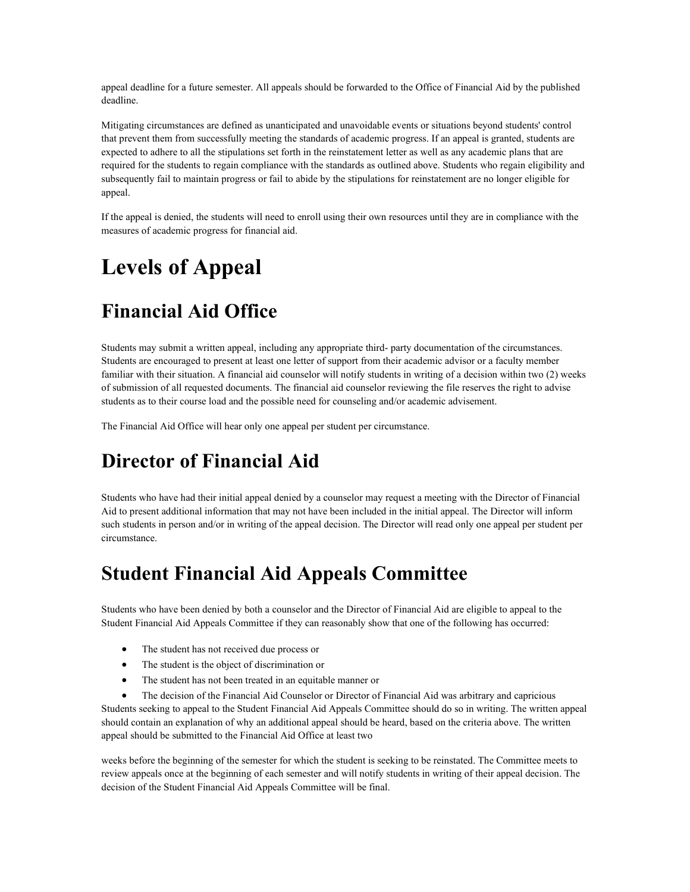appeal deadline for a future semester. All appeals should be forwarded to the Office of Financial Aid by the published deadline.

Mitigating circumstances are defined as unanticipated and unavoidable events or situations beyond students' control that prevent them from successfully meeting the standards of academic progress. If an appeal is granted, students are expected to adhere to all the stipulations set forth in the reinstatement letter as well as any academic plans that are required for the students to regain compliance with the standards as outlined above. Students who regain eligibility and subsequently fail to maintain progress or fail to abide by the stipulations for reinstatement are no longer eligible for appeal.

If the appeal is denied, the students will need to enroll using their own resources until they are in compliance with the measures of academic progress for financial aid.

# Levels of Appeal

# Financial Aid Office

Students may submit a written appeal, including any appropriate third- party documentation of the circumstances. Students are encouraged to present at least one letter of support from their academic advisor or a faculty member familiar with their situation. A financial aid counselor will notify students in writing of a decision within two (2) weeks of submission of all requested documents. The financial aid counselor reviewing the file reserves the right to advise students as to their course load and the possible need for counseling and/or academic advisement.

The Financial Aid Office will hear only one appeal per student per circumstance.

# Director of Financial Aid

Students who have had their initial appeal denied by a counselor may request a meeting with the Director of Financial Aid to present additional information that may not have been included in the initial appeal. The Director will inform such students in person and/or in writing of the appeal decision. The Director will read only one appeal per student per circumstance.

# Student Financial Aid Appeals Committee

Students who have been denied by both a counselor and the Director of Financial Aid are eligible to appeal to the Student Financial Aid Appeals Committee if they can reasonably show that one of the following has occurred:

- The student has not received due process or
- The student is the object of discrimination or
- The student has not been treated in an equitable manner or
- The decision of the Financial Aid Counselor or Director of Financial Aid was arbitrary and capricious

Students seeking to appeal to the Student Financial Aid Appeals Committee should do so in writing. The written appeal should contain an explanation of why an additional appeal should be heard, based on the criteria above. The written appeal should be submitted to the Financial Aid Office at least two weeks before the beginning of the semester for which the student is seeking to be reinstated. The Committee meets to review appeals once at the beginning of each semester and will notify students in writing of their appeal decision. The decision of the Student Financial Aid Appeals Committee will be final.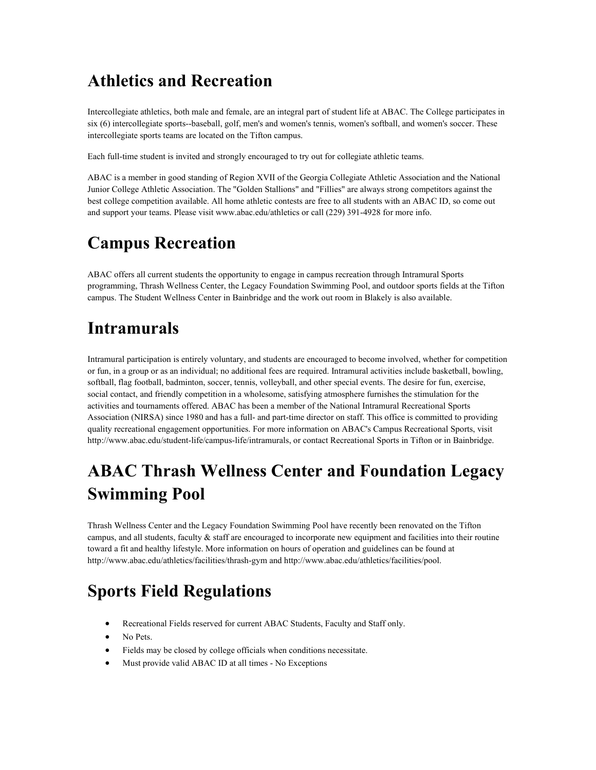# Athletics and Recreation

Intercollegiate athletics, both male and female, are an integral part of student life at ABAC. The College participates in six (6) intercollegiate sports--baseball, golf, men's and women's tennis, women's softball, and women's soccer. These intercollegiate sports teams are located on the Tifton campus.

Each full-time student is invited and strongly encouraged to try out for collegiate athletic teams.

ABAC is a member in good standing of Region XVII of the Georgia Collegiate Athletic Association and the National Junior College Athletic Association. The "Golden Stallions" and "Fillies" are always strong competitors against the best college competition available. All home athletic contests are free to all students with an ABAC ID, so come out and support your teams. Please visit www.abac.edu/athletics or call (229) 391-4928 for more info.

# Campus Recreation

ABAC offers all current students the opportunity to engage in campus recreation through Intramural Sports programming, Thrash Wellness Center, the Legacy Foundation Swimming Pool, and outdoor sports fields at the Tifton campus. The Student Wellness Center in Bainbridge and the work out room in Blakely is also available.

# Intramurals

Intramural participation is entirely voluntary, and students are encouraged to become involved, whether for competition or fun, in a group or as an individual; no additional fees are required. Intramural activities include basketball, bowling, softball, flag football, badminton, soccer, tennis, volleyball, and other special events. The desire for fun, exercise, social contact, and friendly competition in a wholesome, satisfying atmosphere furnishes the stimulation for the activities and tournaments offered. ABAC has been a member of the National Intramural Recreational Sports Association (NIRSA) since 1980 and has a full- and part-time director on staff. This office is committed to providing quality recreational engagement opportunities. For more information on ABAC's Campus Recreational Sports, visit http://www.abac.edu/student-life/campus-life/intramurals, or contact Recreational Sports in Tifton or in Bainbridge.

# ABAC Thrash Wellness Center and Foundation Legacy Swimming Pool

Thrash Wellness Center and the Legacy Foundation Swimming Pool have recently been renovated on the Tifton campus, and all students, faculty & staff are encouraged to incorporate new equipment and facilities into their routine toward a fit and healthy lifestyle. More information on hours of operation and guidelines can be found at http://www.abac.edu/athletics/facilities/thrash-gym and http://www.abac.edu/athletics/facilities/pool.

# Sports Field Regulations

- Recreational Fields reserved for current ABAC Students, Faculty and Staff only.
- No Pets.
- Fields may be closed by college officials when conditions necessitate.
- Must provide valid ABAC ID at all times - No Exceptions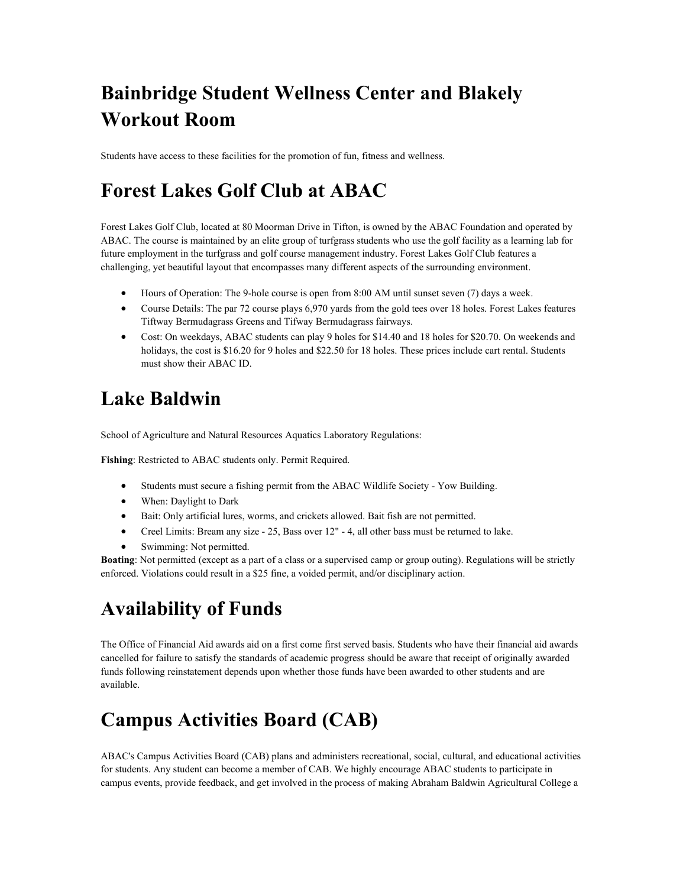# Bainbridge Student Wellness Center and Blakely Workout Room

Students have access to these facilities for the promotion of fun, fitness and wellness.

# Forest Lakes Golf Club at ABAC

Forest Lakes Golf Club, located at 80 Moorman Drive in Tifton, is owned by the ABAC Foundation and operated by ABAC. The course is maintained by an elite group of turfgrass students who use the golf facility as a learning lab for future employment in the turfgrass and golf course management industry. Forest Lakes Golf Club features a challenging, yet beautiful layout that encompasses many different aspects of the surrounding environment.

- Hours of Operation: The 9-hole course is open from 8:00 AM until sunset seven (7) days a week.
- Course Details: The par 72 course plays 6,970 yards from the gold tees over 18 holes. Forest Lakes features Tiftway Bermudagrass Greens and Tifway Bermudagrass fairways.
- Cost: On weekdays, ABAC students can play 9 holes for $14.40 and 18 holes for $20.70. On weekends and holidays, the cost is $16.20 for 9 holes and $22.50 for 18 holes. These prices include cart rental. Students must show their ABAC ID.

# Lake Baldwin

School of Agriculture and Natural Resources Aquatics Laboratory Regulations:

**Fishing**: Restricted to ABAC students only. Permit Required.

- Students must secure a fishing permit from the ABAC Wildlife Society - Yow Building.
- When: Daylight to Dark
- Bait: Only artificial lures, worms, and crickets allowed. Bait fish are not permitted.
- Creel Limits: Bream any size - 25, Bass over 12" - 4, all other bass must be returned to lake.
- Swimming: Not permitted.

**Boating**: Not permitted (except as a part of a class or a supervised camp or group outing). Regulations will be strictly enforced. Violations could result in a $25 fine, a voided permit, and/or disciplinary action.

# Availability of Funds

The Office of Financial Aid awards aid on a first come first served basis. Students who have their financial aid awards cancelled for failure to satisfy the standards of academic progress should be aware that receipt of originally awarded funds following reinstatement depends upon whether those funds have been awarded to other students and are available.

# Campus Activities Board (CAB)

ABAC's Campus Activities Board (CAB) plans and administers recreational, social, cultural, and educational activities for students. Any student can become a member of CAB. We highly encourage ABAC students to participate in campus events, provide feedback, and get involved in the process of making Abraham Baldwin Agricultural College a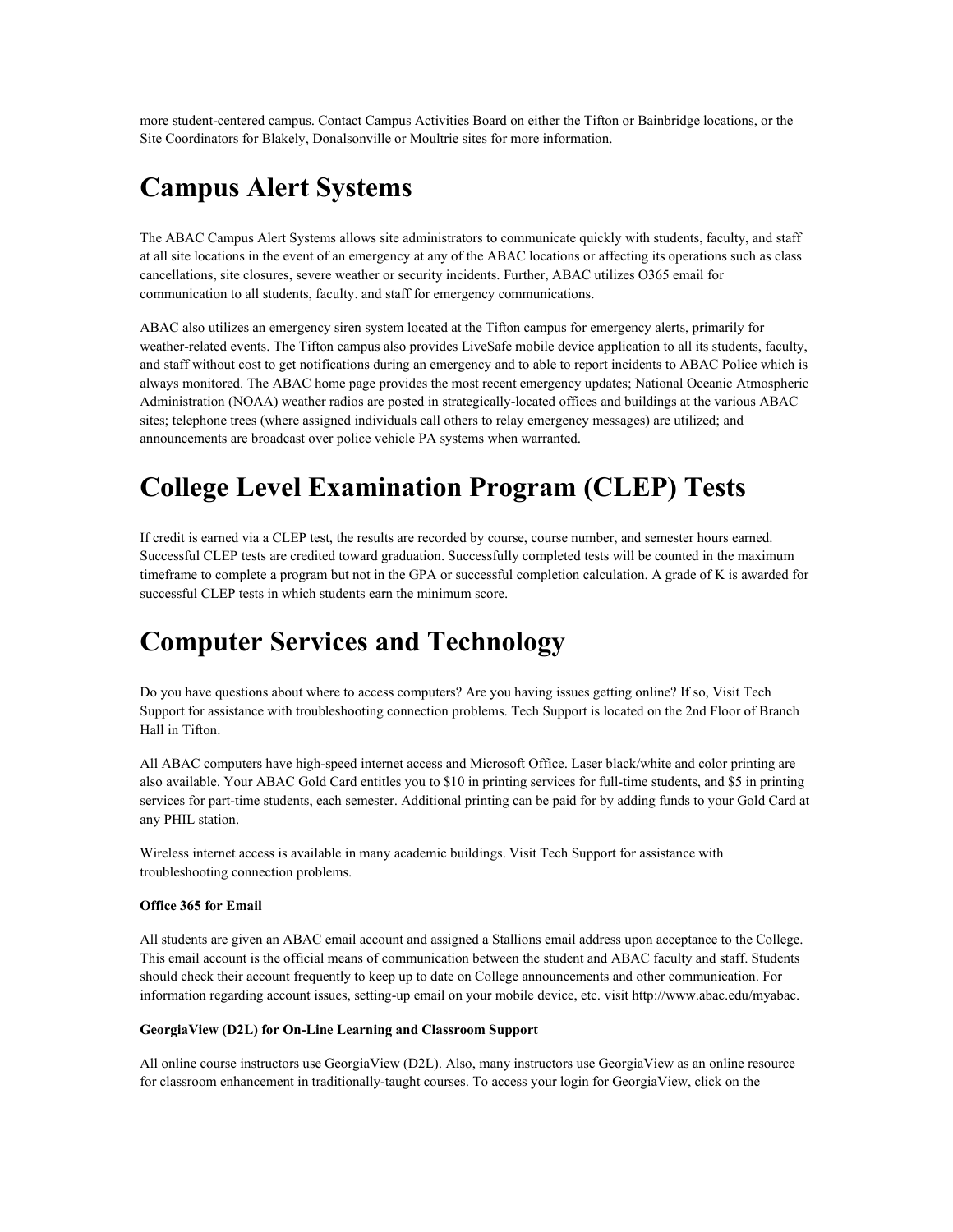more student-centered campus. Contact Campus Activities Board on either the Tifton or Bainbridge locations, or the Site Coordinators for Blakely, Donalsonville or Moultrie sites for more information.

# Campus Alert Systems

The ABAC Campus Alert Systems allows site administrators to communicate quickly with students, faculty, and staff at all site locations in the event of an emergency at any of the ABAC locations or affecting its operations such as class cancellations, site closures, severe weather or security incidents. Further, ABAC utilizes O365 email for communication to all students, faculty. and staff for emergency communications.

ABAC also utilizes an emergency siren system located at the Tifton campus for emergency alerts, primarily for weather-related events. The Tifton campus also provides LiveSafe mobile device application to all its students, faculty, and staff without cost to get notifications during an emergency and to able to report incidents to ABAC Police which is always monitored. The ABAC home page provides the most recent emergency updates; National Oceanic Atmospheric Administration (NOAA) weather radios are posted in strategically-located offices and buildings at the various ABAC sites; telephone trees (where assigned individuals call others to relay emergency messages) are utilized; and announcements are broadcast over police vehicle PA systems when warranted.

# College Level Examination Program (CLEP) Tests

If credit is earned via a CLEP test, the results are recorded by course, course number, and semester hours earned. Successful CLEP tests are credited toward graduation. Successfully completed tests will be counted in the maximum timeframe to complete a program but not in the GPA or successful completion calculation. A grade of K is awarded for successful CLEP tests in which students earn the minimum score.

# Computer Services and Technology

Do you have questions about where to access computers? Are you having issues getting online? If so, Visit Tech Support for assistance with troubleshooting connection problems. Tech Support is located on the 2nd Floor of Branch Hall in Tifton.

All ABAC computers have high-speed internet access and Microsoft Office. Laser black/white and color printing are also available. Your ABAC Gold Card entitles you to $10 in printing services for full-time students, and $5 in printing services for part-time students, each semester. Additional printing can be paid for by adding funds to your Gold Card at any PHIL station.

Wireless internet access is available in many academic buildings. Visit Tech Support for assistance with troubleshooting connection problems.

**Office 365 for Email**

All students are given an ABAC email account and assigned a Stallions email address upon acceptance to the College. This email account is the official means of communication between the student and ABAC faculty and staff. Students should check their account frequently to keep up to date on College announcements and other communication. For information regarding account issues, setting-up email on your mobile device, etc. visit http://www.abac.edu/myabac.

**GeorgiaView (D2L) for On-Line Learning and Classroom Support**

All online course instructors use GeorgiaView (D2L). Also, many instructors use GeorgiaView as an online resource for classroom enhancement in traditionally-taught courses. To access your login for GeorgiaView, click on the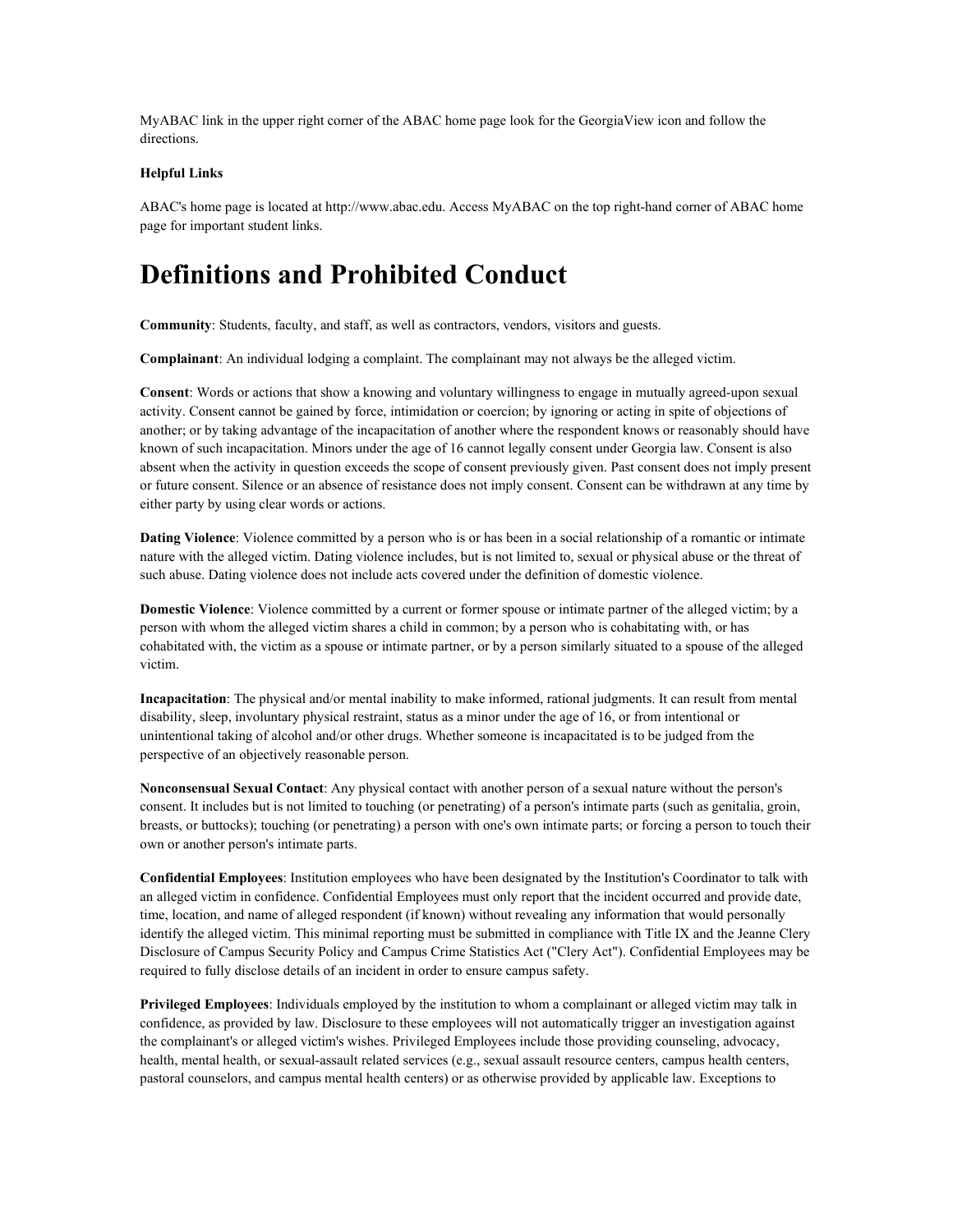MyABAC link in the upper right corner of the ABAC home page look for the GeorgiaView icon and follow the directions.

**Helpful Links**

ABAC's home page is located at http://www.abac.edu. Access MyABAC on the top right-hand corner of ABAC home page for important student links.

# Definitions and Prohibited Conduct

**Community**: Students, faculty, and staff, as well as contractors, vendors, visitors and guests.

**Complainant**: An individual lodging a complaint. The complainant may not always be the alleged victim.

**Consent**: Words or actions that show a knowing and voluntary willingness to engage in mutually agreed-upon sexual activity. Consent cannot be gained by force, intimidation or coercion; by ignoring or acting in spite of objections of another; or by taking advantage of the incapacitation of another where the respondent knows or reasonably should have known of such incapacitation. Minors under the age of 16 cannot legally consent under Georgia law. Consent is also absent when the activity in question exceeds the scope of consent previously given. Past consent does not imply present or future consent. Silence or an absence of resistance does not imply consent. Consent can be withdrawn at any time by either party by using clear words or actions.

**Dating Violence**: Violence committed by a person who is or has been in a social relationship of a romantic or intimate nature with the alleged victim. Dating violence includes, but is not limited to, sexual or physical abuse or the threat of such abuse. Dating violence does not include acts covered under the definition of domestic violence.

**Domestic Violence**: Violence committed by a current or former spouse or intimate partner of the alleged victim; by a person with whom the alleged victim shares a child in common; by a person who is cohabitating with, or has cohabitated with, the victim as a spouse or intimate partner, or by a person similarly situated to a spouse of the alleged victim.

**Incapacitation**: The physical and/or mental inability to make informed, rational judgments. It can result from mental disability, sleep, involuntary physical restraint, status as a minor under the age of 16, or from intentional or unintentional taking of alcohol and/or other drugs. Whether someone is incapacitated is to be judged from the perspective of an objectively reasonable person.

**Nonconsensual Sexual Contact**: Any physical contact with another person of a sexual nature without the person's consent. It includes but is not limited to touching (or penetrating) of a person's intimate parts (such as genitalia, groin, breasts, or buttocks); touching (or penetrating) a person with one's own intimate parts; or forcing a person to touch their own or another person's intimate parts.

**Confidential Employees**: Institution employees who have been designated by the Institution's Coordinator to talk with an alleged victim in confidence. Confidential Employees must only report that the incident occurred and provide date, time, location, and name of alleged respondent (if known) without revealing any information that would personally identify the alleged victim. This minimal reporting must be submitted in compliance with Title IX and the Jeanne Clery Disclosure of Campus Security Policy and Campus Crime Statistics Act ("Clery Act"). Confidential Employees may be required to fully disclose details of an incident in order to ensure campus safety.

**Privileged Employees**: Individuals employed by the institution to whom a complainant or alleged victim may talk in confidence, as provided by law. Disclosure to these employees will not automatically trigger an investigation against the complainant's or alleged victim's wishes. Privileged Employees include those providing counseling, advocacy, health, mental health, or sexual-assault related services (e.g., sexual assault resource centers, campus health centers, pastoral counselors, and campus mental health centers) or as otherwise provided by applicable law. Exceptions to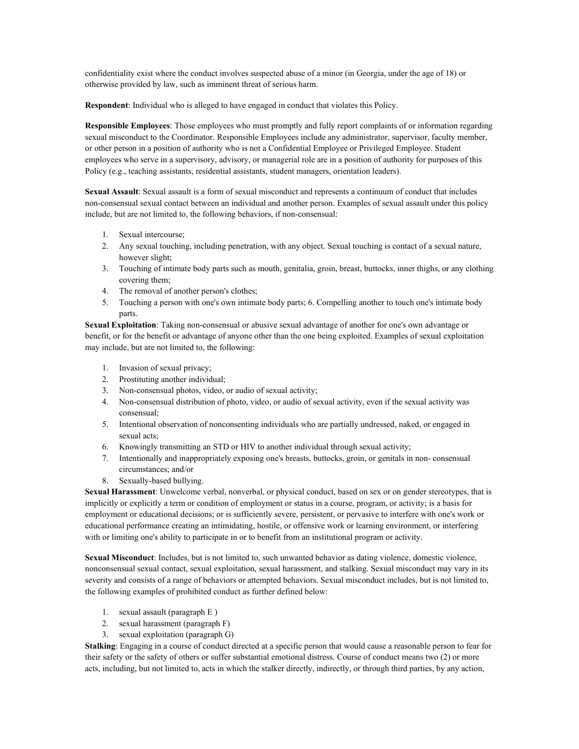confidentiality exist where the conduct involves suspected abuse of a minor (in Georgia, under the age of 18) or otherwise provided by law, such as imminent threat of serious harm.

**Respondent**: Individual who is alleged to have engaged in conduct that violates this Policy.

**Responsible Employees**: Those employees who must promptly and fully report complaints of or information regarding sexual misconduct to the Coordinator. Responsible Employees include any administrator, supervisor, faculty member, or other person in a position of authority who is not a Confidential Employee or Privileged Employee. Student employees who serve in a supervisory, advisory, or managerial role are in a position of authority for purposes of this Policy (e.g., teaching assistants, residential assistants, student managers, orientation leaders).

**Sexual Assault**: Sexual assault is a form of sexual misconduct and represents a continuum of conduct that includes non-consensual sexual contact between an individual and another person. Examples of sexual assault under this policy include, but are not limited to, the following behaviors, if non-consensual:

1. Sexual intercourse;
2. Any sexual touching, including penetration, with any object. Sexual touching is contact of a sexual nature, however slight;
3. Touching of intimate body parts such as mouth, genitalia, groin, breast, buttocks, inner thighs, or any clothing covering them;
4. The removal of another person's clothes;
5. Touching a person with one's own intimate body parts; 6. Compelling another to touch one's intimate body parts.

**Sexual Exploitation**: Taking non-consensual or abusive sexual advantage of another for one's own advantage or benefit, or for the benefit or advantage of anyone other than the one being exploited. Examples of sexual exploitation may include, but are not limited to, the following:

1. Invasion of sexual privacy;
2. Prostituting another individual;
3. Non-consensual photos, video, or audio of sexual activity;
4. Non-consensual distribution of photo, video, or audio of sexual activity, even if the sexual activity was consensual;
5. Intentional observation of nonconsenting individuals who are partially undressed, naked, or engaged in sexual acts;
6. Knowingly transmitting an STD or HIV to another individual through sexual activity;
7. Intentionally and inappropriately exposing one's breasts, buttocks, groin, or genitals in non- consensual circumstances; and/or
8. Sexually-based bullying.

**Sexual Harassment**: Unwelcome verbal, nonverbal, or physical conduct, based on sex or on gender stereotypes, that is implicitly or explicitly a term or condition of employment or status in a course, program, or activity; is a basis for employment or educational decisions; or is sufficiently severe, persistent, or pervasive to interfere with one's work or educational performance creating an intimidating, hostile, or offensive work or learning environment, or interfering with or limiting one's ability to participate in or to benefit from an institutional program or activity.

**Sexual Misconduct**: Includes, but is not limited to, such unwanted behavior as dating violence, domestic violence, nonconsensual sexual contact, sexual exploitation, sexual harassment, and stalking. Sexual misconduct may vary in its severity and consists of a range of behaviors or attempted behaviors. Sexual misconduct includes, but is not limited to, the following examples of prohibited conduct as further defined below:

1. sexual assault (paragraph E )
2. sexual harassment (paragraph F)
3. sexual exploitation (paragraph G)

**Stalking**: Engaging in a course of conduct directed at a specific person that would cause a reasonable person to fear for their safety or the safety of others or suffer substantial emotional distress. Course of conduct means two (2) or more acts, including, but not limited to, acts in which the stalker directly, indirectly, or through third parties, by any action,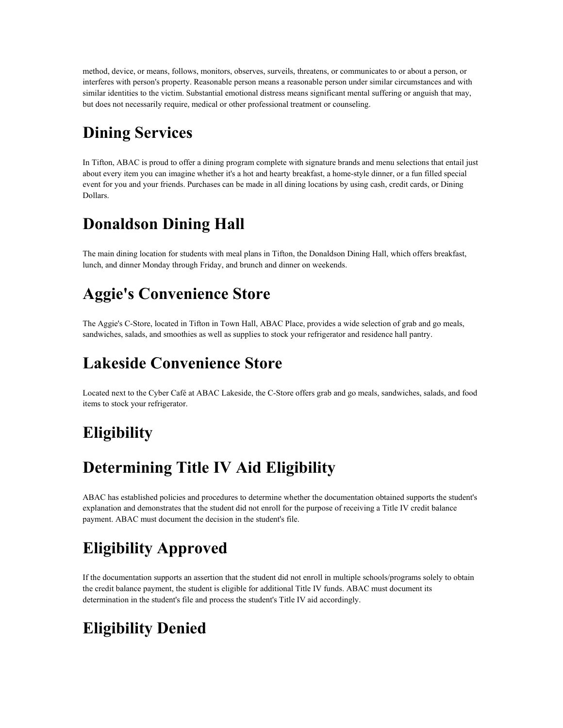method, device, or means, follows, monitors, observes, surveils, threatens, or communicates to or about a person, or interferes with person's property. Reasonable person means a reasonable person under similar circumstances and with similar identities to the victim. Substantial emotional distress means significant mental suffering or anguish that may, but does not necessarily require, medical or other professional treatment or counseling.

# Dining Services

In Tifton, ABAC is proud to offer a dining program complete with signature brands and menu selections that entail just about every item you can imagine whether it's a hot and hearty breakfast, a home-style dinner, or a fun filled special event for you and your friends. Purchases can be made in all dining locations by using cash, credit cards, or Dining Dollars.

# Donaldson Dining Hall

The main dining location for students with meal plans in Tifton, the Donaldson Dining Hall, which offers breakfast, lunch, and dinner Monday through Friday, and brunch and dinner on weekends.

# Aggie's Convenience Store

The Aggie's C-Store, located in Tifton in Town Hall, ABAC Place, provides a wide selection of grab and go meals, sandwiches, salads, and smoothies as well as supplies to stock your refrigerator and residence hall pantry.

# Lakeside Convenience Store

Located next to the Cyber Café at ABAC Lakeside, the C-Store offers grab and go meals, sandwiches, salads, and food items to stock your refrigerator.

# Eligibility

# Determining Title IV Aid Eligibility

ABAC has established policies and procedures to determine whether the documentation obtained supports the student's explanation and demonstrates that the student did not enroll for the purpose of receiving a Title IV credit balance payment. ABAC must document the decision in the student's file.

# Eligibility Approved

If the documentation supports an assertion that the student did not enroll in multiple schools/programs solely to obtain the credit balance payment, the student is eligible for additional Title IV funds. ABAC must document its determination in the student's file and process the student's Title IV aid accordingly.

# Eligibility Denied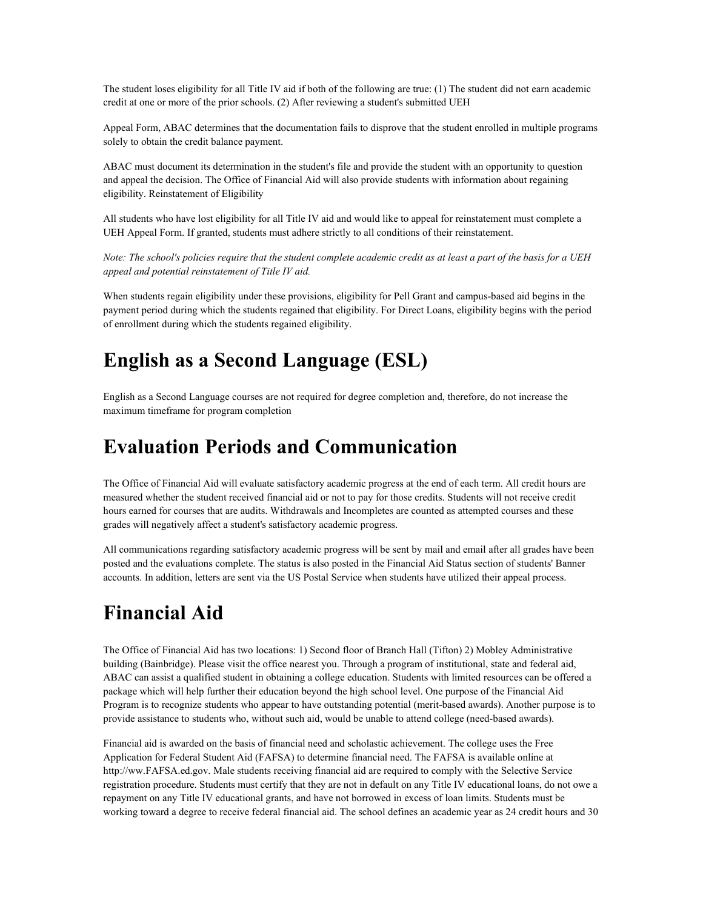The student loses eligibility for all Title IV aid if both of the following are true: (1) The student did not earn academic credit at one or more of the prior schools. (2) After reviewing a student's submitted UEH

Appeal Form, ABAC determines that the documentation fails to disprove that the student enrolled in multiple programs solely to obtain the credit balance payment.

ABAC must document its determination in the student's file and provide the student with an opportunity to question and appeal the decision. The Office of Financial Aid will also provide students with information about regaining eligibility. Reinstatement of Eligibility

All students who have lost eligibility for all Title IV aid and would like to appeal for reinstatement must complete a UEH Appeal Form. If granted, students must adhere strictly to all conditions of their reinstatement.

*Note: The school's policies require that the student complete academic credit as at least a part of the basis for a UEH appeal and potential reinstatement of Title IV aid.*

When students regain eligibility under these provisions, eligibility for Pell Grant and campus-based aid begins in the payment period during which the students regained that eligibility. For Direct Loans, eligibility begins with the period of enrollment during which the students regained eligibility.

# English as a Second Language (ESL)

English as a Second Language courses are not required for degree completion and, therefore, do not increase the maximum timeframe for program completion

# Evaluation Periods and Communication

The Office of Financial Aid will evaluate satisfactory academic progress at the end of each term. All credit hours are measured whether the student received financial aid or not to pay for those credits. Students will not receive credit hours earned for courses that are audits. Withdrawals and Incompletes are counted as attempted courses and these grades will negatively affect a student's satisfactory academic progress.

All communications regarding satisfactory academic progress will be sent by mail and email after all grades have been posted and the evaluations complete. The status is also posted in the Financial Aid Status section of students' Banner accounts. In addition, letters are sent via the US Postal Service when students have utilized their appeal process.

# Financial Aid

The Office of Financial Aid has two locations: 1) Second floor of Branch Hall (Tifton) 2) Mobley Administrative building (Bainbridge). Please visit the office nearest you. Through a program of institutional, state and federal aid, ABAC can assist a qualified student in obtaining a college education. Students with limited resources can be offered a package which will help further their education beyond the high school level. One purpose of the Financial Aid Program is to recognize students who appear to have outstanding potential (merit-based awards). Another purpose is to provide assistance to students who, without such aid, would be unable to attend college (need-based awards).

Financial aid is awarded on the basis of financial need and scholastic achievement. The college uses the Free Application for Federal Student Aid (FAFSA) to determine financial need. The FAFSA is available online at http://ww.FAFSA.ed.gov. Male students receiving financial aid are required to comply with the Selective Service registration procedure. Students must certify that they are not in default on any Title IV educational loans, do not owe a repayment on any Title IV educational grants, and have not borrowed in excess of loan limits. Students must be working toward a degree to receive federal financial aid. The school defines an academic year as 24 credit hours and 30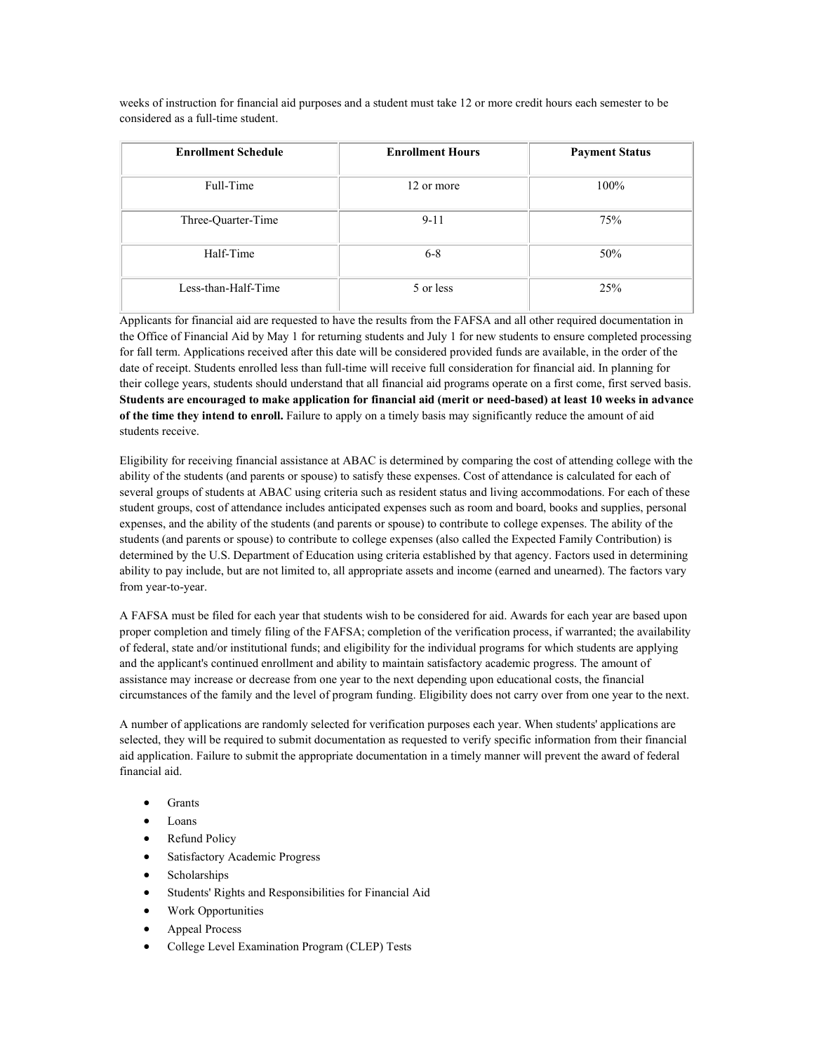weeks of instruction for financial aid purposes and a student must take 12 or more credit hours each semester to be considered as a full-time student.

| Enrollment Schedule | Enrollment Hours | Payment Status |
| --- | --- | --- |
| Full-Time | 12 or more | 100% |
| Three-Quarter-Time | 9-11 | 75% |
| Half-Time | 6-8 | 50% |
| Less-than-Half-Time | 5 or less | 25% |

Applicants for financial aid are requested to have the results from the FAFSA and all other required documentation in the Office of Financial Aid by May 1 for returning students and July 1 for new students to ensure completed processing for fall term. Applications received after this date will be considered provided funds are available, in the order of the date of receipt. Students enrolled less than full-time will receive full consideration for financial aid. In planning for their college years, students should understand that all financial aid programs operate on a first come, first served basis. **Students are encouraged to make application for financial aid (merit or need-based) at least 10 weeks in advance of the time they intend to enroll.** Failure to apply on a timely basis may significantly reduce the amount of aid students receive.

Eligibility for receiving financial assistance at ABAC is determined by comparing the cost of attending college with the ability of the students (and parents or spouse) to satisfy these expenses. Cost of attendance is calculated for each of several groups of students at ABAC using criteria such as resident status and living accommodations. For each of these student groups, cost of attendance includes anticipated expenses such as room and board, books and supplies, personal expenses, and the ability of the students (and parents or spouse) to contribute to college expenses. The ability of the students (and parents or spouse) to contribute to college expenses (also called the Expected Family Contribution) is determined by the U.S. Department of Education using criteria established by that agency. Factors used in determining ability to pay include, but are not limited to, all appropriate assets and income (earned and unearned). The factors vary from year-to-year.

A FAFSA must be filed for each year that students wish to be considered for aid. Awards for each year are based upon proper completion and timely filing of the FAFSA; completion of the verification process, if warranted; the availability of federal, state and/or institutional funds; and eligibility for the individual programs for which students are applying and the applicant's continued enrollment and ability to maintain satisfactory academic progress. The amount of assistance may increase or decrease from one year to the next depending upon educational costs, the financial circumstances of the family and the level of program funding. Eligibility does not carry over from one year to the next.

A number of applications are randomly selected for verification purposes each year. When students' applications are selected, they will be required to submit documentation as requested to verify specific information from their financial aid application. Failure to submit the appropriate documentation in a timely manner will prevent the award of federal financial aid.

- Grants
- Loans
- Refund Policy
- Satisfactory Academic Progress
- Scholarships
- Students' Rights and Responsibilities for Financial Aid
- Work Opportunities
- Appeal Process
- College Level Examination Program (CLEP) Tests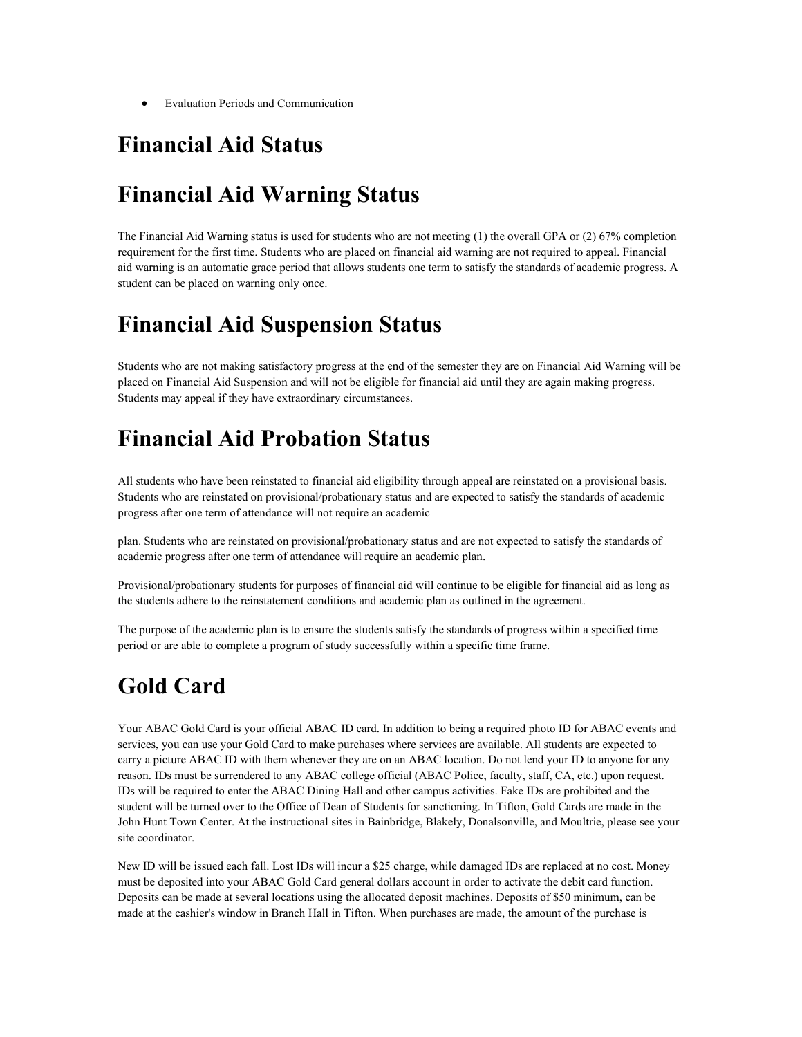- Evaluation Periods and Communication

# Financial Aid Status

# Financial Aid Warning Status

The Financial Aid Warning status is used for students who are not meeting (1) the overall GPA or (2) 67% completion requirement for the first time. Students who are placed on financial aid warning are not required to appeal. Financial aid warning is an automatic grace period that allows students one term to satisfy the standards of academic progress. A student can be placed on warning only once.

# Financial Aid Suspension Status

Students who are not making satisfactory progress at the end of the semester they are on Financial Aid Warning will be placed on Financial Aid Suspension and will not be eligible for financial aid until they are again making progress. Students may appeal if they have extraordinary circumstances.

# Financial Aid Probation Status

All students who have been reinstated to financial aid eligibility through appeal are reinstated on a provisional basis. Students who are reinstated on provisional/probationary status and are expected to satisfy the standards of academic progress after one term of attendance will not require an academic plan. Students who are reinstated on provisional/probationary status and are not expected to satisfy the standards of academic progress after one term of attendance will require an academic plan.

Provisional/probationary students for purposes of financial aid will continue to be eligible for financial aid as long as the students adhere to the reinstatement conditions and academic plan as outlined in the agreement.

The purpose of the academic plan is to ensure the students satisfy the standards of progress within a specified time period or are able to complete a program of study successfully within a specific time frame.

# Gold Card

Your ABAC Gold Card is your official ABAC ID card. In addition to being a required photo ID for ABAC events and services, you can use your Gold Card to make purchases where services are available. All students are expected to carry a picture ABAC ID with them whenever they are on an ABAC location. Do not lend your ID to anyone for any reason. IDs must be surrendered to any ABAC college official (ABAC Police, faculty, staff, CA, etc.) upon request. IDs will be required to enter the ABAC Dining Hall and other campus activities. Fake IDs are prohibited and the student will be turned over to the Office of Dean of Students for sanctioning. In Tifton, Gold Cards are made in the John Hunt Town Center. At the instructional sites in Bainbridge, Blakely, Donalsonville, and Moultrie, please see your site coordinator.

New ID will be issued each fall. Lost IDs will incur a $25 charge, while damaged IDs are replaced at no cost. Money must be deposited into your ABAC Gold Card general dollars account in order to activate the debit card function. Deposits can be made at several locations using the allocated deposit machines. Deposits of $50 minimum, can be made at the cashier's window in Branch Hall in Tifton. When purchases are made, the amount of the purchase is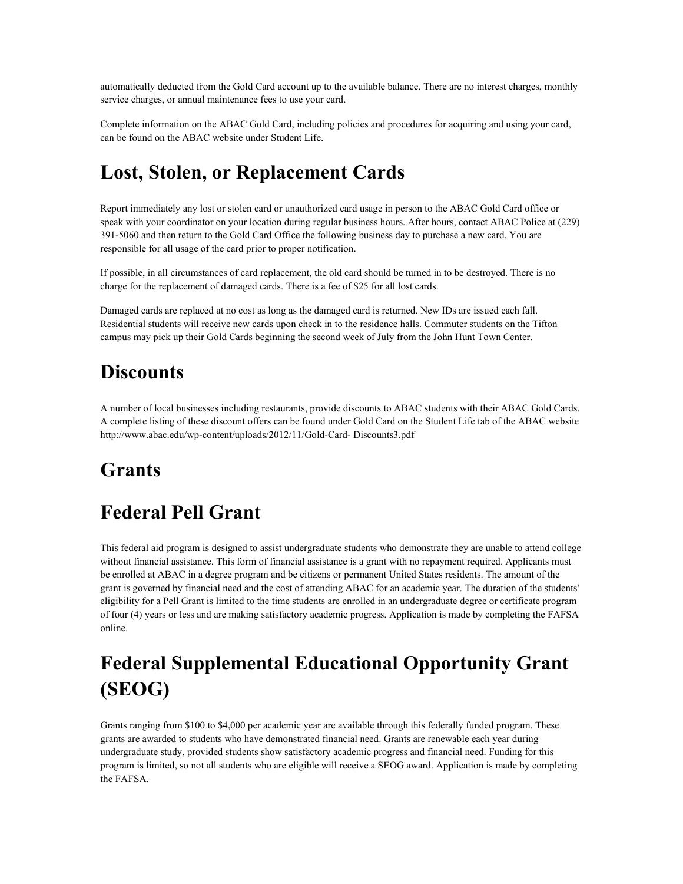automatically deducted from the Gold Card account up to the available balance. There are no interest charges, monthly service charges, or annual maintenance fees to use your card.

Complete information on the ABAC Gold Card, including policies and procedures for acquiring and using your card, can be found on the ABAC website under Student Life.

# Lost, Stolen, or Replacement Cards

Report immediately any lost or stolen card or unauthorized card usage in person to the ABAC Gold Card office or speak with your coordinator on your location during regular business hours. After hours, contact ABAC Police at (229) 391-5060 and then return to the Gold Card Office the following business day to purchase a new card. You are responsible for all usage of the card prior to proper notification.

If possible, in all circumstances of card replacement, the old card should be turned in to be destroyed. There is no charge for the replacement of damaged cards. There is a fee of $25 for all lost cards.

Damaged cards are replaced at no cost as long as the damaged card is returned. New IDs are issued each fall. Residential students will receive new cards upon check in to the residence halls. Commuter students on the Tifton campus may pick up their Gold Cards beginning the second week of July from the John Hunt Town Center.

# Discounts

A number of local businesses including restaurants, provide discounts to ABAC students with their ABAC Gold Cards. A complete listing of these discount offers can be found under Gold Card on the Student Life tab of the ABAC website http://www.abac.edu/wp-content/uploads/2012/11/Gold-Card- Discounts3.pdf

# Grants

# Federal Pell Grant

This federal aid program is designed to assist undergraduate students who demonstrate they are unable to attend college without financial assistance. This form of financial assistance is a grant with no repayment required. Applicants must be enrolled at ABAC in a degree program and be citizens or permanent United States residents. The amount of the grant is governed by financial need and the cost of attending ABAC for an academic year. The duration of the students' eligibility for a Pell Grant is limited to the time students are enrolled in an undergraduate degree or certificate program of four (4) years or less and are making satisfactory academic progress. Application is made by completing the FAFSA online.

# Federal Supplemental Educational Opportunity Grant (SEOG)

Grants ranging from $100 to $4,000 per academic year are available through this federally funded program. These grants are awarded to students who have demonstrated financial need. Grants are renewable each year during undergraduate study, provided students show satisfactory academic progress and financial need. Funding for this program is limited, so not all students who are eligible will receive a SEOG award. Application is made by completing the FAFSA.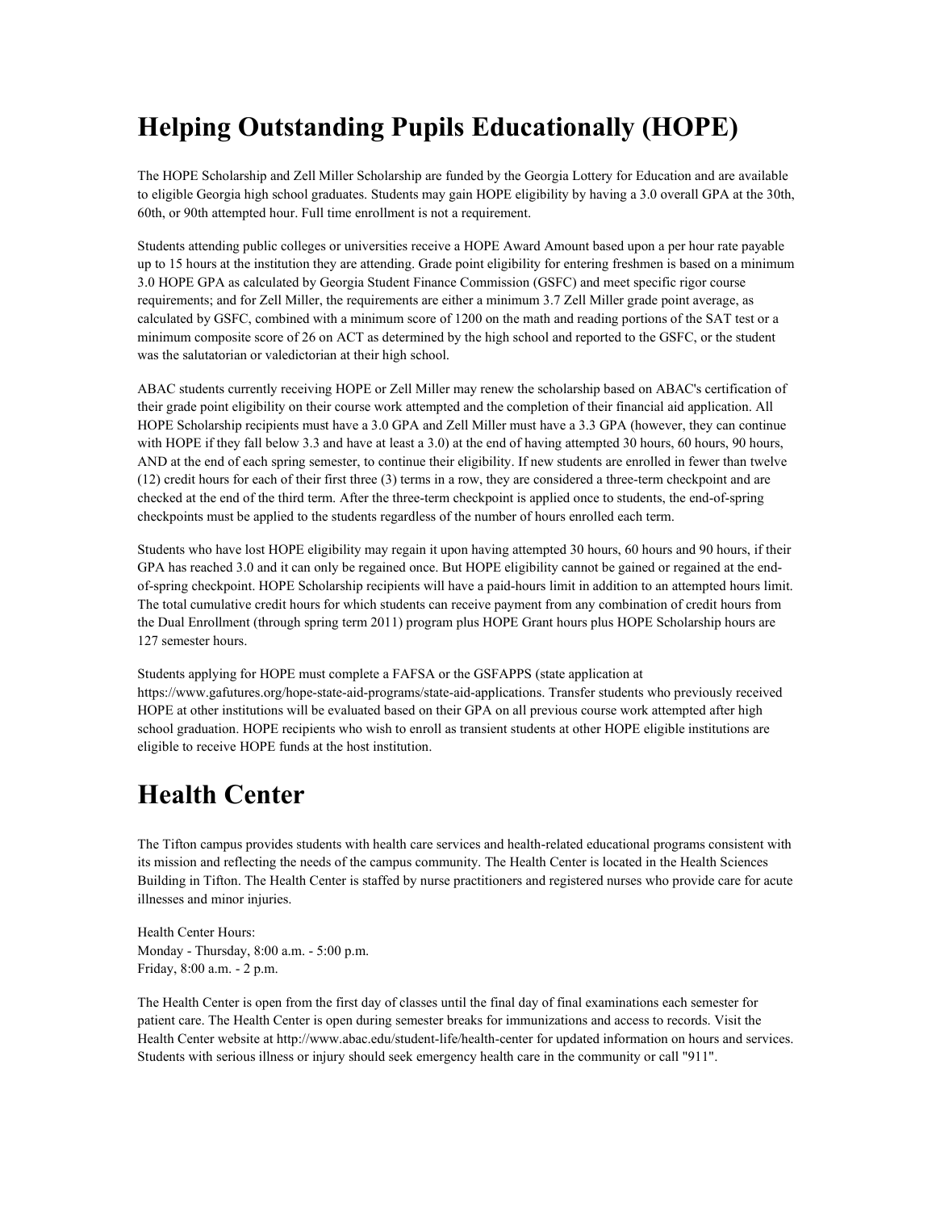# Helping Outstanding Pupils Educationally (HOPE)

The HOPE Scholarship and Zell Miller Scholarship are funded by the Georgia Lottery for Education and are available to eligible Georgia high school graduates. Students may gain HOPE eligibility by having a 3.0 overall GPA at the 30th, 60th, or 90th attempted hour. Full time enrollment is not a requirement.

Students attending public colleges or universities receive a HOPE Award Amount based upon a per hour rate payable up to 15 hours at the institution they are attending. Grade point eligibility for entering freshmen is based on a minimum 3.0 HOPE GPA as calculated by Georgia Student Finance Commission (GSFC) and meet specific rigor course requirements; and for Zell Miller, the requirements are either a minimum 3.7 Zell Miller grade point average, as calculated by GSFC, combined with a minimum score of 1200 on the math and reading portions of the SAT test or a minimum composite score of 26 on ACT as determined by the high school and reported to the GSFC, or the student was the salutatorian or valedictorian at their high school.

ABAC students currently receiving HOPE or Zell Miller may renew the scholarship based on ABAC's certification of their grade point eligibility on their course work attempted and the completion of their financial aid application. All HOPE Scholarship recipients must have a 3.0 GPA and Zell Miller must have a 3.3 GPA (however, they can continue with HOPE if they fall below 3.3 and have at least a 3.0) at the end of having attempted 30 hours, 60 hours, 90 hours, AND at the end of each spring semester, to continue their eligibility. If new students are enrolled in fewer than twelve (12) credit hours for each of their first three (3) terms in a row, they are considered a three-term checkpoint and are checked at the end of the third term. After the three-term checkpoint is applied once to students, the end-of-spring checkpoints must be applied to the students regardless of the number of hours enrolled each term.

Students who have lost HOPE eligibility may regain it upon having attempted 30 hours, 60 hours and 90 hours, if their GPA has reached 3.0 and it can only be regained once. But HOPE eligibility cannot be gained or regained at the end-of-spring checkpoint. HOPE Scholarship recipients will have a paid-hours limit in addition to an attempted hours limit. The total cumulative credit hours for which students can receive payment from any combination of credit hours from the Dual Enrollment (through spring term 2011) program plus HOPE Grant hours plus HOPE Scholarship hours are 127 semester hours.

Students applying for HOPE must complete a FAFSA or the GSFAPPS (state application at https://www.gafutures.org/hope-state-aid-programs/state-aid-applications. Transfer students who previously received HOPE at other institutions will be evaluated based on their GPA on all previous course work attempted after high school graduation. HOPE recipients who wish to enroll as transient students at other HOPE eligible institutions are eligible to receive HOPE funds at the host institution.

# Health Center

The Tifton campus provides students with health care services and health-related educational programs consistent with its mission and reflecting the needs of the campus community. The Health Center is located in the Health Sciences Building in Tifton. The Health Center is staffed by nurse practitioners and registered nurses who provide care for acute illnesses and minor injuries.

Health Center Hours:
Monday - Thursday, 8:00 a.m. - 5:00 p.m.
Friday, 8:00 a.m. - 2 p.m.

The Health Center is open from the first day of classes until the final day of final examinations each semester for patient care. The Health Center is open during semester breaks for immunizations and access to records. Visit the Health Center website at http://www.abac.edu/student-life/health-center for updated information on hours and services. Students with serious illness or injury should seek emergency health care in the community or call "911".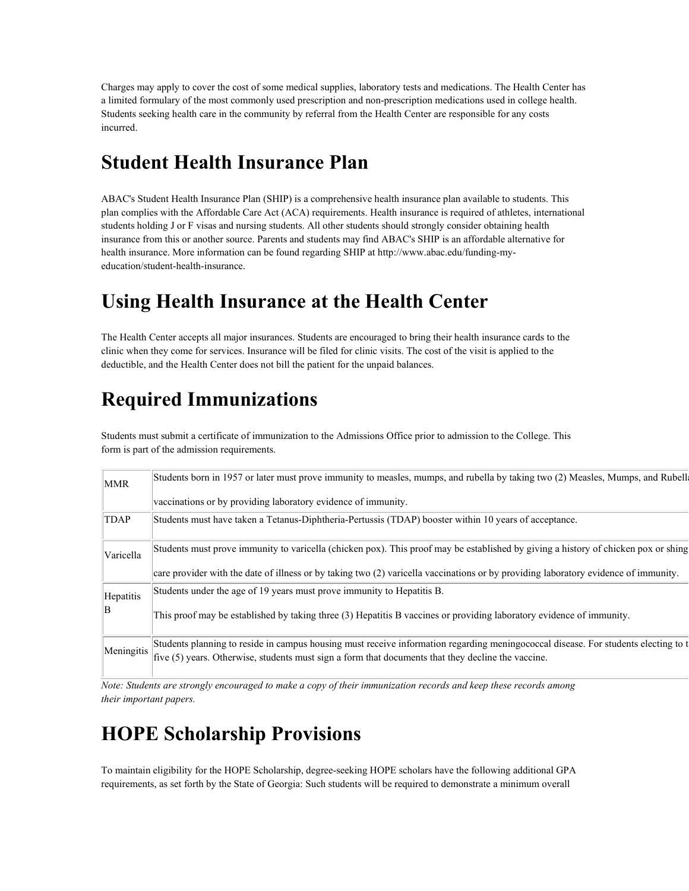Charges may apply to cover the cost of some medical supplies, laboratory tests and medications. The Health Center has a limited formulary of the most commonly used prescription and non-prescription medications used in college health. Students seeking health care in the community by referral from the Health Center are responsible for any costs incurred.

# Student Health Insurance Plan

ABAC's Student Health Insurance Plan (SHIP) is a comprehensive health insurance plan available to students. This plan complies with the Affordable Care Act (ACA) requirements. Health insurance is required of athletes, international students holding J or F visas and nursing students. All other students should strongly consider obtaining health insurance from this or another source. Parents and students may find ABAC's SHIP is an affordable alternative for health insurance. More information can be found regarding SHIP at http://www.abac.edu/funding-my-education/student-health-insurance.

# Using Health Insurance at the Health Center

The Health Center accepts all major insurances. Students are encouraged to bring their health insurance cards to the clinic when they come for services. Insurance will be filed for clinic visits. The cost of the visit is applied to the deductible, and the Health Center does not bill the patient for the unpaid balances.

# Required Immunizations

Students must submit a certificate of immunization to the Admissions Office prior to admission to the College. This form is part of the admission requirements.

| | |
|---|---|
| MMR | Students born in 1957 or later must prove immunity to measles, mumps, and rubella by taking two (2) Measles, Mumps, and Rubell vaccinations or by providing laboratory evidence of immunity. |
| TDAP | Students must have taken a Tetanus-Diphtheria-Pertussis (TDAP) booster within 10 years of acceptance. |
| Varicella | Students must prove immunity to varicella (chicken pox). This proof may be established by giving a history of chicken pox or shing care provider with the date of illness or by taking two (2) varicella vaccinations or by providing laboratory evidence of immunity. |
| Hepatitis B | Students under the age of 19 years must prove immunity to Hepatitis B. This proof may be established by taking three (3) Hepatitis B vaccines or providing laboratory evidence of immunity. |
| Meningitis | Students planning to reside in campus housing must receive information regarding meningococcal disease. For students electing to t five (5) years. Otherwise, students must sign a form that documents that they decline the vaccine. |

*Note: Students are strongly encouraged to make a copy of their immunization records and keep these records among their important papers.*

# HOPE Scholarship Provisions

To maintain eligibility for the HOPE Scholarship, degree-seeking HOPE scholars have the following additional GPA requirements, as set forth by the State of Georgia: Such students will be required to demonstrate a minimum overall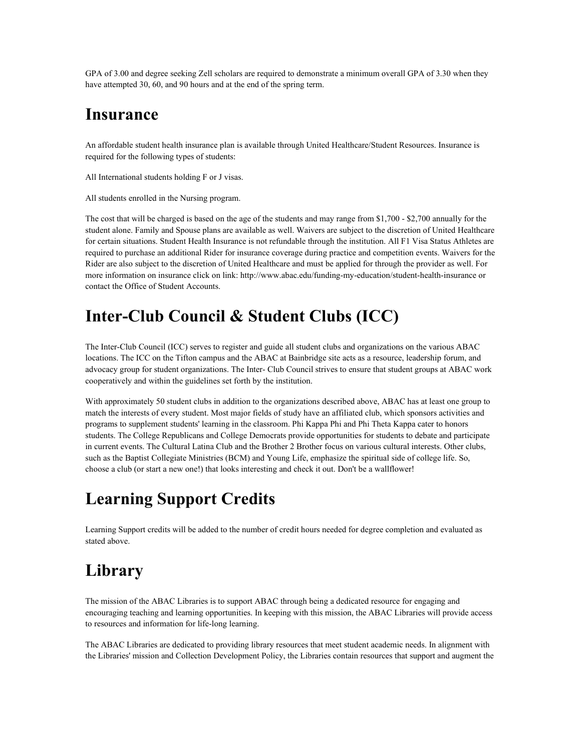GPA of 3.00 and degree seeking Zell scholars are required to demonstrate a minimum overall GPA of 3.30 when they have attempted 30, 60, and 90 hours and at the end of the spring term.

# Insurance

An affordable student health insurance plan is available through United Healthcare/Student Resources. Insurance is required for the following types of students:

All International students holding F or J visas.

All students enrolled in the Nursing program.

The cost that will be charged is based on the age of the students and may range from $1,700 - $2,700 annually for the student alone. Family and Spouse plans are available as well. Waivers are subject to the discretion of United Healthcare for certain situations. Student Health Insurance is not refundable through the institution. All F1 Visa Status Athletes are required to purchase an additional Rider for insurance coverage during practice and competition events. Waivers for the Rider are also subject to the discretion of United Healthcare and must be applied for through the provider as well. For more information on insurance click on link: http://www.abac.edu/funding-my-education/student-health-insurance or contact the Office of Student Accounts.

# Inter-Club Council & Student Clubs (ICC)

The Inter-Club Council (ICC) serves to register and guide all student clubs and organizations on the various ABAC locations. The ICC on the Tifton campus and the ABAC at Bainbridge site acts as a resource, leadership forum, and advocacy group for student organizations. The Inter- Club Council strives to ensure that student groups at ABAC work cooperatively and within the guidelines set forth by the institution.

With approximately 50 student clubs in addition to the organizations described above, ABAC has at least one group to match the interests of every student. Most major fields of study have an affiliated club, which sponsors activities and programs to supplement students' learning in the classroom. Phi Kappa Phi and Phi Theta Kappa cater to honors students. The College Republicans and College Democrats provide opportunities for students to debate and participate in current events. The Cultural Latina Club and the Brother 2 Brother focus on various cultural interests. Other clubs, such as the Baptist Collegiate Ministries (BCM) and Young Life, emphasize the spiritual side of college life. So, choose a club (or start a new one!) that looks interesting and check it out. Don't be a wallflower!

# Learning Support Credits

Learning Support credits will be added to the number of credit hours needed for degree completion and evaluated as stated above.

# Library

The mission of the ABAC Libraries is to support ABAC through being a dedicated resource for engaging and encouraging teaching and learning opportunities. In keeping with this mission, the ABAC Libraries will provide access to resources and information for life-long learning.

The ABAC Libraries are dedicated to providing library resources that meet student academic needs. In alignment with the Libraries' mission and Collection Development Policy, the Libraries contain resources that support and augment the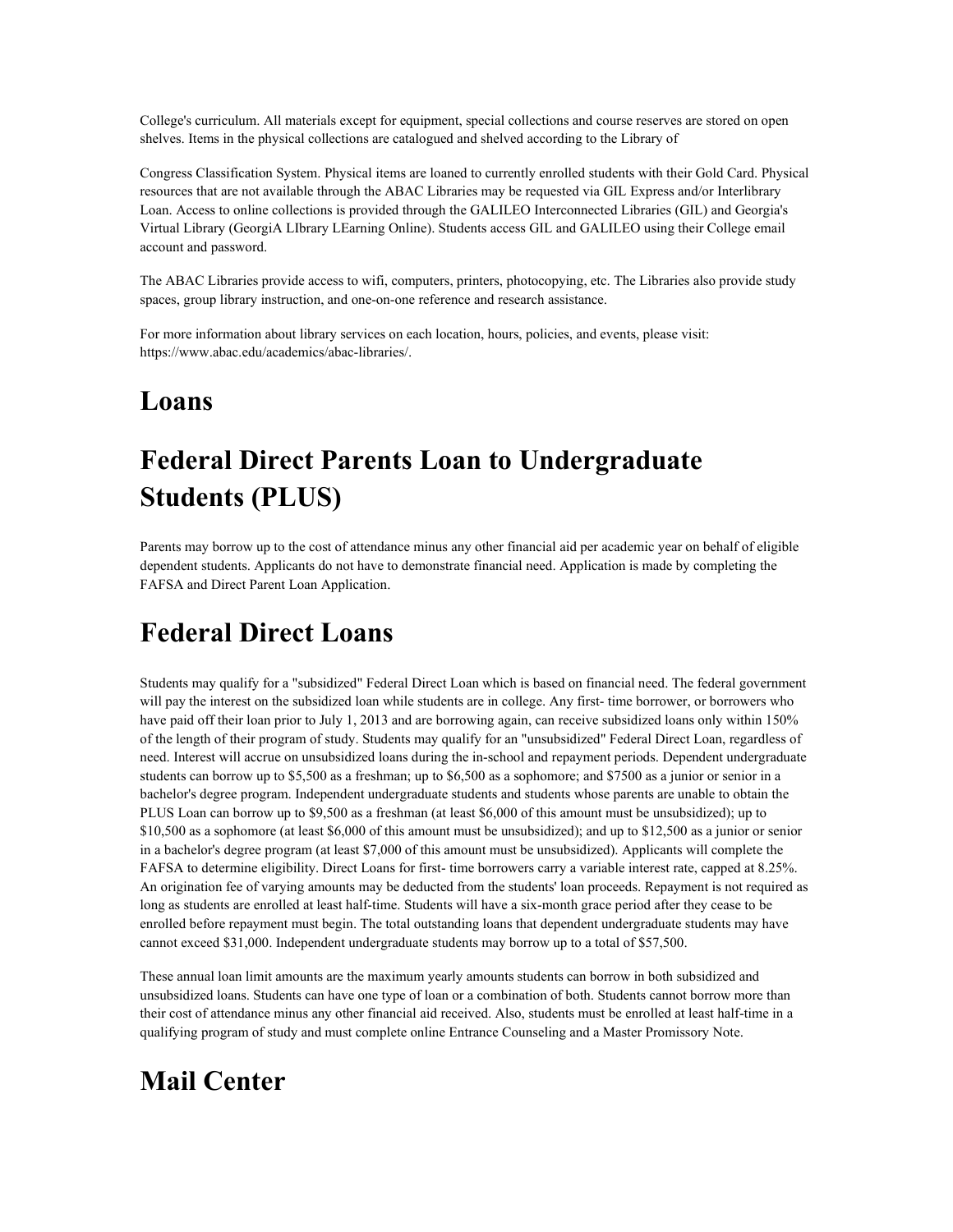College's curriculum. All materials except for equipment, special collections and course reserves are stored on open shelves. Items in the physical collections are catalogued and shelved according to the Library of

Congress Classification System. Physical items are loaned to currently enrolled students with their Gold Card. Physical resources that are not available through the ABAC Libraries may be requested via GIL Express and/or Interlibrary Loan. Access to online collections is provided through the GALILEO Interconnected Libraries (GIL) and Georgia's Virtual Library (GeorgiA LIbrary LEarning Online). Students access GIL and GALILEO using their College email account and password.

The ABAC Libraries provide access to wifi, computers, printers, photocopying, etc. The Libraries also provide study spaces, group library instruction, and one-on-one reference and research assistance.

For more information about library services on each location, hours, policies, and events, please visit: https://www.abac.edu/academics/abac-libraries/.

# Loans

# Federal Direct Parents Loan to Undergraduate Students (PLUS)

Parents may borrow up to the cost of attendance minus any other financial aid per academic year on behalf of eligible dependent students. Applicants do not have to demonstrate financial need. Application is made by completing the FAFSA and Direct Parent Loan Application.

# Federal Direct Loans

Students may qualify for a "subsidized" Federal Direct Loan which is based on financial need. The federal government will pay the interest on the subsidized loan while students are in college. Any first- time borrower, or borrowers who have paid off their loan prior to July 1, 2013 and are borrowing again, can receive subsidized loans only within 150% of the length of their program of study. Students may qualify for an "unsubsidized" Federal Direct Loan, regardless of need. Interest will accrue on unsubsidized loans during the in-school and repayment periods. Dependent undergraduate students can borrow up to $5,500 as a freshman; up to $6,500 as a sophomore; and $7500 as a junior or senior in a bachelor's degree program. Independent undergraduate students and students whose parents are unable to obtain the PLUS Loan can borrow up to $9,500 as a freshman (at least $6,000 of this amount must be unsubsidized); up to $10,500 as a sophomore (at least $6,000 of this amount must be unsubsidized); and up to $12,500 as a junior or senior in a bachelor's degree program (at least $7,000 of this amount must be unsubsidized). Applicants will complete the FAFSA to determine eligibility. Direct Loans for first- time borrowers carry a variable interest rate, capped at 8.25%. An origination fee of varying amounts may be deducted from the students' loan proceeds. Repayment is not required as long as students are enrolled at least half-time. Students will have a six-month grace period after they cease to be enrolled before repayment must begin. The total outstanding loans that dependent undergraduate students may have cannot exceed $31,000. Independent undergraduate students may borrow up to a total of $57,500.

These annual loan limit amounts are the maximum yearly amounts students can borrow in both subsidized and unsubsidized loans. Students can have one type of loan or a combination of both. Students cannot borrow more than their cost of attendance minus any other financial aid received. Also, students must be enrolled at least half-time in a qualifying program of study and must complete online Entrance Counseling and a Master Promissory Note.

# Mail Center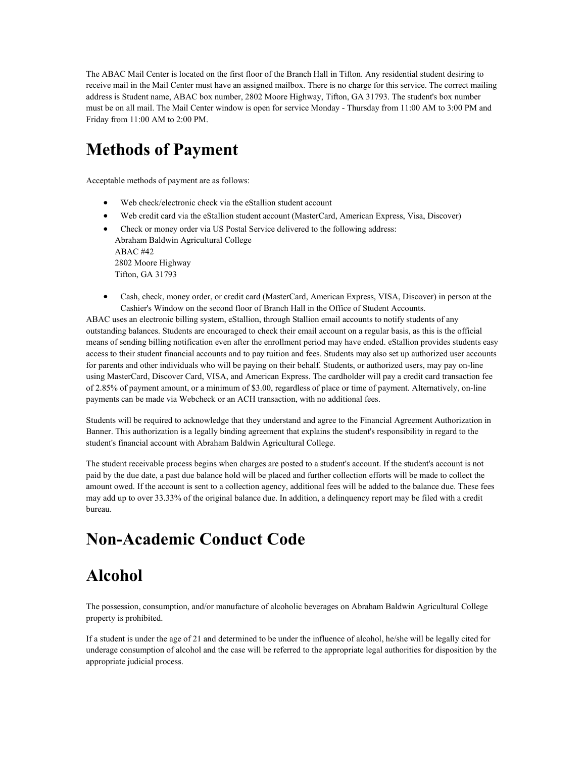The ABAC Mail Center is located on the first floor of the Branch Hall in Tifton. Any residential student desiring to receive mail in the Mail Center must have an assigned mailbox. There is no charge for this service. The correct mailing address is Student name, ABAC box number, 2802 Moore Highway, Tifton, GA 31793. The student's box number must be on all mail. The Mail Center window is open for service Monday - Thursday from 11:00 AM to 3:00 PM and Friday from 11:00 AM to 2:00 PM.

# Methods of Payment

Acceptable methods of payment are as follows:

- Web check/electronic check via the eStallion student account
- Web credit card via the eStallion student account (MasterCard, American Express, Visa, Discover)
- Check or money order via US Postal Service delivered to the following address:
  Abraham Baldwin Agricultural College
  ABAC #42
  2802 Moore Highway
  Tifton, GA 31793
- Cash, check, money order, or credit card (MasterCard, American Express, VISA, Discover) in person at the Cashier's Window on the second floor of Branch Hall in the Office of Student Accounts.

ABAC uses an electronic billing system, eStallion, through Stallion email accounts to notify students of any outstanding balances. Students are encouraged to check their email account on a regular basis, as this is the official means of sending billing notification even after the enrollment period may have ended. eStallion provides students easy access to their student financial accounts and to pay tuition and fees. Students may also set up authorized user accounts for parents and other individuals who will be paying on their behalf. Students, or authorized users, may pay on-line using MasterCard, Discover Card, VISA, and American Express. The cardholder will pay a credit card transaction fee of 2.85% of payment amount, or a minimum of $3.00, regardless of place or time of payment. Alternatively, on-line payments can be made via Webcheck or an ACH transaction, with no additional fees.

Students will be required to acknowledge that they understand and agree to the Financial Agreement Authorization in Banner. This authorization is a legally binding agreement that explains the student's responsibility in regard to the student's financial account with Abraham Baldwin Agricultural College.

The student receivable process begins when charges are posted to a student's account. If the student's account is not paid by the due date, a past due balance hold will be placed and further collection efforts will be made to collect the amount owed. If the account is sent to a collection agency, additional fees will be added to the balance due. These fees may add up to over 33.33% of the original balance due. In addition, a delinquency report may be filed with a credit bureau.

# Non-Academic Conduct Code

# Alcohol

The possession, consumption, and/or manufacture of alcoholic beverages on Abraham Baldwin Agricultural College property is prohibited.

If a student is under the age of 21 and determined to be under the influence of alcohol, he/she will be legally cited for underage consumption of alcohol and the case will be referred to the appropriate legal authorities for disposition by the appropriate judicial process.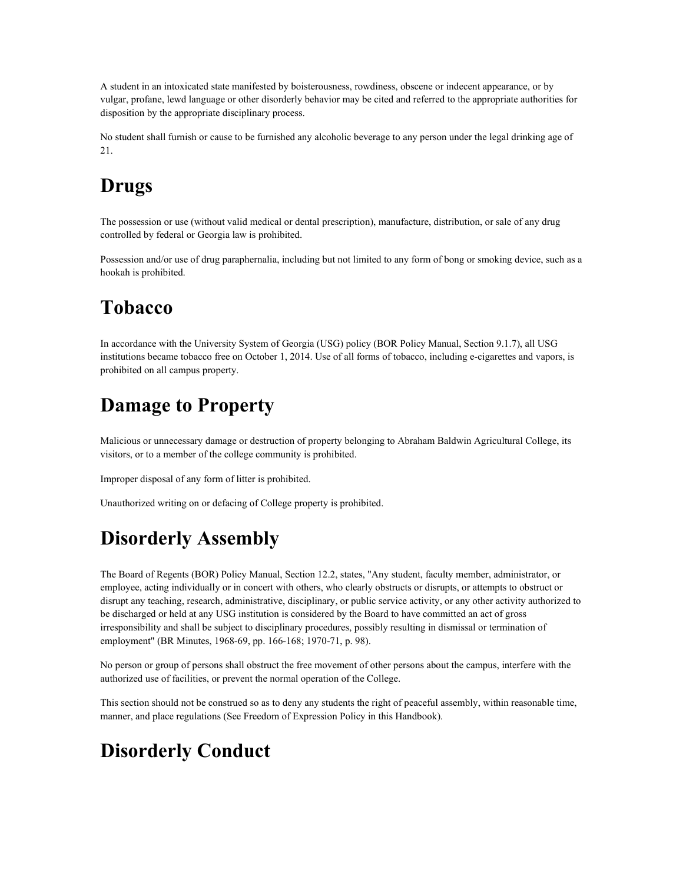A student in an intoxicated state manifested by boisterousness, rowdiness, obscene or indecent appearance, or by vulgar, profane, lewd language or other disorderly behavior may be cited and referred to the appropriate authorities for disposition by the appropriate disciplinary process.

No student shall furnish or cause to be furnished any alcoholic beverage to any person under the legal drinking age of 21.

# Drugs

The possession or use (without valid medical or dental prescription), manufacture, distribution, or sale of any drug controlled by federal or Georgia law is prohibited.

Possession and/or use of drug paraphernalia, including but not limited to any form of bong or smoking device, such as a hookah is prohibited.

# Tobacco

In accordance with the University System of Georgia (USG) policy (BOR Policy Manual, Section 9.1.7), all USG institutions became tobacco free on October 1, 2014. Use of all forms of tobacco, including e-cigarettes and vapors, is prohibited on all campus property.

# Damage to Property

Malicious or unnecessary damage or destruction of property belonging to Abraham Baldwin Agricultural College, its visitors, or to a member of the college community is prohibited.

Improper disposal of any form of litter is prohibited.

Unauthorized writing on or defacing of College property is prohibited.

# Disorderly Assembly

The Board of Regents (BOR) Policy Manual, Section 12.2, states, "Any student, faculty member, administrator, or employee, acting individually or in concert with others, who clearly obstructs or disrupts, or attempts to obstruct or disrupt any teaching, research, administrative, disciplinary, or public service activity, or any other activity authorized to be discharged or held at any USG institution is considered by the Board to have committed an act of gross irresponsibility and shall be subject to disciplinary procedures, possibly resulting in dismissal or termination of employment" (BR Minutes, 1968-69, pp. 166-168; 1970-71, p. 98).

No person or group of persons shall obstruct the free movement of other persons about the campus, interfere with the authorized use of facilities, or prevent the normal operation of the College.

This section should not be construed so as to deny any students the right of peaceful assembly, within reasonable time, manner, and place regulations (See Freedom of Expression Policy in this Handbook).

# Disorderly Conduct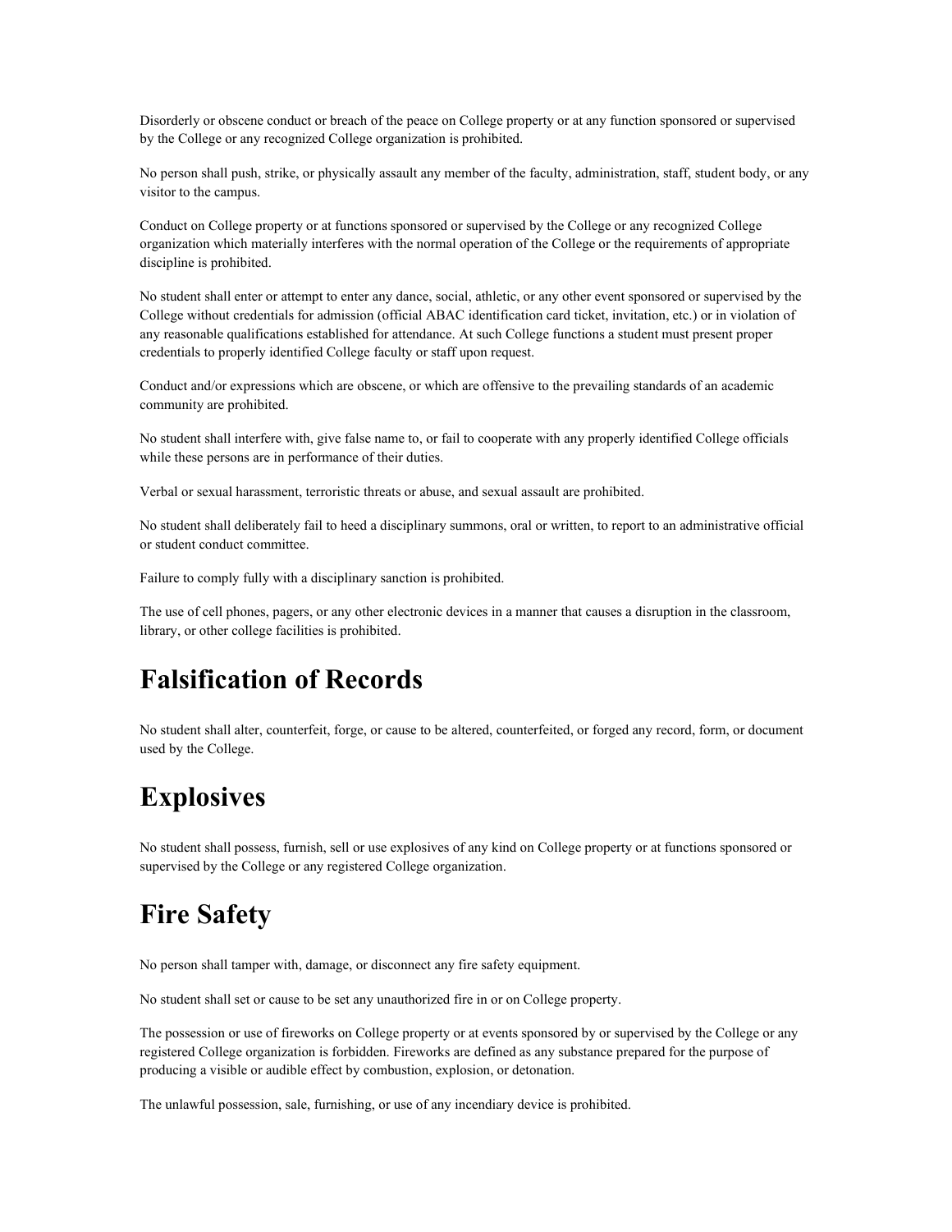Disorderly or obscene conduct or breach of the peace on College property or at any function sponsored or supervised by the College or any recognized College organization is prohibited.

No person shall push, strike, or physically assault any member of the faculty, administration, staff, student body, or any visitor to the campus.

Conduct on College property or at functions sponsored or supervised by the College or any recognized College organization which materially interferes with the normal operation of the College or the requirements of appropriate discipline is prohibited.

No student shall enter or attempt to enter any dance, social, athletic, or any other event sponsored or supervised by the College without credentials for admission (official ABAC identification card ticket, invitation, etc.) or in violation of any reasonable qualifications established for attendance. At such College functions a student must present proper credentials to properly identified College faculty or staff upon request.

Conduct and/or expressions which are obscene, or which are offensive to the prevailing standards of an academic community are prohibited.

No student shall interfere with, give false name to, or fail to cooperate with any properly identified College officials while these persons are in performance of their duties.

Verbal or sexual harassment, terroristic threats or abuse, and sexual assault are prohibited.

No student shall deliberately fail to heed a disciplinary summons, oral or written, to report to an administrative official or student conduct committee.

Failure to comply fully with a disciplinary sanction is prohibited.

The use of cell phones, pagers, or any other electronic devices in a manner that causes a disruption in the classroom, library, or other college facilities is prohibited.

# Falsification of Records

No student shall alter, counterfeit, forge, or cause to be altered, counterfeited, or forged any record, form, or document used by the College.

# Explosives

No student shall possess, furnish, sell or use explosives of any kind on College property or at functions sponsored or supervised by the College or any registered College organization.

# Fire Safety

No person shall tamper with, damage, or disconnect any fire safety equipment.

No student shall set or cause to be set any unauthorized fire in or on College property.

The possession or use of fireworks on College property or at events sponsored by or supervised by the College or any registered College organization is forbidden. Fireworks are defined as any substance prepared for the purpose of producing a visible or audible effect by combustion, explosion, or detonation.

The unlawful possession, sale, furnishing, or use of any incendiary device is prohibited.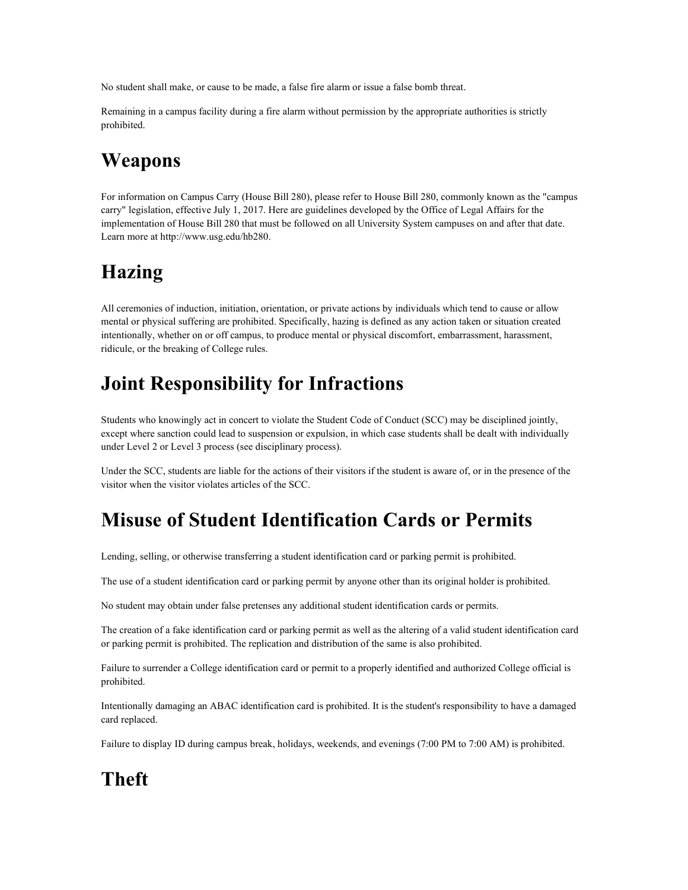No student shall make, or cause to be made, a false fire alarm or issue a false bomb threat.

Remaining in a campus facility during a fire alarm without permission by the appropriate authorities is strictly prohibited.

# Weapons

For information on Campus Carry (House Bill 280), please refer to House Bill 280, commonly known as the "campus carry" legislation, effective July 1, 2017. Here are guidelines developed by the Office of Legal Affairs for the implementation of House Bill 280 that must be followed on all University System campuses on and after that date. Learn more at http://www.usg.edu/hb280.

# Hazing

All ceremonies of induction, initiation, orientation, or private actions by individuals which tend to cause or allow mental or physical suffering are prohibited. Specifically, hazing is defined as any action taken or situation created intentionally, whether on or off campus, to produce mental or physical discomfort, embarrassment, harassment, ridicule, or the breaking of College rules.

# Joint Responsibility for Infractions

Students who knowingly act in concert to violate the Student Code of Conduct (SCC) may be disciplined jointly, except where sanction could lead to suspension or expulsion, in which case students shall be dealt with individually under Level 2 or Level 3 process (see disciplinary process).

Under the SCC, students are liable for the actions of their visitors if the student is aware of, or in the presence of the visitor when the visitor violates articles of the SCC.

# Misuse of Student Identification Cards or Permits

Lending, selling, or otherwise transferring a student identification card or parking permit is prohibited.

The use of a student identification card or parking permit by anyone other than its original holder is prohibited.

No student may obtain under false pretenses any additional student identification cards or permits.

The creation of a fake identification card or parking permit as well as the altering of a valid student identification card or parking permit is prohibited. The replication and distribution of the same is also prohibited.

Failure to surrender a College identification card or permit to a properly identified and authorized College official is prohibited.

Intentionally damaging an ABAC identification card is prohibited. It is the student's responsibility to have a damaged card replaced.

Failure to display ID during campus break, holidays, weekends, and evenings (7:00 PM to 7:00 AM) is prohibited.

# Theft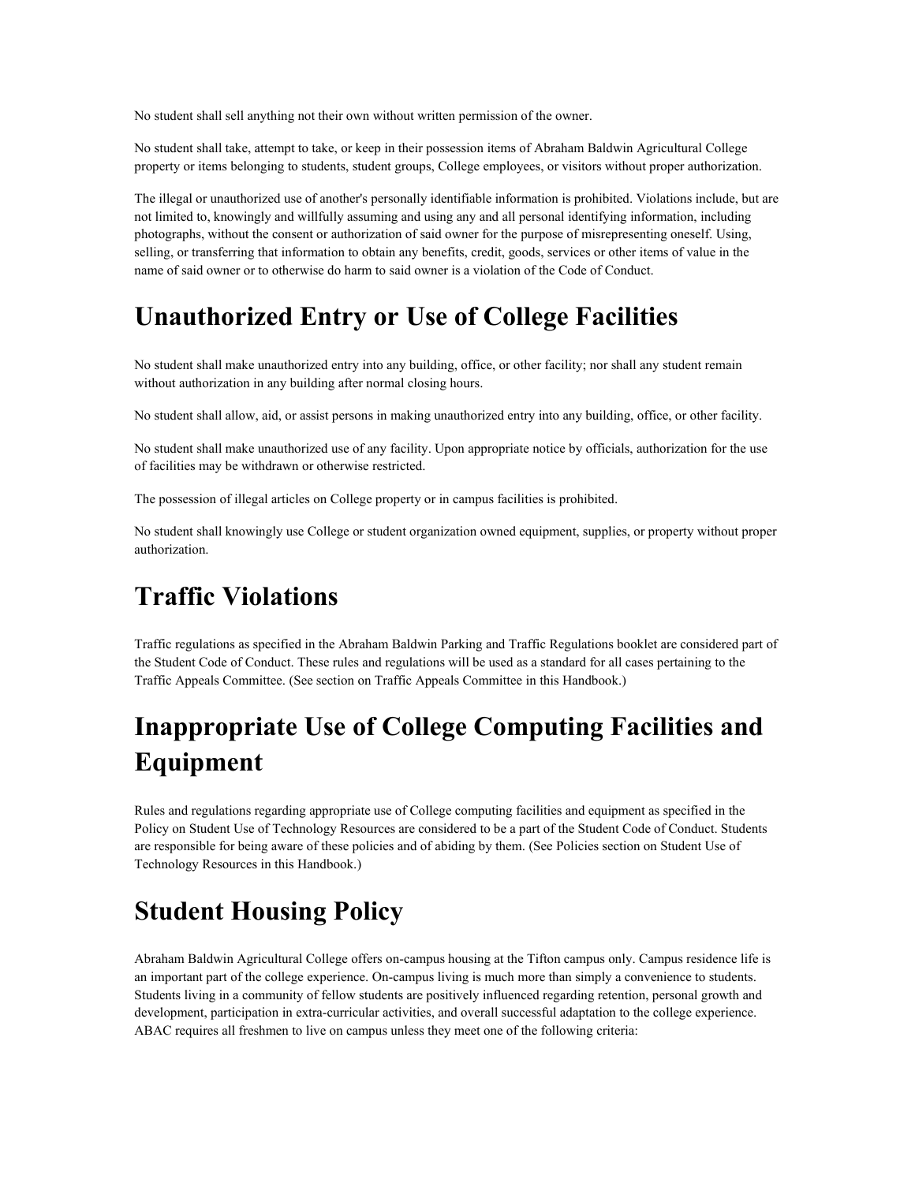No student shall sell anything not their own without written permission of the owner.

No student shall take, attempt to take, or keep in their possession items of Abraham Baldwin Agricultural College property or items belonging to students, student groups, College employees, or visitors without proper authorization.

The illegal or unauthorized use of another's personally identifiable information is prohibited. Violations include, but are not limited to, knowingly and willfully assuming and using any and all personal identifying information, including photographs, without the consent or authorization of said owner for the purpose of misrepresenting oneself. Using, selling, or transferring that information to obtain any benefits, credit, goods, services or other items of value in the name of said owner or to otherwise do harm to said owner is a violation of the Code of Conduct.

# Unauthorized Entry or Use of College Facilities

No student shall make unauthorized entry into any building, office, or other facility; nor shall any student remain without authorization in any building after normal closing hours.

No student shall allow, aid, or assist persons in making unauthorized entry into any building, office, or other facility.

No student shall make unauthorized use of any facility. Upon appropriate notice by officials, authorization for the use of facilities may be withdrawn or otherwise restricted.

The possession of illegal articles on College property or in campus facilities is prohibited.

No student shall knowingly use College or student organization owned equipment, supplies, or property without proper authorization.

# Traffic Violations

Traffic regulations as specified in the Abraham Baldwin Parking and Traffic Regulations booklet are considered part of the Student Code of Conduct. These rules and regulations will be used as a standard for all cases pertaining to the Traffic Appeals Committee. (See section on Traffic Appeals Committee in this Handbook.)

# Inappropriate Use of College Computing Facilities and Equipment

Rules and regulations regarding appropriate use of College computing facilities and equipment as specified in the Policy on Student Use of Technology Resources are considered to be a part of the Student Code of Conduct. Students are responsible for being aware of these policies and of abiding by them. (See Policies section on Student Use of Technology Resources in this Handbook.)

# Student Housing Policy

Abraham Baldwin Agricultural College offers on-campus housing at the Tifton campus only. Campus residence life is an important part of the college experience. On-campus living is much more than simply a convenience to students. Students living in a community of fellow students are positively influenced regarding retention, personal growth and development, participation in extra-curricular activities, and overall successful adaptation to the college experience. ABAC requires all freshmen to live on campus unless they meet one of the following criteria: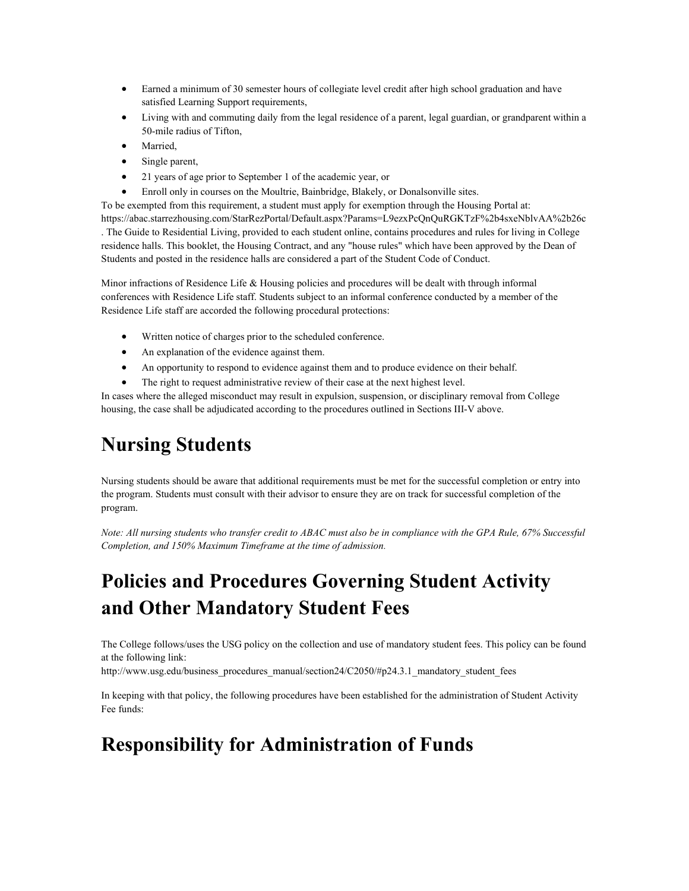- Earned a minimum of 30 semester hours of collegiate level credit after high school graduation and have satisfied Learning Support requirements,
- Living with and commuting daily from the legal residence of a parent, legal guardian, or grandparent within a 50-mile radius of Tifton,
- Married,
- Single parent,
- 21 years of age prior to September 1 of the academic year, or
- Enroll only in courses on the Moultrie, Bainbridge, Blakely, or Donalsonville sites.

To be exempted from this requirement, a student must apply for exemption through the Housing Portal at: https://abac.starrezhousing.com/StarRezPortal/Default.aspx?Params=L9ezxPcQnQuRGKTzF%2b4sxeNblvAA%2b26c . The Guide to Residential Living, provided to each student online, contains procedures and rules for living in College residence halls. This booklet, the Housing Contract, and any "house rules" which have been approved by the Dean of Students and posted in the residence halls are considered a part of the Student Code of Conduct.

Minor infractions of Residence Life & Housing policies and procedures will be dealt with through informal conferences with Residence Life staff. Students subject to an informal conference conducted by a member of the Residence Life staff are accorded the following procedural protections:

- Written notice of charges prior to the scheduled conference.
- An explanation of the evidence against them.
- An opportunity to respond to evidence against them and to produce evidence on their behalf.
- The right to request administrative review of their case at the next highest level.

In cases where the alleged misconduct may result in expulsion, suspension, or disciplinary removal from College housing, the case shall be adjudicated according to the procedures outlined in Sections III-V above.

# Nursing Students

Nursing students should be aware that additional requirements must be met for the successful completion or entry into the program. Students must consult with their advisor to ensure they are on track for successful completion of the program.

*Note: All nursing students who transfer credit to ABAC must also be in compliance with the GPA Rule, 67% Successful Completion, and 150% Maximum Timeframe at the time of admission.*

# Policies and Procedures Governing Student Activity and Other Mandatory Student Fees

The College follows/uses the USG policy on the collection and use of mandatory student fees. This policy can be found at the following link:
http://www.usg.edu/business_procedures_manual/section24/C2050/#p24.3.1_mandatory_student_fees

In keeping with that policy, the following procedures have been established for the administration of Student Activity Fee funds:

# Responsibility for Administration of Funds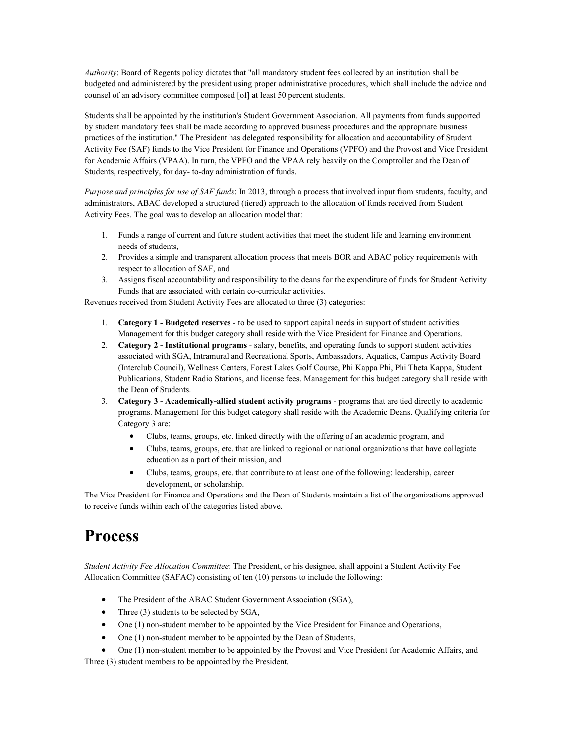*Authority*: Board of Regents policy dictates that "all mandatory student fees collected by an institution shall be budgeted and administered by the president using proper administrative procedures, which shall include the advice and counsel of an advisory committee composed [of] at least 50 percent students.

Students shall be appointed by the institution's Student Government Association. All payments from funds supported by student mandatory fees shall be made according to approved business procedures and the appropriate business practices of the institution." The President has delegated responsibility for allocation and accountability of Student Activity Fee (SAF) funds to the Vice President for Finance and Operations (VPFO) and the Provost and Vice President for Academic Affairs (VPAA). In turn, the VPFO and the VPAA rely heavily on the Comptroller and the Dean of Students, respectively, for day- to-day administration of funds.

*Purpose and principles for use of SAF funds*: In 2013, through a process that involved input from students, faculty, and administrators, ABAC developed a structured (tiered) approach to the allocation of funds received from Student Activity Fees. The goal was to develop an allocation model that:

1. Funds a range of current and future student activities that meet the student life and learning environment needs of students,
2. Provides a simple and transparent allocation process that meets BOR and ABAC policy requirements with respect to allocation of SAF, and
3. Assigns fiscal accountability and responsibility to the deans for the expenditure of funds for Student Activity Funds that are associated with certain co-curricular activities.

Revenues received from Student Activity Fees are allocated to three (3) categories:

1. **Category 1 - Budgeted reserves** - to be used to support capital needs in support of student activities. Management for this budget category shall reside with the Vice President for Finance and Operations.
2. **Category 2 - Institutional programs** - salary, benefits, and operating funds to support student activities associated with SGA, Intramural and Recreational Sports, Ambassadors, Aquatics, Campus Activity Board (Interclub Council), Wellness Centers, Forest Lakes Golf Course, Phi Kappa Phi, Phi Theta Kappa, Student Publications, Student Radio Stations, and license fees. Management for this budget category shall reside with the Dean of Students.
3. **Category 3 - Academically-allied student activity programs** - programs that are tied directly to academic programs. Management for this budget category shall reside with the Academic Deans. Qualifying criteria for Category 3 are:
   - Clubs, teams, groups, etc. linked directly with the offering of an academic program, and
   - Clubs, teams, groups, etc. that are linked to regional or national organizations that have collegiate education as a part of their mission, and
   - Clubs, teams, groups, etc. that contribute to at least one of the following: leadership, career development, or scholarship.

The Vice President for Finance and Operations and the Dean of Students maintain a list of the organizations approved to receive funds within each of the categories listed above.

# Process

*Student Activity Fee Allocation Committee*: The President, or his designee, shall appoint a Student Activity Fee Allocation Committee (SAFAC) consisting of ten (10) persons to include the following:

- The President of the ABAC Student Government Association (SGA),
- Three (3) students to be selected by SGA,
- One (1) non-student member to be appointed by the Vice President for Finance and Operations,
- One (1) non-student member to be appointed by the Dean of Students,
- One (1) non-student member to be appointed by the Provost and Vice President for Academic Affairs, and

Three (3) student members to be appointed by the President.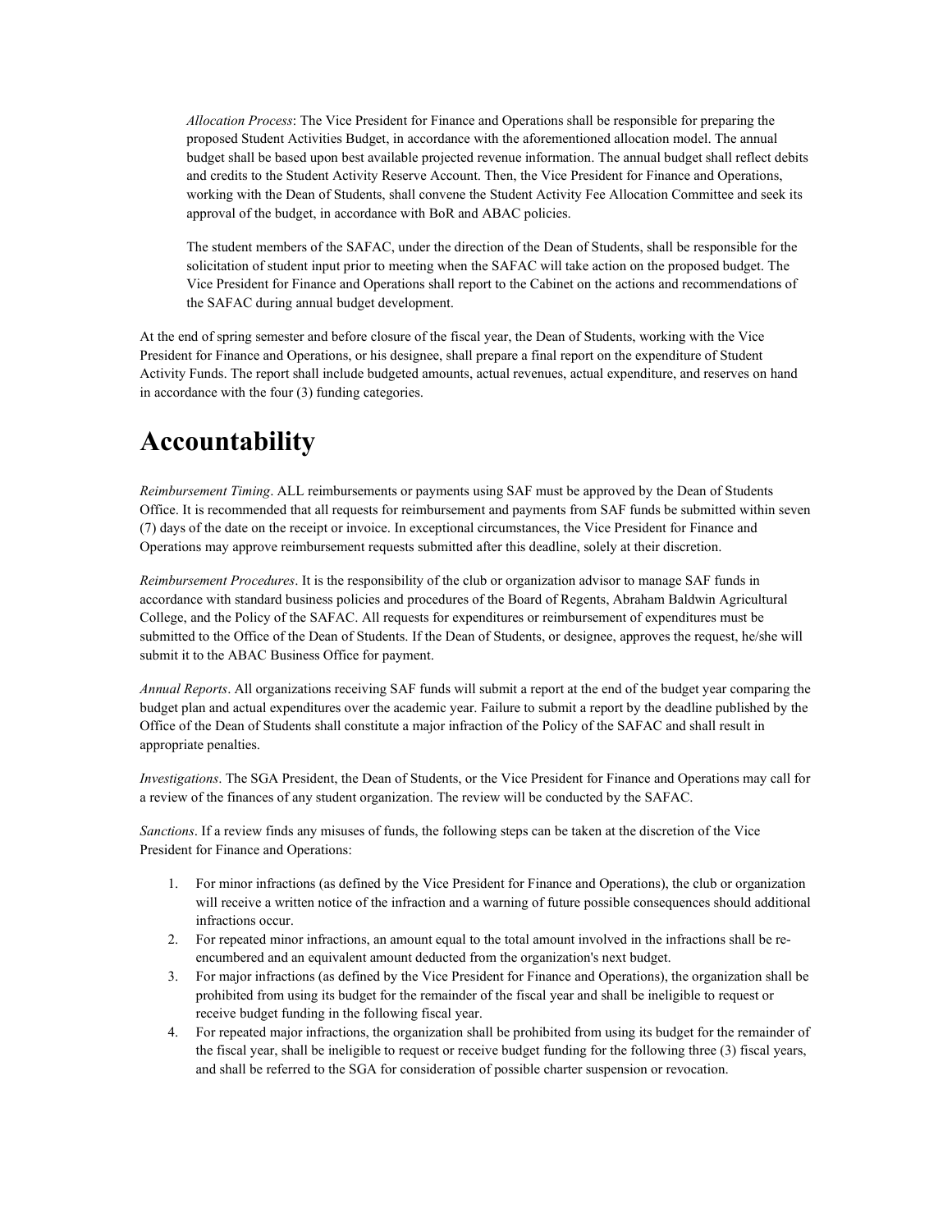*Allocation Process*: The Vice President for Finance and Operations shall be responsible for preparing the proposed Student Activities Budget, in accordance with the aforementioned allocation model. The annual budget shall be based upon best available projected revenue information. The annual budget shall reflect debits and credits to the Student Activity Reserve Account. Then, the Vice President for Finance and Operations, working with the Dean of Students, shall convene the Student Activity Fee Allocation Committee and seek its approval of the budget, in accordance with BoR and ABAC policies.

The student members of the SAFAC, under the direction of the Dean of Students, shall be responsible for the solicitation of student input prior to meeting when the SAFAC will take action on the proposed budget. The Vice President for Finance and Operations shall report to the Cabinet on the actions and recommendations of the SAFAC during annual budget development.

At the end of spring semester and before closure of the fiscal year, the Dean of Students, working with the Vice President for Finance and Operations, or his designee, shall prepare a final report on the expenditure of Student Activity Funds. The report shall include budgeted amounts, actual revenues, actual expenditure, and reserves on hand in accordance with the four (3) funding categories.

# Accountability

*Reimbursement Timing*. ALL reimbursements or payments using SAF must be approved by the Dean of Students Office. It is recommended that all requests for reimbursement and payments from SAF funds be submitted within seven (7) days of the date on the receipt or invoice. In exceptional circumstances, the Vice President for Finance and Operations may approve reimbursement requests submitted after this deadline, solely at their discretion.

*Reimbursement Procedures*. It is the responsibility of the club or organization advisor to manage SAF funds in accordance with standard business policies and procedures of the Board of Regents, Abraham Baldwin Agricultural College, and the Policy of the SAFAC. All requests for expenditures or reimbursement of expenditures must be submitted to the Office of the Dean of Students. If the Dean of Students, or designee, approves the request, he/she will submit it to the ABAC Business Office for payment.

*Annual Reports*. All organizations receiving SAF funds will submit a report at the end of the budget year comparing the budget plan and actual expenditures over the academic year. Failure to submit a report by the deadline published by the Office of the Dean of Students shall constitute a major infraction of the Policy of the SAFAC and shall result in appropriate penalties.

*Investigations*. The SGA President, the Dean of Students, or the Vice President for Finance and Operations may call for a review of the finances of any student organization. The review will be conducted by the SAFAC.

*Sanctions*. If a review finds any misuses of funds, the following steps can be taken at the discretion of the Vice President for Finance and Operations:

1. For minor infractions (as defined by the Vice President for Finance and Operations), the club or organization will receive a written notice of the infraction and a warning of future possible consequences should additional infractions occur.
2. For repeated minor infractions, an amount equal to the total amount involved in the infractions shall be re-encumbered and an equivalent amount deducted from the organization's next budget.
3. For major infractions (as defined by the Vice President for Finance and Operations), the organization shall be prohibited from using its budget for the remainder of the fiscal year and shall be ineligible to request or receive budget funding in the following fiscal year.
4. For repeated major infractions, the organization shall be prohibited from using its budget for the remainder of the fiscal year, shall be ineligible to request or receive budget funding for the following three (3) fiscal years, and shall be referred to the SGA for consideration of possible charter suspension or revocation.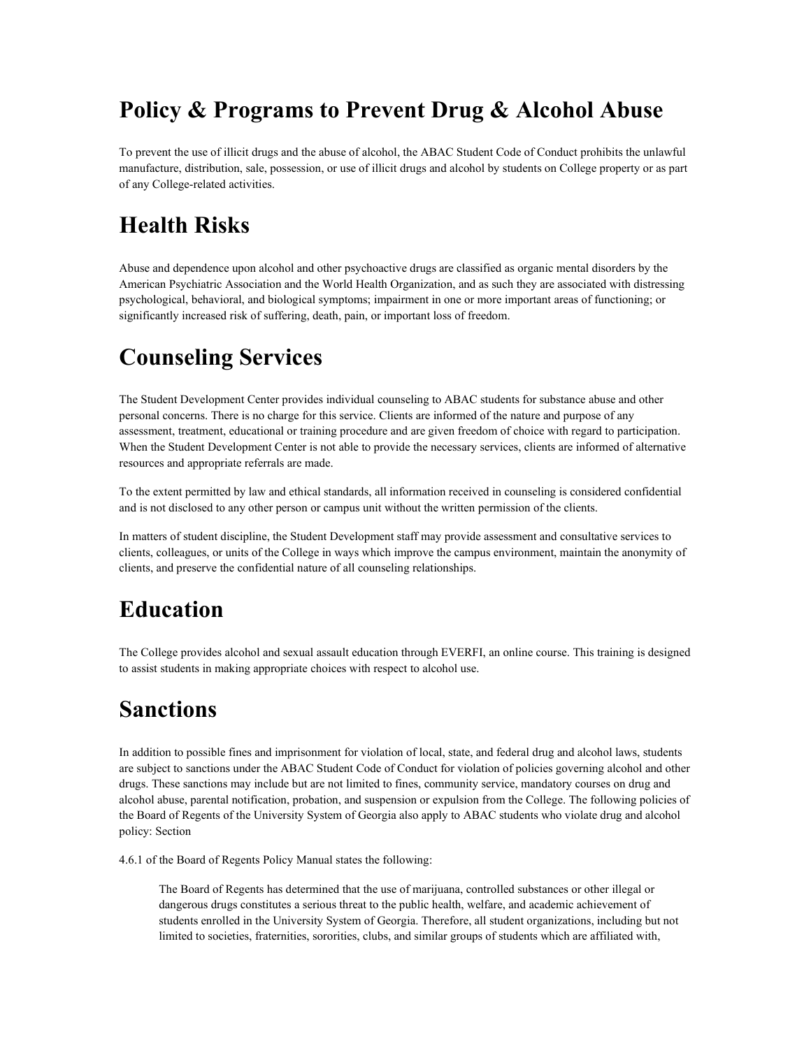# Policy & Programs to Prevent Drug & Alcohol Abuse

To prevent the use of illicit drugs and the abuse of alcohol, the ABAC Student Code of Conduct prohibits the unlawful manufacture, distribution, sale, possession, or use of illicit drugs and alcohol by students on College property or as part of any College-related activities.

# Health Risks

Abuse and dependence upon alcohol and other psychoactive drugs are classified as organic mental disorders by the American Psychiatric Association and the World Health Organization, and as such they are associated with distressing psychological, behavioral, and biological symptoms; impairment in one or more important areas of functioning; or significantly increased risk of suffering, death, pain, or important loss of freedom.

# Counseling Services

The Student Development Center provides individual counseling to ABAC students for substance abuse and other personal concerns. There is no charge for this service. Clients are informed of the nature and purpose of any assessment, treatment, educational or training procedure and are given freedom of choice with regard to participation. When the Student Development Center is not able to provide the necessary services, clients are informed of alternative resources and appropriate referrals are made.

To the extent permitted by law and ethical standards, all information received in counseling is considered confidential and is not disclosed to any other person or campus unit without the written permission of the clients.

In matters of student discipline, the Student Development staff may provide assessment and consultative services to clients, colleagues, or units of the College in ways which improve the campus environment, maintain the anonymity of clients, and preserve the confidential nature of all counseling relationships.

# Education

The College provides alcohol and sexual assault education through EVERFI, an online course. This training is designed to assist students in making appropriate choices with respect to alcohol use.

# Sanctions

In addition to possible fines and imprisonment for violation of local, state, and federal drug and alcohol laws, students are subject to sanctions under the ABAC Student Code of Conduct for violation of policies governing alcohol and other drugs. These sanctions may include but are not limited to fines, community service, mandatory courses on drug and alcohol abuse, parental notification, probation, and suspension or expulsion from the College. The following policies of the Board of Regents of the University System of Georgia also apply to ABAC students who violate drug and alcohol policy: Section

4.6.1 of the Board of Regents Policy Manual states the following:

> The Board of Regents has determined that the use of marijuana, controlled substances or other illegal or dangerous drugs constitutes a serious threat to the public health, welfare, and academic achievement of students enrolled in the University System of Georgia. Therefore, all student organizations, including but not limited to societies, fraternities, sororities, clubs, and similar groups of students which are affiliated with,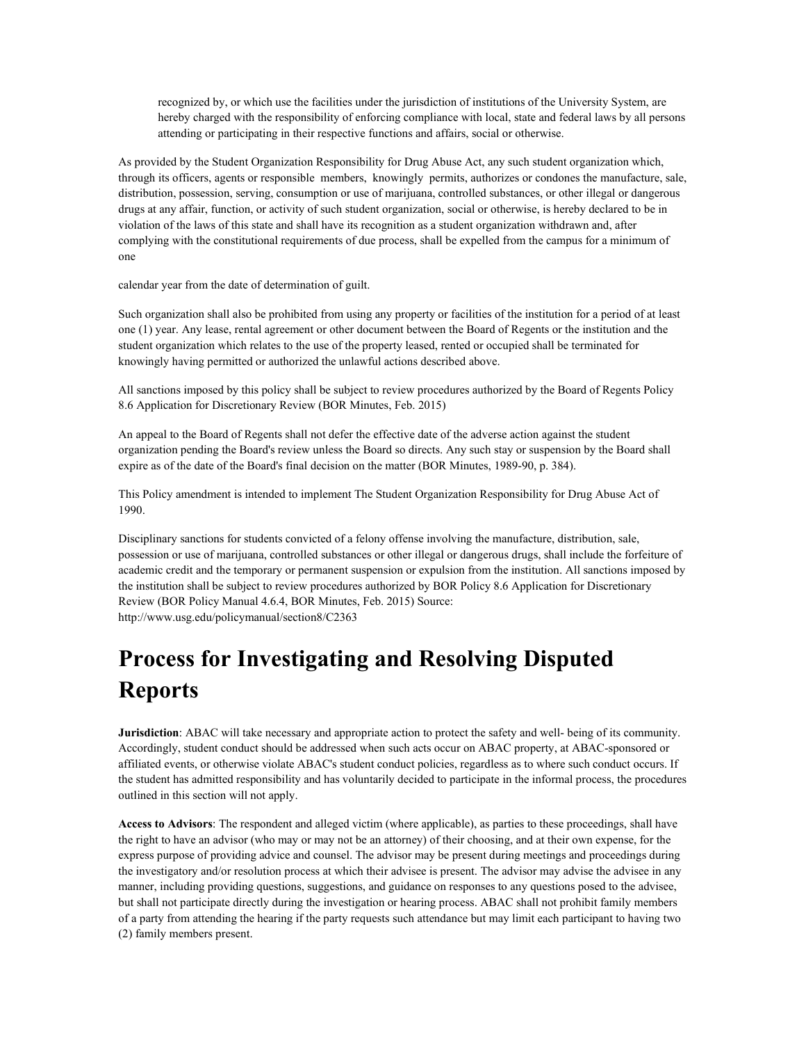recognized by, or which use the facilities under the jurisdiction of institutions of the University System, are hereby charged with the responsibility of enforcing compliance with local, state and federal laws by all persons attending or participating in their respective functions and affairs, social or otherwise.

As provided by the Student Organization Responsibility for Drug Abuse Act, any such student organization which, through its officers, agents or responsible members, knowingly permits, authorizes or condones the manufacture, sale, distribution, possession, serving, consumption or use of marijuana, controlled substances, or other illegal or dangerous drugs at any affair, function, or activity of such student organization, social or otherwise, is hereby declared to be in violation of the laws of this state and shall have its recognition as a student organization withdrawn and, after complying with the constitutional requirements of due process, shall be expelled from the campus for a minimum of one

calendar year from the date of determination of guilt.

Such organization shall also be prohibited from using any property or facilities of the institution for a period of at least one (1) year. Any lease, rental agreement or other document between the Board of Regents or the institution and the student organization which relates to the use of the property leased, rented or occupied shall be terminated for knowingly having permitted or authorized the unlawful actions described above.

All sanctions imposed by this policy shall be subject to review procedures authorized by the Board of Regents Policy 8.6 Application for Discretionary Review (BOR Minutes, Feb. 2015)

An appeal to the Board of Regents shall not defer the effective date of the adverse action against the student organization pending the Board's review unless the Board so directs. Any such stay or suspension by the Board shall expire as of the date of the Board's final decision on the matter (BOR Minutes, 1989-90, p. 384).

This Policy amendment is intended to implement The Student Organization Responsibility for Drug Abuse Act of 1990.

Disciplinary sanctions for students convicted of a felony offense involving the manufacture, distribution, sale, possession or use of marijuana, controlled substances or other illegal or dangerous drugs, shall include the forfeiture of academic credit and the temporary or permanent suspension or expulsion from the institution. All sanctions imposed by the institution shall be subject to review procedures authorized by BOR Policy 8.6 Application for Discretionary Review (BOR Policy Manual 4.6.4, BOR Minutes, Feb. 2015) Source: http://www.usg.edu/policymanual/section8/C2363

# Process for Investigating and Resolving Disputed Reports

**Jurisdiction**: ABAC will take necessary and appropriate action to protect the safety and well- being of its community. Accordingly, student conduct should be addressed when such acts occur on ABAC property, at ABAC-sponsored or affiliated events, or otherwise violate ABAC's student conduct policies, regardless as to where such conduct occurs. If the student has admitted responsibility and has voluntarily decided to participate in the informal process, the procedures outlined in this section will not apply.

**Access to Advisors**: The respondent and alleged victim (where applicable), as parties to these proceedings, shall have the right to have an advisor (who may or may not be an attorney) of their choosing, and at their own expense, for the express purpose of providing advice and counsel. The advisor may be present during meetings and proceedings during the investigatory and/or resolution process at which their advisee is present. The advisor may advise the advisee in any manner, including providing questions, suggestions, and guidance on responses to any questions posed to the advisee, but shall not participate directly during the investigation or hearing process. ABAC shall not prohibit family members of a party from attending the hearing if the party requests such attendance but may limit each participant to having two (2) family members present.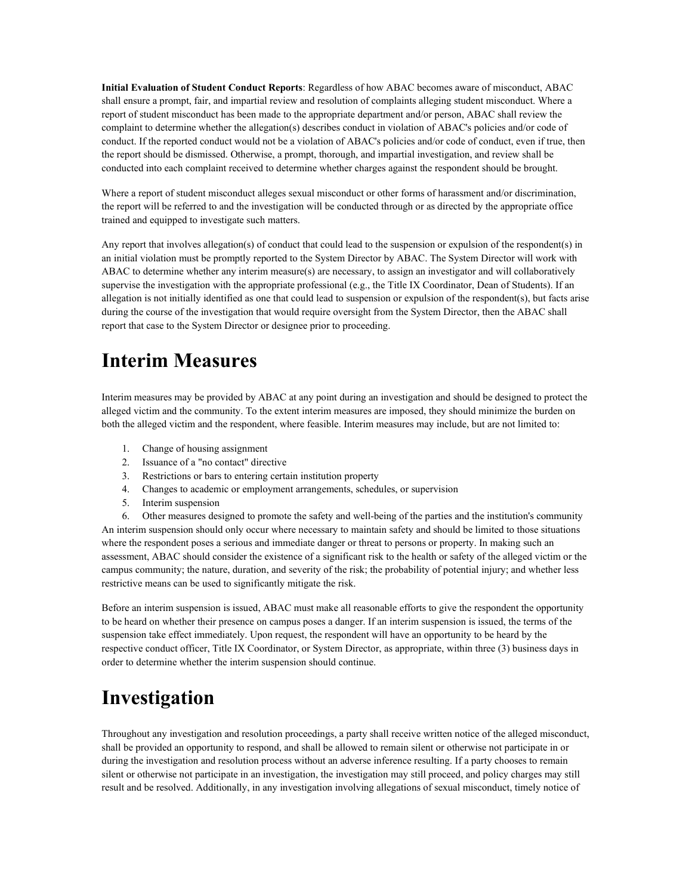**Initial Evaluation of Student Conduct Reports**: Regardless of how ABAC becomes aware of misconduct, ABAC shall ensure a prompt, fair, and impartial review and resolution of complaints alleging student misconduct. Where a report of student misconduct has been made to the appropriate department and/or person, ABAC shall review the complaint to determine whether the allegation(s) describes conduct in violation of ABAC's policies and/or code of conduct. If the reported conduct would not be a violation of ABAC's policies and/or code of conduct, even if true, then the report should be dismissed. Otherwise, a prompt, thorough, and impartial investigation, and review shall be conducted into each complaint received to determine whether charges against the respondent should be brought.

Where a report of student misconduct alleges sexual misconduct or other forms of harassment and/or discrimination, the report will be referred to and the investigation will be conducted through or as directed by the appropriate office trained and equipped to investigate such matters.

Any report that involves allegation(s) of conduct that could lead to the suspension or expulsion of the respondent(s) in an initial violation must be promptly reported to the System Director by ABAC. The System Director will work with ABAC to determine whether any interim measure(s) are necessary, to assign an investigator and will collaboratively supervise the investigation with the appropriate professional (e.g., the Title IX Coordinator, Dean of Students). If an allegation is not initially identified as one that could lead to suspension or expulsion of the respondent(s), but facts arise during the course of the investigation that would require oversight from the System Director, then the ABAC shall report that case to the System Director or designee prior to proceeding.

# Interim Measures

Interim measures may be provided by ABAC at any point during an investigation and should be designed to protect the alleged victim and the community. To the extent interim measures are imposed, they should minimize the burden on both the alleged victim and the respondent, where feasible. Interim measures may include, but are not limited to:

1. Change of housing assignment
2. Issuance of a "no contact" directive
3. Restrictions or bars to entering certain institution property
4. Changes to academic or employment arrangements, schedules, or supervision
5. Interim suspension
6. Other measures designed to promote the safety and well-being of the parties and the institution's community

An interim suspension should only occur where necessary to maintain safety and should be limited to those situations where the respondent poses a serious and immediate danger or threat to persons or property. In making such an assessment, ABAC should consider the existence of a significant risk to the health or safety of the alleged victim or the campus community; the nature, duration, and severity of the risk; the probability of potential injury; and whether less restrictive means can be used to significantly mitigate the risk.

Before an interim suspension is issued, ABAC must make all reasonable efforts to give the respondent the opportunity to be heard on whether their presence on campus poses a danger. If an interim suspension is issued, the terms of the suspension take effect immediately. Upon request, the respondent will have an opportunity to be heard by the respective conduct officer, Title IX Coordinator, or System Director, as appropriate, within three (3) business days in order to determine whether the interim suspension should continue.

# Investigation

Throughout any investigation and resolution proceedings, a party shall receive written notice of the alleged misconduct, shall be provided an opportunity to respond, and shall be allowed to remain silent or otherwise not participate in or during the investigation and resolution process without an adverse inference resulting. If a party chooses to remain silent or otherwise not participate in an investigation, the investigation may still proceed, and policy charges may still result and be resolved. Additionally, in any investigation involving allegations of sexual misconduct, timely notice of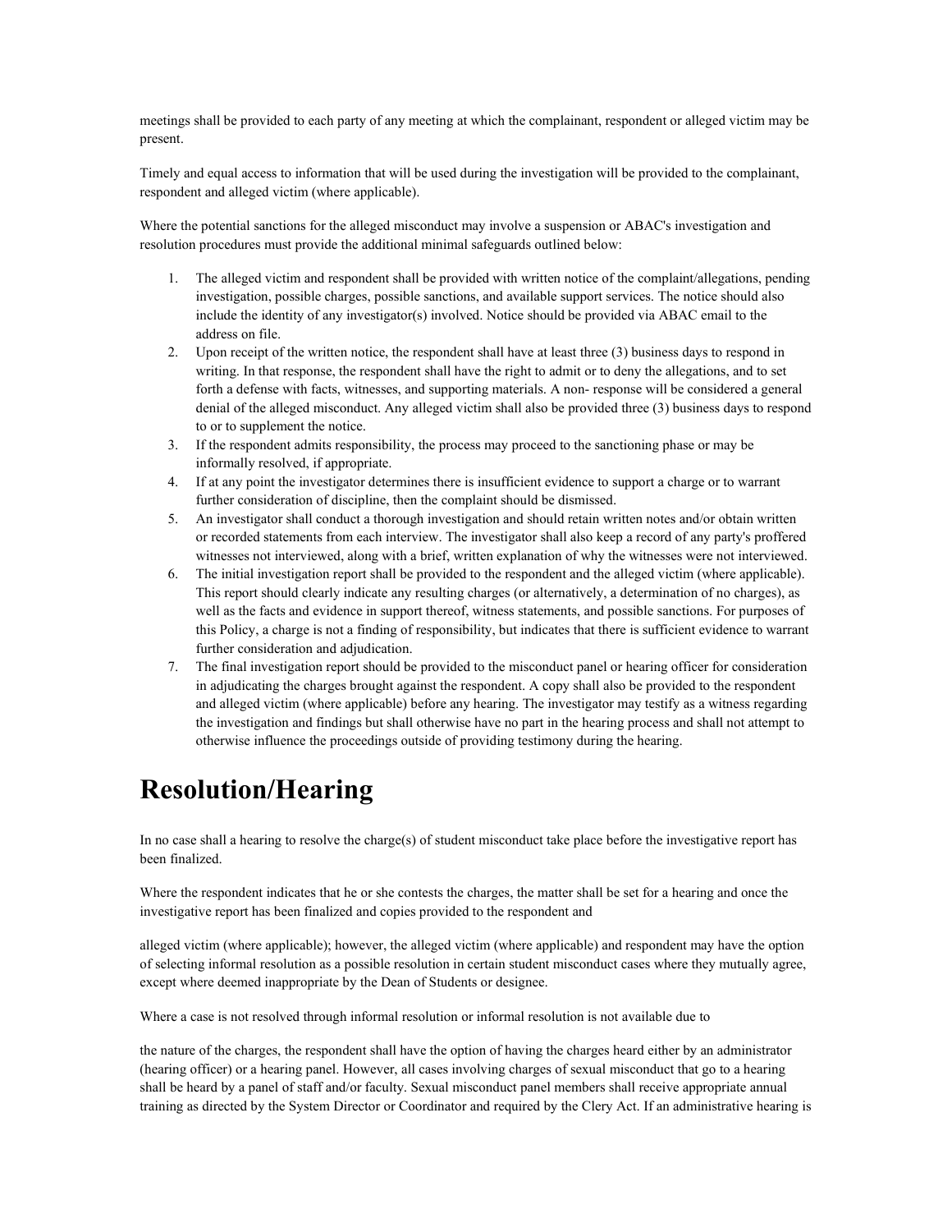meetings shall be provided to each party of any meeting at which the complainant, respondent or alleged victim may be present.

Timely and equal access to information that will be used during the investigation will be provided to the complainant, respondent and alleged victim (where applicable).

Where the potential sanctions for the alleged misconduct may involve a suspension or ABAC's investigation and resolution procedures must provide the additional minimal safeguards outlined below:

1. The alleged victim and respondent shall be provided with written notice of the complaint/allegations, pending investigation, possible charges, possible sanctions, and available support services. The notice should also include the identity of any investigator(s) involved. Notice should be provided via ABAC email to the address on file.
2. Upon receipt of the written notice, the respondent shall have at least three (3) business days to respond in writing. In that response, the respondent shall have the right to admit or to deny the allegations, and to set forth a defense with facts, witnesses, and supporting materials. A non- response will be considered a general denial of the alleged misconduct. Any alleged victim shall also be provided three (3) business days to respond to or to supplement the notice.
3. If the respondent admits responsibility, the process may proceed to the sanctioning phase or may be informally resolved, if appropriate.
4. If at any point the investigator determines there is insufficient evidence to support a charge or to warrant further consideration of discipline, then the complaint should be dismissed.
5. An investigator shall conduct a thorough investigation and should retain written notes and/or obtain written or recorded statements from each interview. The investigator shall also keep a record of any party's proffered witnesses not interviewed, along with a brief, written explanation of why the witnesses were not interviewed.
6. The initial investigation report shall be provided to the respondent and the alleged victim (where applicable). This report should clearly indicate any resulting charges (or alternatively, a determination of no charges), as well as the facts and evidence in support thereof, witness statements, and possible sanctions. For purposes of this Policy, a charge is not a finding of responsibility, but indicates that there is sufficient evidence to warrant further consideration and adjudication.
7. The final investigation report should be provided to the misconduct panel or hearing officer for consideration in adjudicating the charges brought against the respondent. A copy shall also be provided to the respondent and alleged victim (where applicable) before any hearing. The investigator may testify as a witness regarding the investigation and findings but shall otherwise have no part in the hearing process and shall not attempt to otherwise influence the proceedings outside of providing testimony during the hearing.

# Resolution/Hearing

In no case shall a hearing to resolve the charge(s) of student misconduct take place before the investigative report has been finalized.

Where the respondent indicates that he or she contests the charges, the matter shall be set for a hearing and once the investigative report has been finalized and copies provided to the respondent and

alleged victim (where applicable); however, the alleged victim (where applicable) and respondent may have the option of selecting informal resolution as a possible resolution in certain student misconduct cases where they mutually agree, except where deemed inappropriate by the Dean of Students or designee.

Where a case is not resolved through informal resolution or informal resolution is not available due to

the nature of the charges, the respondent shall have the option of having the charges heard either by an administrator (hearing officer) or a hearing panel. However, all cases involving charges of sexual misconduct that go to a hearing shall be heard by a panel of staff and/or faculty. Sexual misconduct panel members shall receive appropriate annual training as directed by the System Director or Coordinator and required by the Clery Act. If an administrative hearing is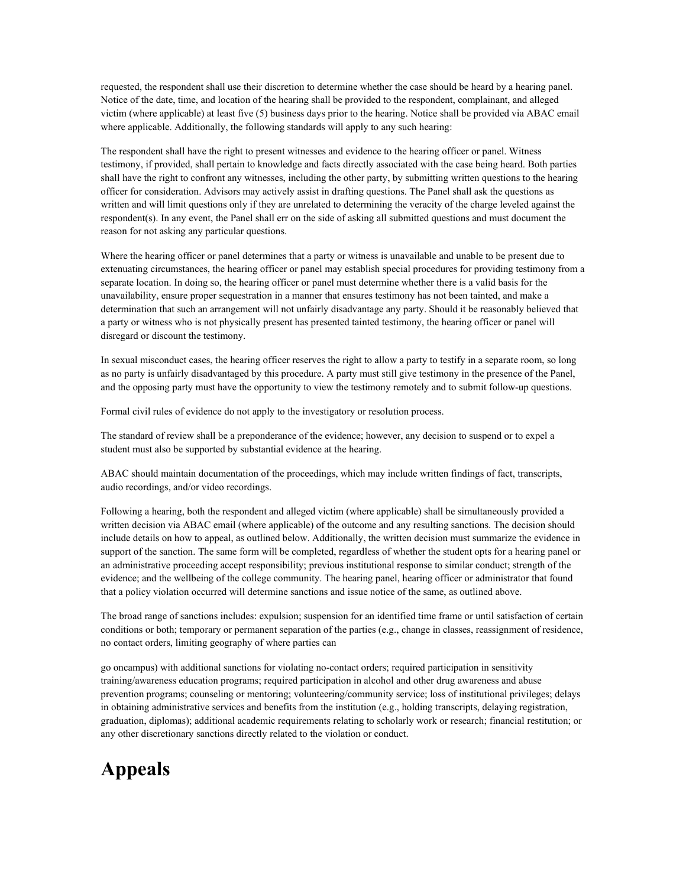requested, the respondent shall use their discretion to determine whether the case should be heard by a hearing panel. Notice of the date, time, and location of the hearing shall be provided to the respondent, complainant, and alleged victim (where applicable) at least five (5) business days prior to the hearing. Notice shall be provided via ABAC email where applicable. Additionally, the following standards will apply to any such hearing:

The respondent shall have the right to present witnesses and evidence to the hearing officer or panel. Witness testimony, if provided, shall pertain to knowledge and facts directly associated with the case being heard. Both parties shall have the right to confront any witnesses, including the other party, by submitting written questions to the hearing officer for consideration. Advisors may actively assist in drafting questions. The Panel shall ask the questions as written and will limit questions only if they are unrelated to determining the veracity of the charge leveled against the respondent(s). In any event, the Panel shall err on the side of asking all submitted questions and must document the reason for not asking any particular questions.

Where the hearing officer or panel determines that a party or witness is unavailable and unable to be present due to extenuating circumstances, the hearing officer or panel may establish special procedures for providing testimony from a separate location. In doing so, the hearing officer or panel must determine whether there is a valid basis for the unavailability, ensure proper sequestration in a manner that ensures testimony has not been tainted, and make a determination that such an arrangement will not unfairly disadvantage any party. Should it be reasonably believed that a party or witness who is not physically present has presented tainted testimony, the hearing officer or panel will disregard or discount the testimony.

In sexual misconduct cases, the hearing officer reserves the right to allow a party to testify in a separate room, so long as no party is unfairly disadvantaged by this procedure. A party must still give testimony in the presence of the Panel, and the opposing party must have the opportunity to view the testimony remotely and to submit follow-up questions.

Formal civil rules of evidence do not apply to the investigatory or resolution process.

The standard of review shall be a preponderance of the evidence; however, any decision to suspend or to expel a student must also be supported by substantial evidence at the hearing.

ABAC should maintain documentation of the proceedings, which may include written findings of fact, transcripts, audio recordings, and/or video recordings.

Following a hearing, both the respondent and alleged victim (where applicable) shall be simultaneously provided a written decision via ABAC email (where applicable) of the outcome and any resulting sanctions. The decision should include details on how to appeal, as outlined below. Additionally, the written decision must summarize the evidence in support of the sanction. The same form will be completed, regardless of whether the student opts for a hearing panel or an administrative proceeding accept responsibility; previous institutional response to similar conduct; strength of the evidence; and the wellbeing of the college community. The hearing panel, hearing officer or administrator that found that a policy violation occurred will determine sanctions and issue notice of the same, as outlined above.

The broad range of sanctions includes: expulsion; suspension for an identified time frame or until satisfaction of certain conditions or both; temporary or permanent separation of the parties (e.g., change in classes, reassignment of residence, no contact orders, limiting geography of where parties can

go oncampus) with additional sanctions for violating no-contact orders; required participation in sensitivity training/awareness education programs; required participation in alcohol and other drug awareness and abuse prevention programs; counseling or mentoring; volunteering/community service; loss of institutional privileges; delays in obtaining administrative services and benefits from the institution (e.g., holding transcripts, delaying registration, graduation, diplomas); additional academic requirements relating to scholarly work or research; financial restitution; or any other discretionary sanctions directly related to the violation or conduct.

# Appeals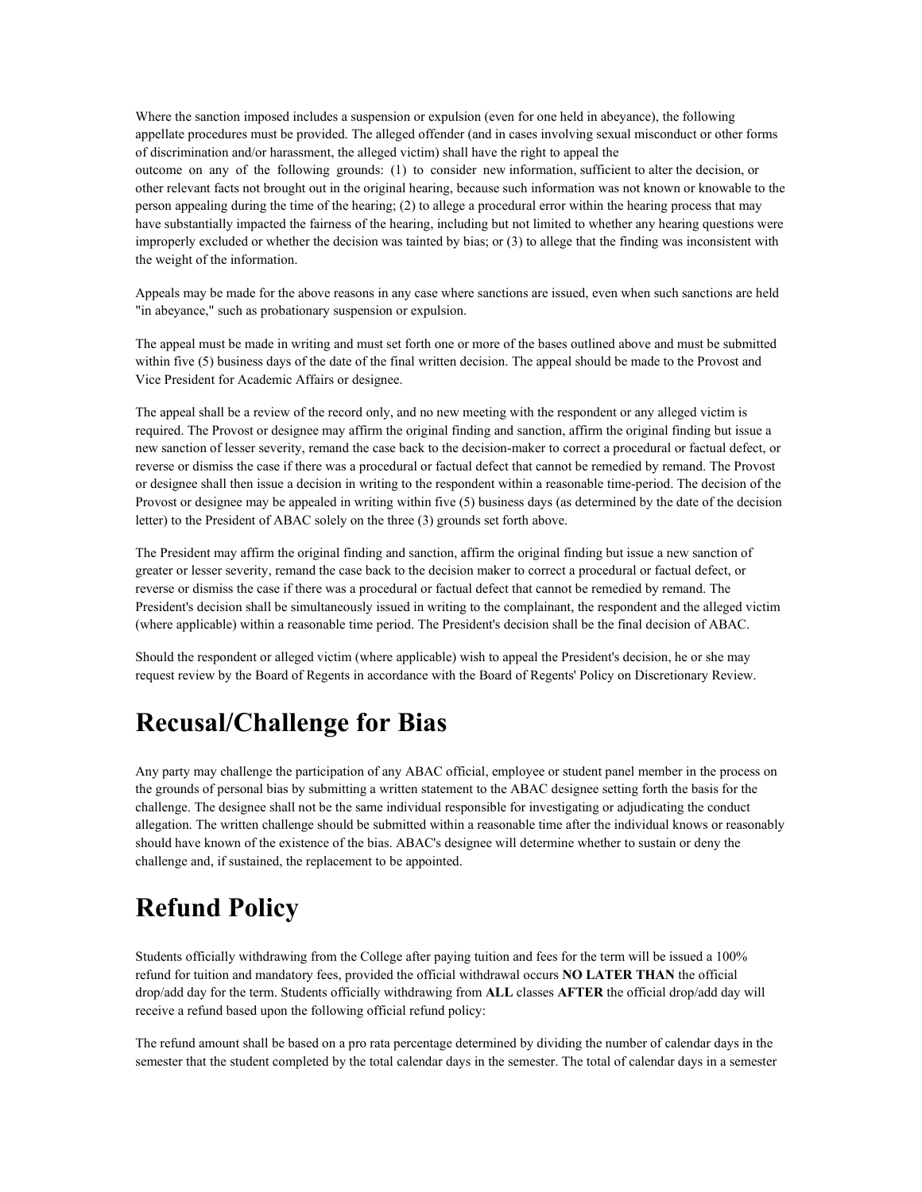Where the sanction imposed includes a suspension or expulsion (even for one held in abeyance), the following appellate procedures must be provided. The alleged offender (and in cases involving sexual misconduct or other forms of discrimination and/or harassment, the alleged victim) shall have the right to appeal the outcome on any of the following grounds: (1) to consider new information, sufficient to alter the decision, or other relevant facts not brought out in the original hearing, because such information was not known or knowable to the person appealing during the time of the hearing; (2) to allege a procedural error within the hearing process that may have substantially impacted the fairness of the hearing, including but not limited to whether any hearing questions were improperly excluded or whether the decision was tainted by bias; or (3) to allege that the finding was inconsistent with the weight of the information.

Appeals may be made for the above reasons in any case where sanctions are issued, even when such sanctions are held "in abeyance," such as probationary suspension or expulsion.

The appeal must be made in writing and must set forth one or more of the bases outlined above and must be submitted within five (5) business days of the date of the final written decision. The appeal should be made to the Provost and Vice President for Academic Affairs or designee.

The appeal shall be a review of the record only, and no new meeting with the respondent or any alleged victim is required. The Provost or designee may affirm the original finding and sanction, affirm the original finding but issue a new sanction of lesser severity, remand the case back to the decision-maker to correct a procedural or factual defect, or reverse or dismiss the case if there was a procedural or factual defect that cannot be remedied by remand. The Provost or designee shall then issue a decision in writing to the respondent within a reasonable time-period. The decision of the Provost or designee may be appealed in writing within five (5) business days (as determined by the date of the decision letter) to the President of ABAC solely on the three (3) grounds set forth above.

The President may affirm the original finding and sanction, affirm the original finding but issue a new sanction of greater or lesser severity, remand the case back to the decision maker to correct a procedural or factual defect, or reverse or dismiss the case if there was a procedural or factual defect that cannot be remedied by remand. The President's decision shall be simultaneously issued in writing to the complainant, the respondent and the alleged victim (where applicable) within a reasonable time period. The President's decision shall be the final decision of ABAC.

Should the respondent or alleged victim (where applicable) wish to appeal the President's decision, he or she may request review by the Board of Regents in accordance with the Board of Regents' Policy on Discretionary Review.

# Recusal/Challenge for Bias

Any party may challenge the participation of any ABAC official, employee or student panel member in the process on the grounds of personal bias by submitting a written statement to the ABAC designee setting forth the basis for the challenge. The designee shall not be the same individual responsible for investigating or adjudicating the conduct allegation. The written challenge should be submitted within a reasonable time after the individual knows or reasonably should have known of the existence of the bias. ABAC's designee will determine whether to sustain or deny the challenge and, if sustained, the replacement to be appointed.

# Refund Policy

Students officially withdrawing from the College after paying tuition and fees for the term will be issued a 100% refund for tuition and mandatory fees, provided the official withdrawal occurs **NO LATER THAN** the official drop/add day for the term. Students officially withdrawing from **ALL** classes **AFTER** the official drop/add day will receive a refund based upon the following official refund policy:

The refund amount shall be based on a pro rata percentage determined by dividing the number of calendar days in the semester that the student completed by the total calendar days in the semester. The total of calendar days in a semester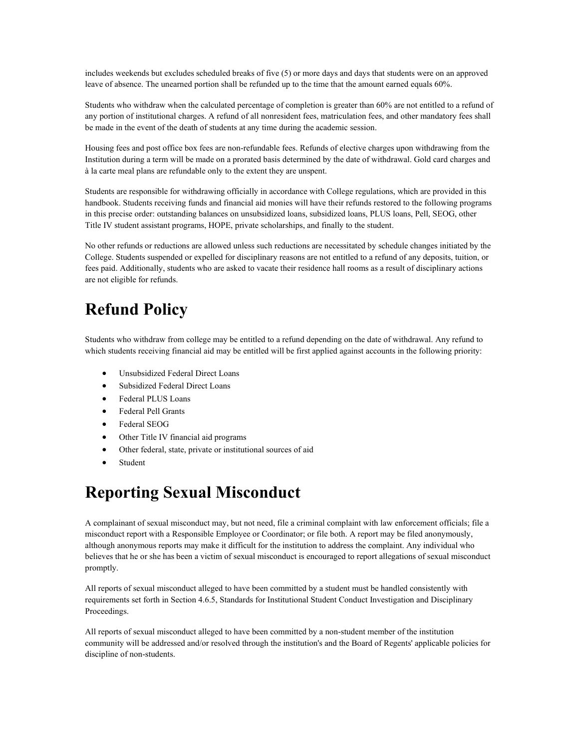includes weekends but excludes scheduled breaks of five (5) or more days and days that students were on an approved leave of absence. The unearned portion shall be refunded up to the time that the amount earned equals 60%.

Students who withdraw when the calculated percentage of completion is greater than 60% are not entitled to a refund of any portion of institutional charges. A refund of all nonresident fees, matriculation fees, and other mandatory fees shall be made in the event of the death of students at any time during the academic session.

Housing fees and post office box fees are non-refundable fees. Refunds of elective charges upon withdrawing from the Institution during a term will be made on a prorated basis determined by the date of withdrawal. Gold card charges and à la carte meal plans are refundable only to the extent they are unspent.

Students are responsible for withdrawing officially in accordance with College regulations, which are provided in this handbook. Students receiving funds and financial aid monies will have their refunds restored to the following programs in this precise order: outstanding balances on unsubsidized loans, subsidized loans, PLUS loans, Pell, SEOG, other Title IV student assistant programs, HOPE, private scholarships, and finally to the student.

No other refunds or reductions are allowed unless such reductions are necessitated by schedule changes initiated by the College. Students suspended or expelled for disciplinary reasons are not entitled to a refund of any deposits, tuition, or fees paid. Additionally, students who are asked to vacate their residence hall rooms as a result of disciplinary actions are not eligible for refunds.

# Refund Policy

Students who withdraw from college may be entitled to a refund depending on the date of withdrawal. Any refund to which students receiving financial aid may be entitled will be first applied against accounts in the following priority:

- Unsubsidized Federal Direct Loans
- Subsidized Federal Direct Loans
- Federal PLUS Loans
- Federal Pell Grants
- Federal SEOG
- Other Title IV financial aid programs
- Other federal, state, private or institutional sources of aid
- Student

# Reporting Sexual Misconduct

A complainant of sexual misconduct may, but not need, file a criminal complaint with law enforcement officials; file a misconduct report with a Responsible Employee or Coordinator; or file both. A report may be filed anonymously, although anonymous reports may make it difficult for the institution to address the complaint. Any individual who believes that he or she has been a victim of sexual misconduct is encouraged to report allegations of sexual misconduct promptly.

All reports of sexual misconduct alleged to have been committed by a student must be handled consistently with requirements set forth in Section 4.6.5, Standards for Institutional Student Conduct Investigation and Disciplinary Proceedings.

All reports of sexual misconduct alleged to have been committed by a non-student member of the institution community will be addressed and/or resolved through the institution's and the Board of Regents' applicable policies for discipline of non-students.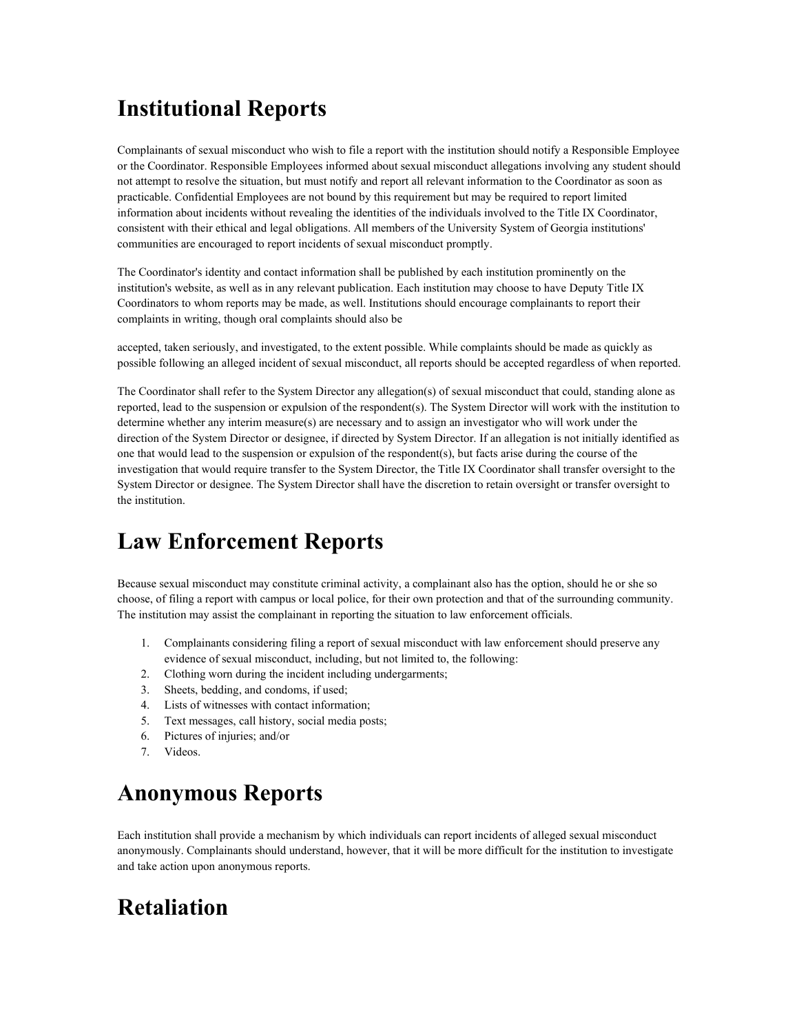# Institutional Reports

Complainants of sexual misconduct who wish to file a report with the institution should notify a Responsible Employee or the Coordinator. Responsible Employees informed about sexual misconduct allegations involving any student should not attempt to resolve the situation, but must notify and report all relevant information to the Coordinator as soon as practicable. Confidential Employees are not bound by this requirement but may be required to report limited information about incidents without revealing the identities of the individuals involved to the Title IX Coordinator, consistent with their ethical and legal obligations. All members of the University System of Georgia institutions' communities are encouraged to report incidents of sexual misconduct promptly.

The Coordinator's identity and contact information shall be published by each institution prominently on the institution's website, as well as in any relevant publication. Each institution may choose to have Deputy Title IX Coordinators to whom reports may be made, as well. Institutions should encourage complainants to report their complaints in writing, though oral complaints should also be

accepted, taken seriously, and investigated, to the extent possible. While complaints should be made as quickly as possible following an alleged incident of sexual misconduct, all reports should be accepted regardless of when reported.

The Coordinator shall refer to the System Director any allegation(s) of sexual misconduct that could, standing alone as reported, lead to the suspension or expulsion of the respondent(s). The System Director will work with the institution to determine whether any interim measure(s) are necessary and to assign an investigator who will work under the direction of the System Director or designee, if directed by System Director. If an allegation is not initially identified as one that would lead to the suspension or expulsion of the respondent(s), but facts arise during the course of the investigation that would require transfer to the System Director, the Title IX Coordinator shall transfer oversight to the System Director or designee. The System Director shall have the discretion to retain oversight or transfer oversight to the institution.

# Law Enforcement Reports

Because sexual misconduct may constitute criminal activity, a complainant also has the option, should he or she so choose, of filing a report with campus or local police, for their own protection and that of the surrounding community. The institution may assist the complainant in reporting the situation to law enforcement officials.

1. Complainants considering filing a report of sexual misconduct with law enforcement should preserve any evidence of sexual misconduct, including, but not limited to, the following:
2. Clothing worn during the incident including undergarments;
3. Sheets, bedding, and condoms, if used;
4. Lists of witnesses with contact information;
5. Text messages, call history, social media posts;
6. Pictures of injuries; and/or
7. Videos.

# Anonymous Reports

Each institution shall provide a mechanism by which individuals can report incidents of alleged sexual misconduct anonymously. Complainants should understand, however, that it will be more difficult for the institution to investigate and take action upon anonymous reports.

# Retaliation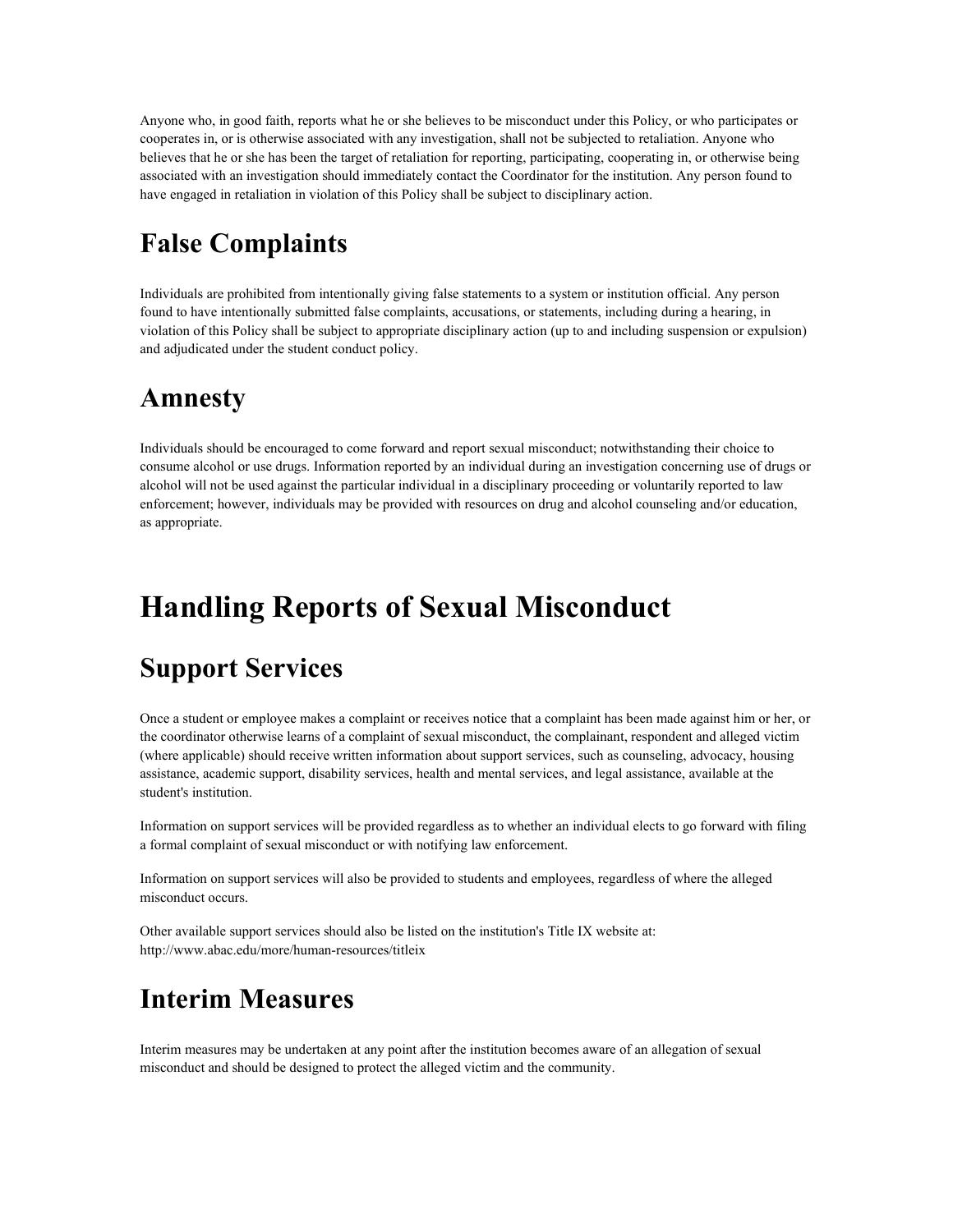Anyone who, in good faith, reports what he or she believes to be misconduct under this Policy, or who participates or cooperates in, or is otherwise associated with any investigation, shall not be subjected to retaliation. Anyone who believes that he or she has been the target of retaliation for reporting, participating, cooperating in, or otherwise being associated with an investigation should immediately contact the Coordinator for the institution. Any person found to have engaged in retaliation in violation of this Policy shall be subject to disciplinary action.

## False Complaints

Individuals are prohibited from intentionally giving false statements to a system or institution official. Any person found to have intentionally submitted false complaints, accusations, or statements, including during a hearing, in violation of this Policy shall be subject to appropriate disciplinary action (up to and including suspension or expulsion) and adjudicated under the student conduct policy.

## Amnesty

Individuals should be encouraged to come forward and report sexual misconduct; notwithstanding their choice to consume alcohol or use drugs. Information reported by an individual during an investigation concerning use of drugs or alcohol will not be used against the particular individual in a disciplinary proceeding or voluntarily reported to law enforcement; however, individuals may be provided with resources on drug and alcohol counseling and/or education, as appropriate.

# Handling Reports of Sexual Misconduct

## Support Services

Once a student or employee makes a complaint or receives notice that a complaint has been made against him or her, or the coordinator otherwise learns of a complaint of sexual misconduct, the complainant, respondent and alleged victim (where applicable) should receive written information about support services, such as counseling, advocacy, housing assistance, academic support, disability services, health and mental services, and legal assistance, available at the student's institution.

Information on support services will be provided regardless as to whether an individual elects to go forward with filing a formal complaint of sexual misconduct or with notifying law enforcement.

Information on support services will also be provided to students and employees, regardless of where the alleged misconduct occurs.

Other available support services should also be listed on the institution's Title IX website at: http://www.abac.edu/more/human-resources/titleix

## Interim Measures

Interim measures may be undertaken at any point after the institution becomes aware of an allegation of sexual misconduct and should be designed to protect the alleged victim and the community.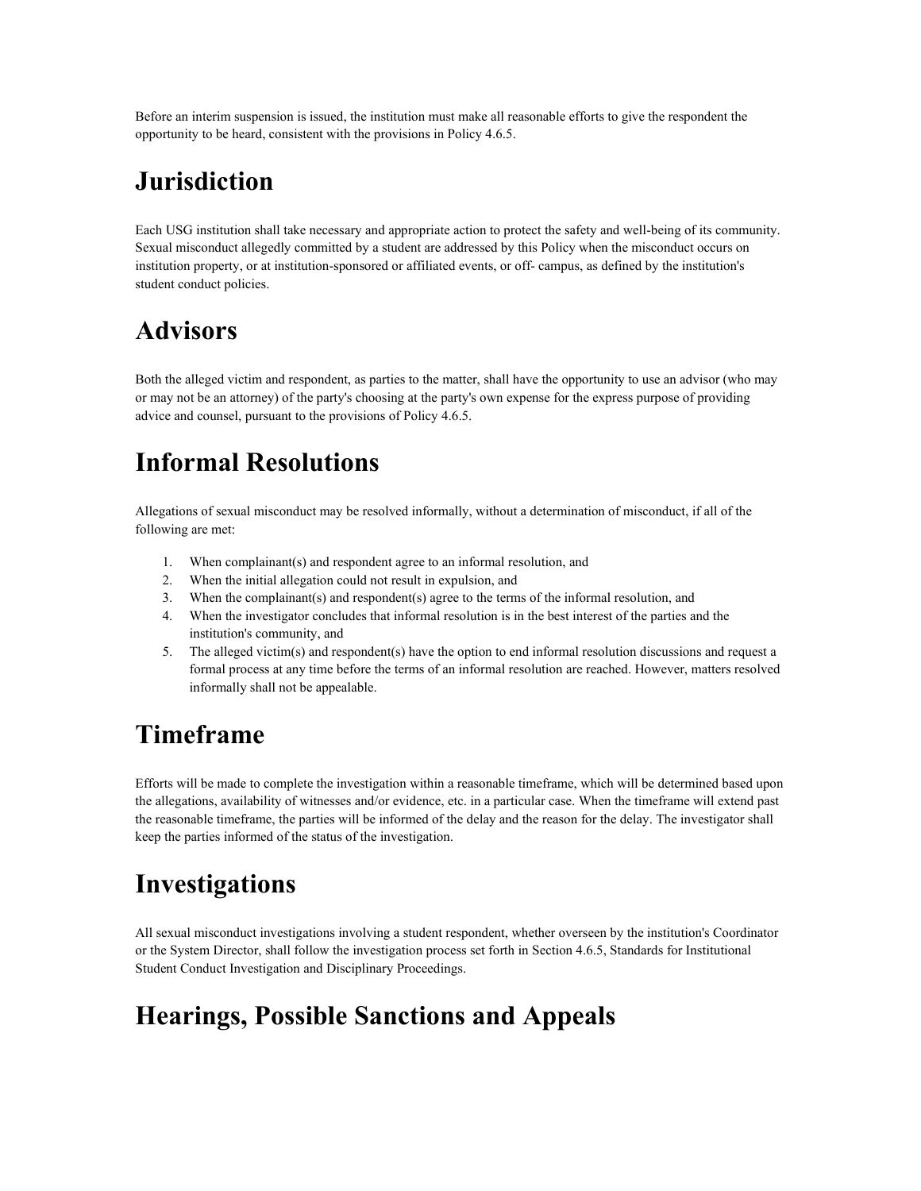Before an interim suspension is issued, the institution must make all reasonable efforts to give the respondent the opportunity to be heard, consistent with the provisions in Policy 4.6.5.

# Jurisdiction

Each USG institution shall take necessary and appropriate action to protect the safety and well-being of its community. Sexual misconduct allegedly committed by a student are addressed by this Policy when the misconduct occurs on institution property, or at institution-sponsored or affiliated events, or off- campus, as defined by the institution's student conduct policies.

# Advisors

Both the alleged victim and respondent, as parties to the matter, shall have the opportunity to use an advisor (who may or may not be an attorney) of the party's choosing at the party's own expense for the express purpose of providing advice and counsel, pursuant to the provisions of Policy 4.6.5.

# Informal Resolutions

Allegations of sexual misconduct may be resolved informally, without a determination of misconduct, if all of the following are met:

1. When complainant(s) and respondent agree to an informal resolution, and
2. When the initial allegation could not result in expulsion, and
3. When the complainant(s) and respondent(s) agree to the terms of the informal resolution, and
4. When the investigator concludes that informal resolution is in the best interest of the parties and the institution's community, and
5. The alleged victim(s) and respondent(s) have the option to end informal resolution discussions and request a formal process at any time before the terms of an informal resolution are reached. However, matters resolved informally shall not be appealable.

# Timeframe

Efforts will be made to complete the investigation within a reasonable timeframe, which will be determined based upon the allegations, availability of witnesses and/or evidence, etc. in a particular case. When the timeframe will extend past the reasonable timeframe, the parties will be informed of the delay and the reason for the delay. The investigator shall keep the parties informed of the status of the investigation.

# Investigations

All sexual misconduct investigations involving a student respondent, whether overseen by the institution's Coordinator or the System Director, shall follow the investigation process set forth in Section 4.6.5, Standards for Institutional Student Conduct Investigation and Disciplinary Proceedings.

# Hearings, Possible Sanctions and Appeals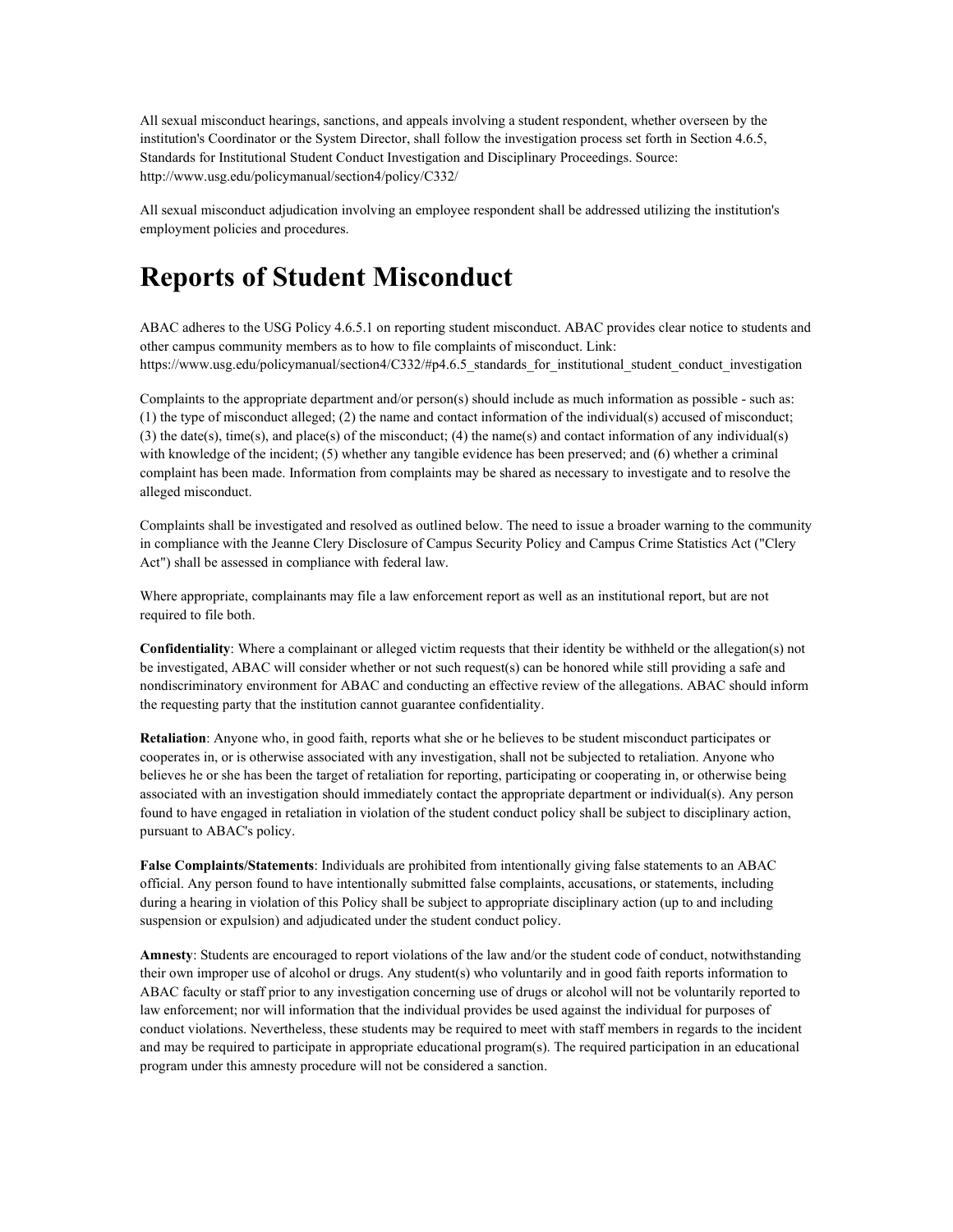All sexual misconduct hearings, sanctions, and appeals involving a student respondent, whether overseen by the institution's Coordinator or the System Director, shall follow the investigation process set forth in Section 4.6.5, Standards for Institutional Student Conduct Investigation and Disciplinary Proceedings. Source: http://www.usg.edu/policymanual/section4/policy/C332/

All sexual misconduct adjudication involving an employee respondent shall be addressed utilizing the institution's employment policies and procedures.

# Reports of Student Misconduct

ABAC adheres to the USG Policy 4.6.5.1 on reporting student misconduct. ABAC provides clear notice to students and other campus community members as to how to file complaints of misconduct. Link: https://www.usg.edu/policymanual/section4/C332/#p4.6.5_standards_for_institutional_student_conduct_investigation

Complaints to the appropriate department and/or person(s) should include as much information as possible - such as: (1) the type of misconduct alleged; (2) the name and contact information of the individual(s) accused of misconduct; (3) the date(s), time(s), and place(s) of the misconduct; (4) the name(s) and contact information of any individual(s) with knowledge of the incident; (5) whether any tangible evidence has been preserved; and (6) whether a criminal complaint has been made. Information from complaints may be shared as necessary to investigate and to resolve the alleged misconduct.

Complaints shall be investigated and resolved as outlined below. The need to issue a broader warning to the community in compliance with the Jeanne Clery Disclosure of Campus Security Policy and Campus Crime Statistics Act ("Clery Act") shall be assessed in compliance with federal law.

Where appropriate, complainants may file a law enforcement report as well as an institutional report, but are not required to file both.

**Confidentiality**: Where a complainant or alleged victim requests that their identity be withheld or the allegation(s) not be investigated, ABAC will consider whether or not such request(s) can be honored while still providing a safe and nondiscriminatory environment for ABAC and conducting an effective review of the allegations. ABAC should inform the requesting party that the institution cannot guarantee confidentiality.

**Retaliation**: Anyone who, in good faith, reports what she or he believes to be student misconduct participates or cooperates in, or is otherwise associated with any investigation, shall not be subjected to retaliation. Anyone who believes he or she has been the target of retaliation for reporting, participating or cooperating in, or otherwise being associated with an investigation should immediately contact the appropriate department or individual(s). Any person found to have engaged in retaliation in violation of the student conduct policy shall be subject to disciplinary action, pursuant to ABAC's policy.

**False Complaints/Statements**: Individuals are prohibited from intentionally giving false statements to an ABAC official. Any person found to have intentionally submitted false complaints, accusations, or statements, including during a hearing in violation of this Policy shall be subject to appropriate disciplinary action (up to and including suspension or expulsion) and adjudicated under the student conduct policy.

**Amnesty**: Students are encouraged to report violations of the law and/or the student code of conduct, notwithstanding their own improper use of alcohol or drugs. Any student(s) who voluntarily and in good faith reports information to ABAC faculty or staff prior to any investigation concerning use of drugs or alcohol will not be voluntarily reported to law enforcement; nor will information that the individual provides be used against the individual for purposes of conduct violations. Nevertheless, these students may be required to meet with staff members in regards to the incident and may be required to participate in appropriate educational program(s). The required participation in an educational program under this amnesty procedure will not be considered a sanction.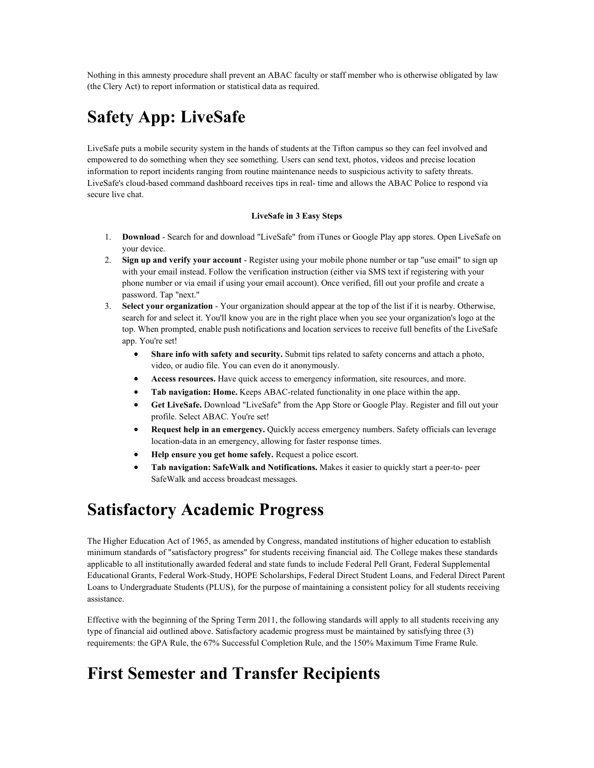Nothing in this amnesty procedure shall prevent an ABAC faculty or staff member who is otherwise obligated by law (the Clery Act) to report information or statistical data as required.

# Safety App: LiveSafe

LiveSafe puts a mobile security system in the hands of students at the Tifton campus so they can feel involved and empowered to do something when they see something. Users can send text, photos, videos and precise location information to report incidents ranging from routine maintenance needs to suspicious activity to safety threats. LiveSafe's cloud-based command dashboard receives tips in real- time and allows the ABAC Police to respond via secure live chat.

**LiveSafe in 3 Easy Steps**

1. **Download** - Search for and download "LiveSafe" from iTunes or Google Play app stores. Open LiveSafe on your device.
2. **Sign up and verify your account** - Register using your mobile phone number or tap "use email" to sign up with your email instead. Follow the verification instruction (either via SMS text if registering with your phone number or via email if using your email account). Once verified, fill out your profile and create a password. Tap "next."
3. **Select your organization** - Your organization should appear at the top of the list if it is nearby. Otherwise, search for and select it. You'll know you are in the right place when you see your organization's logo at the top. When prompted, enable push notifications and location services to receive full benefits of the LiveSafe app. You're set!
   - **Share info with safety and security.** Submit tips related to safety concerns and attach a photo, video, or audio file. You can even do it anonymously.
   - **Access resources.** Have quick access to emergency information, site resources, and more.
   - **Tab navigation: Home.** Keeps ABAC-related functionality in one place within the app.
   - **Get LiveSafe.** Download "LiveSafe" from the App Store or Google Play. Register and fill out your profile. Select ABAC. You're set!
   - **Request help in an emergency.** Quickly access emergency numbers. Safety officials can leverage location-data in an emergency, allowing for faster response times.
   - **Help ensure you get home safely.** Request a police escort.
   - **Tab navigation: SafeWalk and Notifications.** Makes it easier to quickly start a peer-to- peer SafeWalk and access broadcast messages.

# Satisfactory Academic Progress

The Higher Education Act of 1965, as amended by Congress, mandated institutions of higher education to establish minimum standards of "satisfactory progress" for students receiving financial aid. The College makes these standards applicable to all institutionally awarded federal and state funds to include Federal Pell Grant, Federal Supplemental Educational Grants, Federal Work-Study, HOPE Scholarships, Federal Direct Student Loans, and Federal Direct Parent Loans to Undergraduate Students (PLUS), for the purpose of maintaining a consistent policy for all students receiving assistance.

Effective with the beginning of the Spring Term 2011, the following standards will apply to all students receiving any type of financial aid outlined above. Satisfactory academic progress must be maintained by satisfying three (3) requirements: the GPA Rule, the 67% Successful Completion Rule, and the 150% Maximum Time Frame Rule.

# First Semester and Transfer Recipients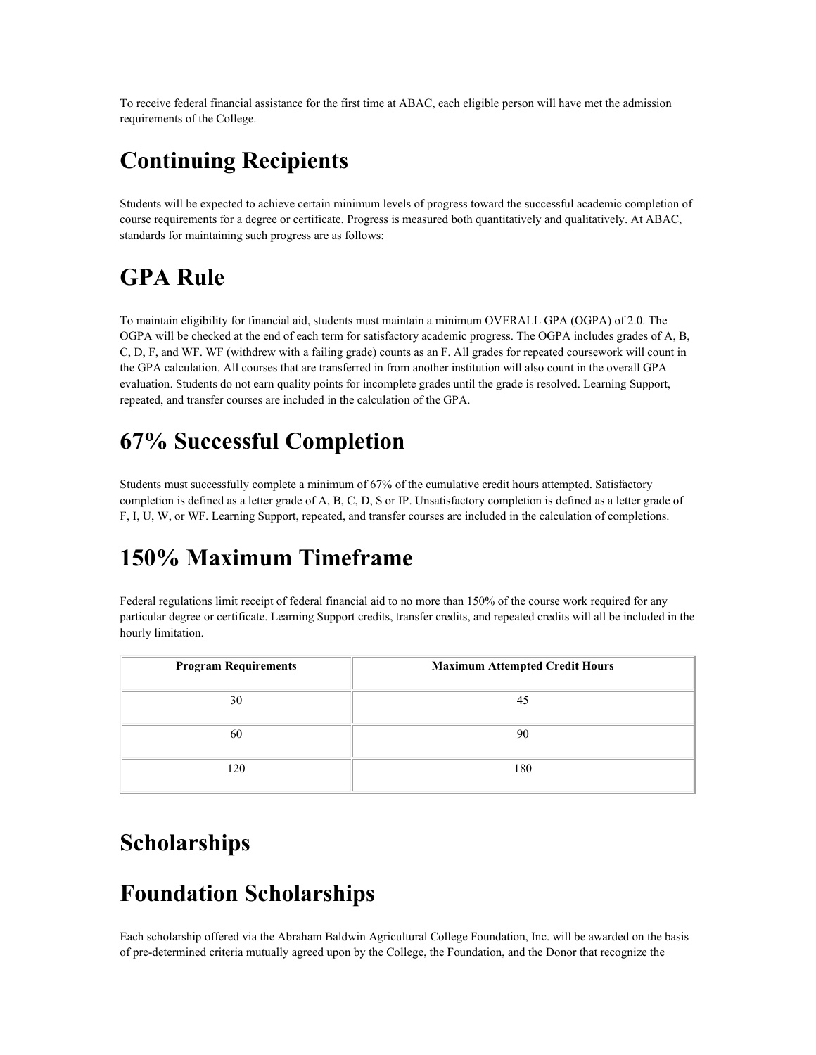To receive federal financial assistance for the first time at ABAC, each eligible person will have met the admission requirements of the College.

# Continuing Recipients

Students will be expected to achieve certain minimum levels of progress toward the successful academic completion of course requirements for a degree or certificate. Progress is measured both quantitatively and qualitatively. At ABAC, standards for maintaining such progress are as follows:

# GPA Rule

To maintain eligibility for financial aid, students must maintain a minimum OVERALL GPA (OGPA) of 2.0. The OGPA will be checked at the end of each term for satisfactory academic progress. The OGPA includes grades of A, B, C, D, F, and WF. WF (withdrew with a failing grade) counts as an F. All grades for repeated coursework will count in the GPA calculation. All courses that are transferred in from another institution will also count in the overall GPA evaluation. Students do not earn quality points for incomplete grades until the grade is resolved. Learning Support, repeated, and transfer courses are included in the calculation of the GPA.

# 67% Successful Completion

Students must successfully complete a minimum of 67% of the cumulative credit hours attempted. Satisfactory completion is defined as a letter grade of A, B, C, D, S or IP. Unsatisfactory completion is defined as a letter grade of F, I, U, W, or WF. Learning Support, repeated, and transfer courses are included in the calculation of completions.

# 150% Maximum Timeframe

Federal regulations limit receipt of federal financial aid to no more than 150% of the course work required for any particular degree or certificate. Learning Support credits, transfer credits, and repeated credits will all be included in the hourly limitation.

| Program Requirements | Maximum Attempted Credit Hours |
|---|---|
| 30 | 45 |
| 60 | 90 |
| 120 | 180 |

# Scholarships

# Foundation Scholarships

Each scholarship offered via the Abraham Baldwin Agricultural College Foundation, Inc. will be awarded on the basis of pre-determined criteria mutually agreed upon by the College, the Foundation, and the Donor that recognize the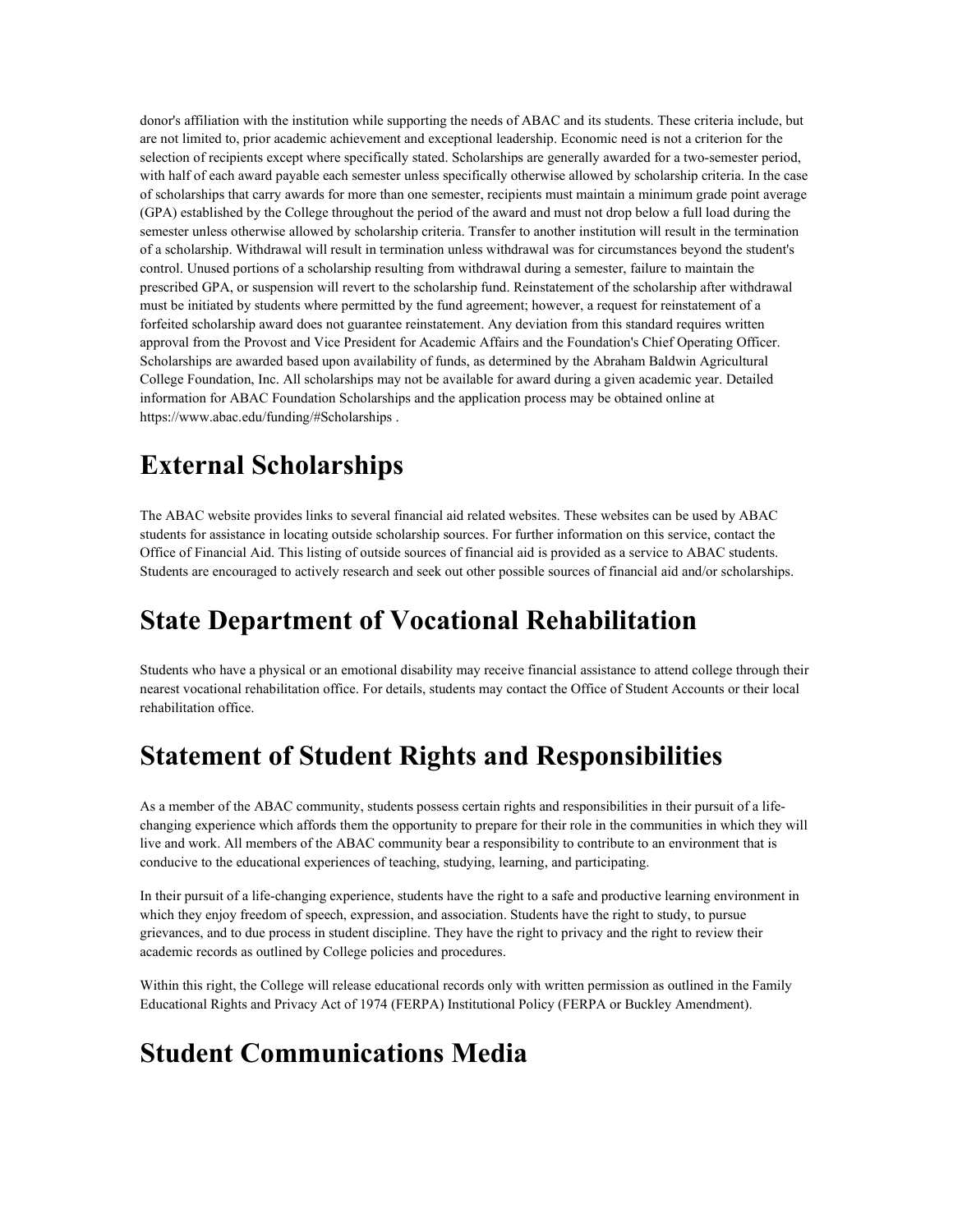donor's affiliation with the institution while supporting the needs of ABAC and its students. These criteria include, but are not limited to, prior academic achievement and exceptional leadership. Economic need is not a criterion for the selection of recipients except where specifically stated. Scholarships are generally awarded for a two-semester period, with half of each award payable each semester unless specifically otherwise allowed by scholarship criteria. In the case of scholarships that carry awards for more than one semester, recipients must maintain a minimum grade point average (GPA) established by the College throughout the period of the award and must not drop below a full load during the semester unless otherwise allowed by scholarship criteria. Transfer to another institution will result in the termination of a scholarship. Withdrawal will result in termination unless withdrawal was for circumstances beyond the student's control. Unused portions of a scholarship resulting from withdrawal during a semester, failure to maintain the prescribed GPA, or suspension will revert to the scholarship fund. Reinstatement of the scholarship after withdrawal must be initiated by students where permitted by the fund agreement; however, a request for reinstatement of a forfeited scholarship award does not guarantee reinstatement. Any deviation from this standard requires written approval from the Provost and Vice President for Academic Affairs and the Foundation's Chief Operating Officer. Scholarships are awarded based upon availability of funds, as determined by the Abraham Baldwin Agricultural College Foundation, Inc. All scholarships may not be available for award during a given academic year. Detailed information for ABAC Foundation Scholarships and the application process may be obtained online at https://www.abac.edu/funding/#Scholarships .

# External Scholarships

The ABAC website provides links to several financial aid related websites. These websites can be used by ABAC students for assistance in locating outside scholarship sources. For further information on this service, contact the Office of Financial Aid. This listing of outside sources of financial aid is provided as a service to ABAC students. Students are encouraged to actively research and seek out other possible sources of financial aid and/or scholarships.

# State Department of Vocational Rehabilitation

Students who have a physical or an emotional disability may receive financial assistance to attend college through their nearest vocational rehabilitation office. For details, students may contact the Office of Student Accounts or their local rehabilitation office.

# Statement of Student Rights and Responsibilities

As a member of the ABAC community, students possess certain rights and responsibilities in their pursuit of a life-changing experience which affords them the opportunity to prepare for their role in the communities in which they will live and work. All members of the ABAC community bear a responsibility to contribute to an environment that is conducive to the educational experiences of teaching, studying, learning, and participating.

In their pursuit of a life-changing experience, students have the right to a safe and productive learning environment in which they enjoy freedom of speech, expression, and association. Students have the right to study, to pursue grievances, and to due process in student discipline. They have the right to privacy and the right to review their academic records as outlined by College policies and procedures.

Within this right, the College will release educational records only with written permission as outlined in the Family Educational Rights and Privacy Act of 1974 (FERPA) Institutional Policy (FERPA or Buckley Amendment).

# Student Communications Media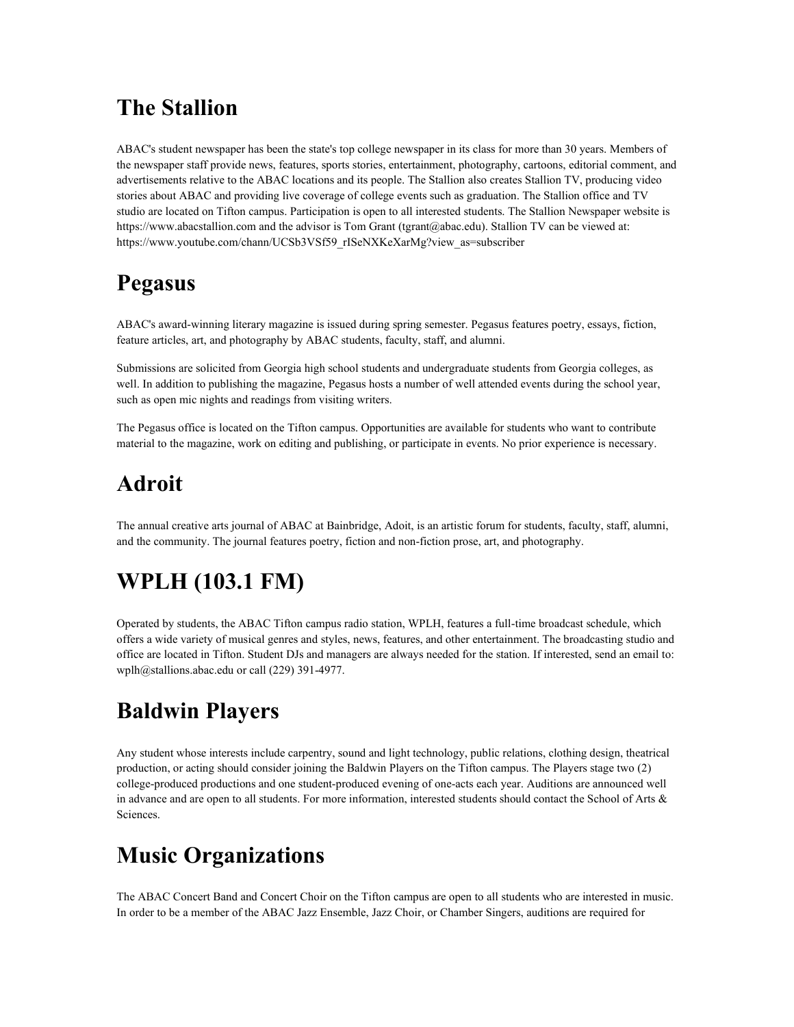# The Stallion

ABAC's student newspaper has been the state's top college newspaper in its class for more than 30 years. Members of the newspaper staff provide news, features, sports stories, entertainment, photography, cartoons, editorial comment, and advertisements relative to the ABAC locations and its people. The Stallion also creates Stallion TV, producing video stories about ABAC and providing live coverage of college events such as graduation. The Stallion office and TV studio are located on Tifton campus. Participation is open to all interested students. The Stallion Newspaper website is https://www.abacstallion.com and the advisor is Tom Grant (tgrant@abac.edu). Stallion TV can be viewed at: https://www.youtube.com/chann/UCSb3VSf59_rISeNXKeXarMg?view_as=subscriber

# Pegasus

ABAC's award-winning literary magazine is issued during spring semester. Pegasus features poetry, essays, fiction, feature articles, art, and photography by ABAC students, faculty, staff, and alumni.

Submissions are solicited from Georgia high school students and undergraduate students from Georgia colleges, as well. In addition to publishing the magazine, Pegasus hosts a number of well attended events during the school year, such as open mic nights and readings from visiting writers.

The Pegasus office is located on the Tifton campus. Opportunities are available for students who want to contribute material to the magazine, work on editing and publishing, or participate in events. No prior experience is necessary.

# Adroit

The annual creative arts journal of ABAC at Bainbridge, Adoit, is an artistic forum for students, faculty, staff, alumni, and the community. The journal features poetry, fiction and non-fiction prose, art, and photography.

# WPLH (103.1 FM)

Operated by students, the ABAC Tifton campus radio station, WPLH, features a full-time broadcast schedule, which offers a wide variety of musical genres and styles, news, features, and other entertainment. The broadcasting studio and office are located in Tifton. Student DJs and managers are always needed for the station. If interested, send an email to: wplh@stallions.abac.edu or call (229) 391-4977.

# Baldwin Players

Any student whose interests include carpentry, sound and light technology, public relations, clothing design, theatrical production, or acting should consider joining the Baldwin Players on the Tifton campus. The Players stage two (2) college-produced productions and one student-produced evening of one-acts each year. Auditions are announced well in advance and are open to all students. For more information, interested students should contact the School of Arts & Sciences.

# Music Organizations

The ABAC Concert Band and Concert Choir on the Tifton campus are open to all students who are interested in music. In order to be a member of the ABAC Jazz Ensemble, Jazz Choir, or Chamber Singers, auditions are required for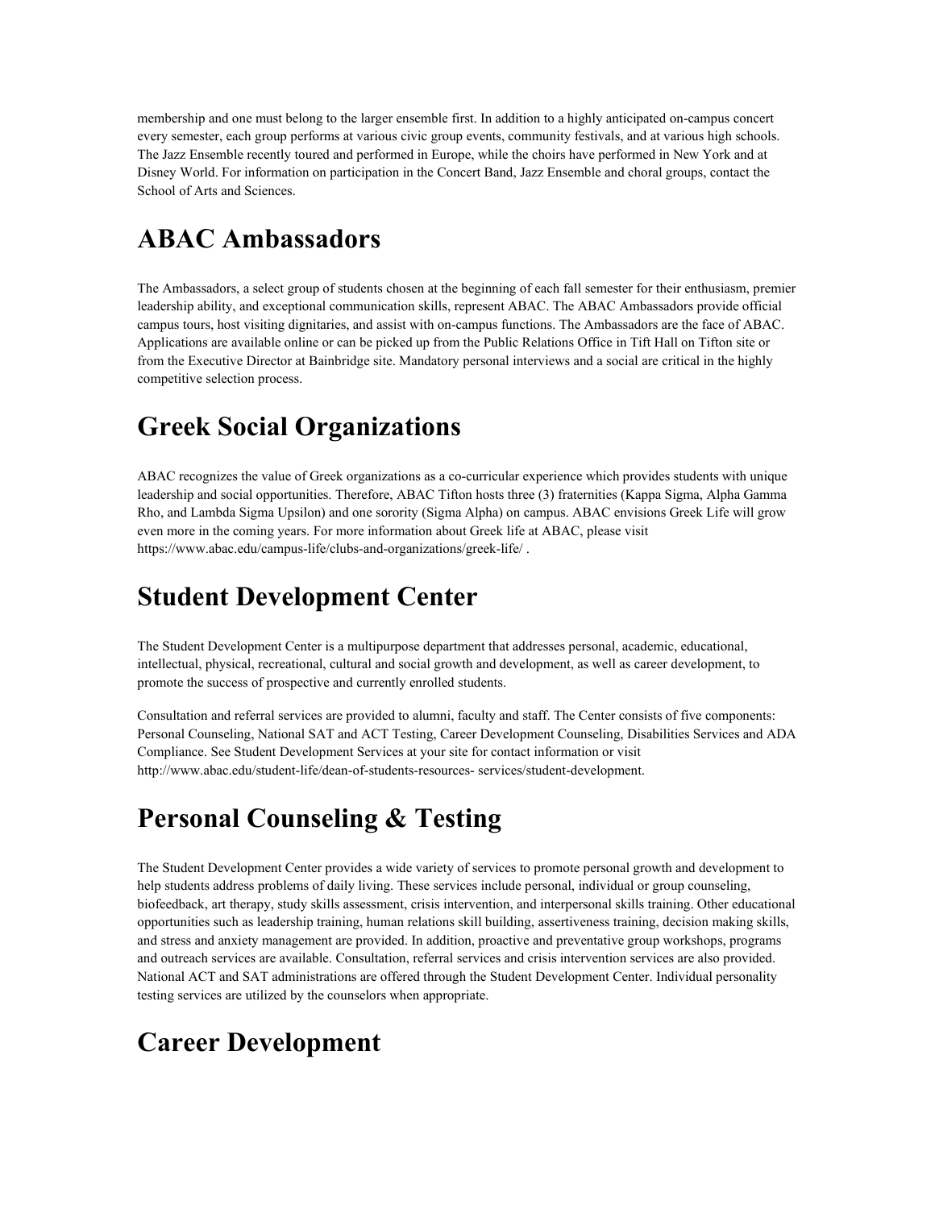membership and one must belong to the larger ensemble first. In addition to a highly anticipated on-campus concert every semester, each group performs at various civic group events, community festivals, and at various high schools. The Jazz Ensemble recently toured and performed in Europe, while the choirs have performed in New York and at Disney World. For information on participation in the Concert Band, Jazz Ensemble and choral groups, contact the School of Arts and Sciences.

# ABAC Ambassadors

The Ambassadors, a select group of students chosen at the beginning of each fall semester for their enthusiasm, premier leadership ability, and exceptional communication skills, represent ABAC. The ABAC Ambassadors provide official campus tours, host visiting dignitaries, and assist with on-campus functions. The Ambassadors are the face of ABAC. Applications are available online or can be picked up from the Public Relations Office in Tift Hall on Tifton site or from the Executive Director at Bainbridge site. Mandatory personal interviews and a social are critical in the highly competitive selection process.

# Greek Social Organizations

ABAC recognizes the value of Greek organizations as a co-curricular experience which provides students with unique leadership and social opportunities. Therefore, ABAC Tifton hosts three (3) fraternities (Kappa Sigma, Alpha Gamma Rho, and Lambda Sigma Upsilon) and one sorority (Sigma Alpha) on campus. ABAC envisions Greek Life will grow even more in the coming years. For more information about Greek life at ABAC, please visit https://www.abac.edu/campus-life/clubs-and-organizations/greek-life/ .

# Student Development Center

The Student Development Center is a multipurpose department that addresses personal, academic, educational, intellectual, physical, recreational, cultural and social growth and development, as well as career development, to promote the success of prospective and currently enrolled students.

Consultation and referral services are provided to alumni, faculty and staff. The Center consists of five components: Personal Counseling, National SAT and ACT Testing, Career Development Counseling, Disabilities Services and ADA Compliance. See Student Development Services at your site for contact information or visit http://www.abac.edu/student-life/dean-of-students-resources- services/student-development.

# Personal Counseling & Testing

The Student Development Center provides a wide variety of services to promote personal growth and development to help students address problems of daily living. These services include personal, individual or group counseling, biofeedback, art therapy, study skills assessment, crisis intervention, and interpersonal skills training. Other educational opportunities such as leadership training, human relations skill building, assertiveness training, decision making skills, and stress and anxiety management are provided. In addition, proactive and preventative group workshops, programs and outreach services are available. Consultation, referral services and crisis intervention services are also provided. National ACT and SAT administrations are offered through the Student Development Center. Individual personality testing services are utilized by the counselors when appropriate.

# Career Development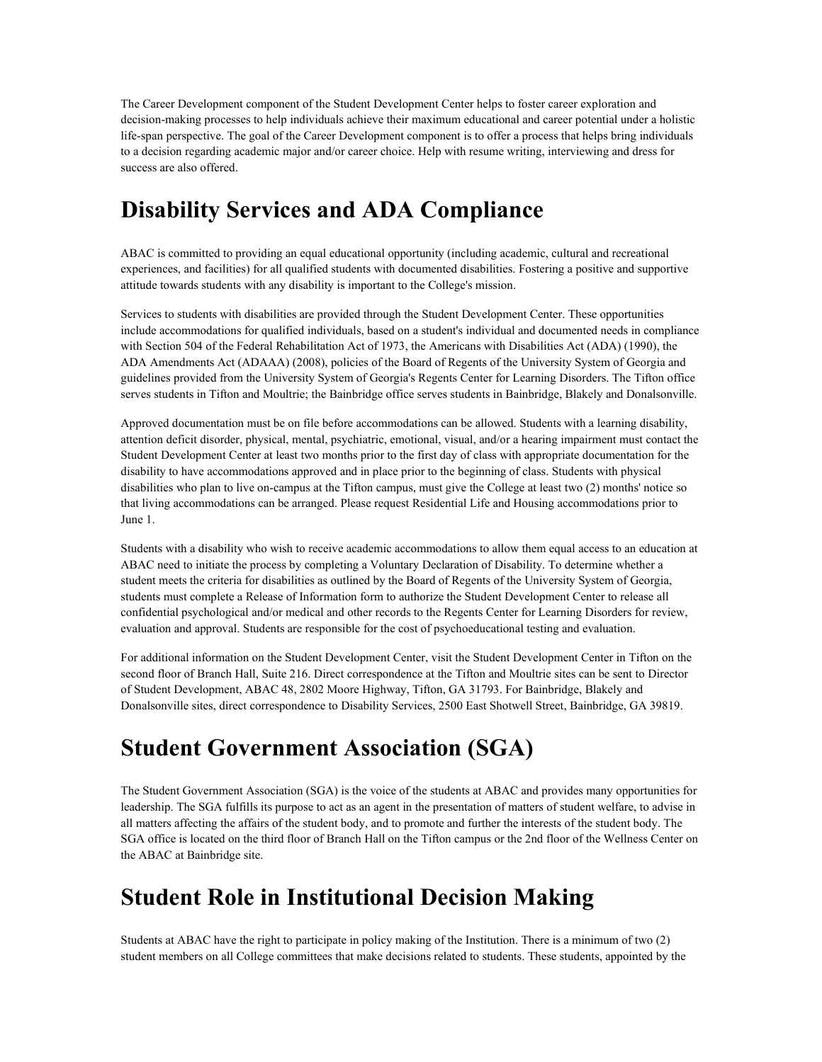The Career Development component of the Student Development Center helps to foster career exploration and decision-making processes to help individuals achieve their maximum educational and career potential under a holistic life-span perspective. The goal of the Career Development component is to offer a process that helps bring individuals to a decision regarding academic major and/or career choice. Help with resume writing, interviewing and dress for success are also offered.

# Disability Services and ADA Compliance

ABAC is committed to providing an equal educational opportunity (including academic, cultural and recreational experiences, and facilities) for all qualified students with documented disabilities. Fostering a positive and supportive attitude towards students with any disability is important to the College's mission.

Services to students with disabilities are provided through the Student Development Center. These opportunities include accommodations for qualified individuals, based on a student's individual and documented needs in compliance with Section 504 of the Federal Rehabilitation Act of 1973, the Americans with Disabilities Act (ADA) (1990), the ADA Amendments Act (ADAAA) (2008), policies of the Board of Regents of the University System of Georgia and guidelines provided from the University System of Georgia's Regents Center for Learning Disorders. The Tifton office serves students in Tifton and Moultrie; the Bainbridge office serves students in Bainbridge, Blakely and Donalsonville.

Approved documentation must be on file before accommodations can be allowed. Students with a learning disability, attention deficit disorder, physical, mental, psychiatric, emotional, visual, and/or a hearing impairment must contact the Student Development Center at least two months prior to the first day of class with appropriate documentation for the disability to have accommodations approved and in place prior to the beginning of class. Students with physical disabilities who plan to live on-campus at the Tifton campus, must give the College at least two (2) months' notice so that living accommodations can be arranged. Please request Residential Life and Housing accommodations prior to June 1.

Students with a disability who wish to receive academic accommodations to allow them equal access to an education at ABAC need to initiate the process by completing a Voluntary Declaration of Disability. To determine whether a student meets the criteria for disabilities as outlined by the Board of Regents of the University System of Georgia, students must complete a Release of Information form to authorize the Student Development Center to release all confidential psychological and/or medical and other records to the Regents Center for Learning Disorders for review, evaluation and approval. Students are responsible for the cost of psychoeducational testing and evaluation.

For additional information on the Student Development Center, visit the Student Development Center in Tifton on the second floor of Branch Hall, Suite 216. Direct correspondence at the Tifton and Moultrie sites can be sent to Director of Student Development, ABAC 48, 2802 Moore Highway, Tifton, GA 31793. For Bainbridge, Blakely and Donalsonville sites, direct correspondence to Disability Services, 2500 East Shotwell Street, Bainbridge, GA 39819.

# Student Government Association (SGA)

The Student Government Association (SGA) is the voice of the students at ABAC and provides many opportunities for leadership. The SGA fulfills its purpose to act as an agent in the presentation of matters of student welfare, to advise in all matters affecting the affairs of the student body, and to promote and further the interests of the student body. The SGA office is located on the third floor of Branch Hall on the Tifton campus or the 2nd floor of the Wellness Center on the ABAC at Bainbridge site.

# Student Role in Institutional Decision Making

Students at ABAC have the right to participate in policy making of the Institution. There is a minimum of two (2) student members on all College committees that make decisions related to students. These students, appointed by the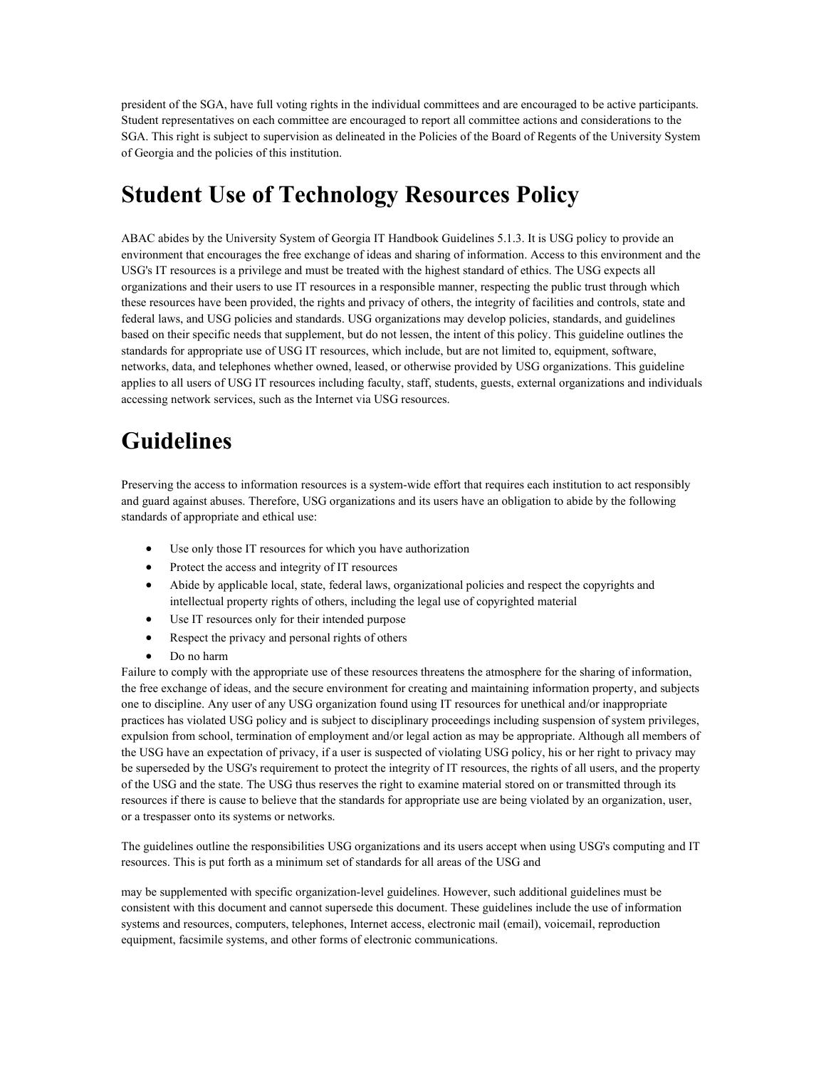president of the SGA, have full voting rights in the individual committees and are encouraged to be active participants. Student representatives on each committee are encouraged to report all committee actions and considerations to the SGA. This right is subject to supervision as delineated in the Policies of the Board of Regents of the University System of Georgia and the policies of this institution.

# Student Use of Technology Resources Policy

ABAC abides by the University System of Georgia IT Handbook Guidelines 5.1.3. It is USG policy to provide an environment that encourages the free exchange of ideas and sharing of information. Access to this environment and the USG's IT resources is a privilege and must be treated with the highest standard of ethics. The USG expects all organizations and their users to use IT resources in a responsible manner, respecting the public trust through which these resources have been provided, the rights and privacy of others, the integrity of facilities and controls, state and federal laws, and USG policies and standards. USG organizations may develop policies, standards, and guidelines based on their specific needs that supplement, but do not lessen, the intent of this policy. This guideline outlines the standards for appropriate use of USG IT resources, which include, but are not limited to, equipment, software, networks, data, and telephones whether owned, leased, or otherwise provided by USG organizations. This guideline applies to all users of USG IT resources including faculty, staff, students, guests, external organizations and individuals accessing network services, such as the Internet via USG resources.

# Guidelines

Preserving the access to information resources is a system-wide effort that requires each institution to act responsibly and guard against abuses. Therefore, USG organizations and its users have an obligation to abide by the following standards of appropriate and ethical use:

- Use only those IT resources for which you have authorization
- Protect the access and integrity of IT resources
- Abide by applicable local, state, federal laws, organizational policies and respect the copyrights and intellectual property rights of others, including the legal use of copyrighted material
- Use IT resources only for their intended purpose
- Respect the privacy and personal rights of others
- Do no harm

Failure to comply with the appropriate use of these resources threatens the atmosphere for the sharing of information, the free exchange of ideas, and the secure environment for creating and maintaining information property, and subjects one to discipline. Any user of any USG organization found using IT resources for unethical and/or inappropriate practices has violated USG policy and is subject to disciplinary proceedings including suspension of system privileges, expulsion from school, termination of employment and/or legal action as may be appropriate. Although all members of the USG have an expectation of privacy, if a user is suspected of violating USG policy, his or her right to privacy may be superseded by the USG's requirement to protect the integrity of IT resources, the rights of all users, and the property of the USG and the state. The USG thus reserves the right to examine material stored on or transmitted through its resources if there is cause to believe that the standards for appropriate use are being violated by an organization, user, or a trespasser onto its systems or networks.

The guidelines outline the responsibilities USG organizations and its users accept when using USG's computing and IT resources. This is put forth as a minimum set of standards for all areas of the USG and may be supplemented with specific organization-level guidelines. However, such additional guidelines must be consistent with this document and cannot supersede this document. These guidelines include the use of information systems and resources, computers, telephones, Internet access, electronic mail (email), voicemail, reproduction equipment, facsimile systems, and other forms of electronic communications.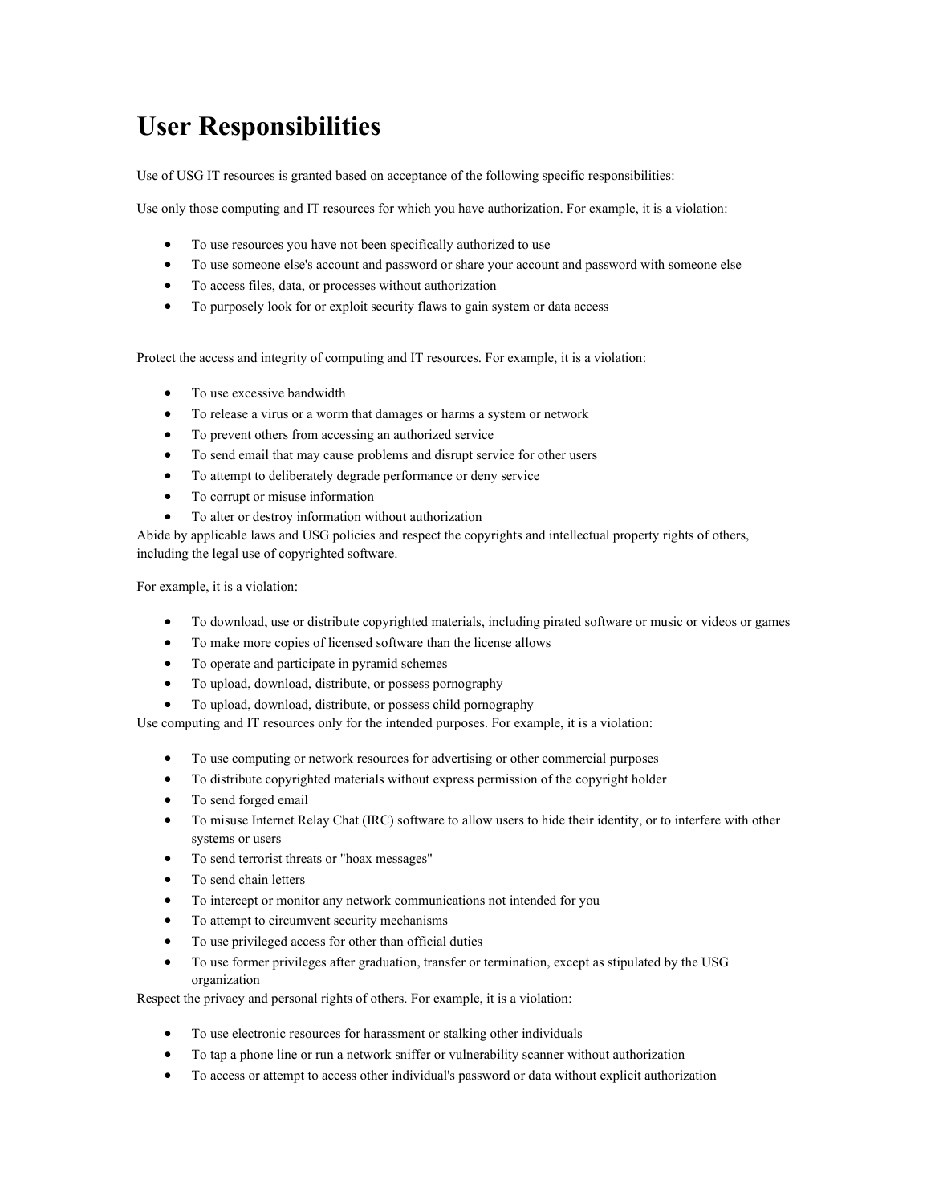# User Responsibilities

Use of USG IT resources is granted based on acceptance of the following specific responsibilities:

Use only those computing and IT resources for which you have authorization. For example, it is a violation:

- To use resources you have not been specifically authorized to use
- To use someone else's account and password or share your account and password with someone else
- To access files, data, or processes without authorization
- To purposely look for or exploit security flaws to gain system or data access

Protect the access and integrity of computing and IT resources. For example, it is a violation:

- To use excessive bandwidth
- To release a virus or a worm that damages or harms a system or network
- To prevent others from accessing an authorized service
- To send email that may cause problems and disrupt service for other users
- To attempt to deliberately degrade performance or deny service
- To corrupt or misuse information
- To alter or destroy information without authorization

Abide by applicable laws and USG policies and respect the copyrights and intellectual property rights of others, including the legal use of copyrighted software.

For example, it is a violation:

- To download, use or distribute copyrighted materials, including pirated software or music or videos or games
- To make more copies of licensed software than the license allows
- To operate and participate in pyramid schemes
- To upload, download, distribute, or possess pornography
- To upload, download, distribute, or possess child pornography

Use computing and IT resources only for the intended purposes. For example, it is a violation:

- To use computing or network resources for advertising or other commercial purposes
- To distribute copyrighted materials without express permission of the copyright holder
- To send forged email
- To misuse Internet Relay Chat (IRC) software to allow users to hide their identity, or to interfere with other systems or users
- To send terrorist threats or "hoax messages"
- To send chain letters
- To intercept or monitor any network communications not intended for you
- To attempt to circumvent security mechanisms
- To use privileged access for other than official duties
- To use former privileges after graduation, transfer or termination, except as stipulated by the USG organization

Respect the privacy and personal rights of others. For example, it is a violation:

- To use electronic resources for harassment or stalking other individuals
- To tap a phone line or run a network sniffer or vulnerability scanner without authorization
- To access or attempt to access other individual's password or data without explicit authorization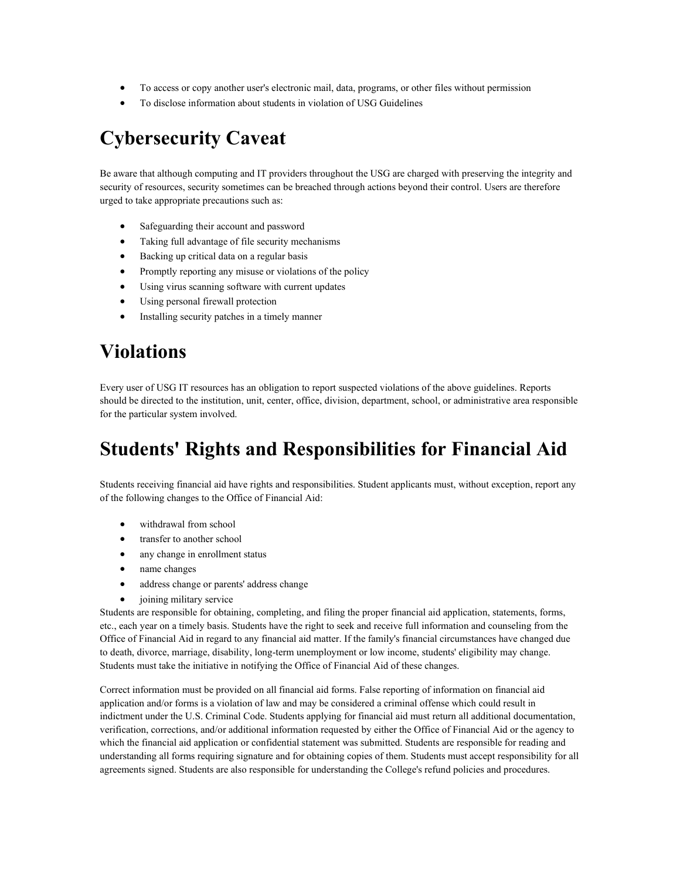- To access or copy another user's electronic mail, data, programs, or other files without permission
- To disclose information about students in violation of USG Guidelines

# Cybersecurity Caveat

Be aware that although computing and IT providers throughout the USG are charged with preserving the integrity and security of resources, security sometimes can be breached through actions beyond their control. Users are therefore urged to take appropriate precautions such as:

- Safeguarding their account and password
- Taking full advantage of file security mechanisms
- Backing up critical data on a regular basis
- Promptly reporting any misuse or violations of the policy
- Using virus scanning software with current updates
- Using personal firewall protection
- Installing security patches in a timely manner

# Violations

Every user of USG IT resources has an obligation to report suspected violations of the above guidelines. Reports should be directed to the institution, unit, center, office, division, department, school, or administrative area responsible for the particular system involved.

# Students' Rights and Responsibilities for Financial Aid

Students receiving financial aid have rights and responsibilities. Student applicants must, without exception, report any of the following changes to the Office of Financial Aid:

- withdrawal from school
- transfer to another school
- any change in enrollment status
- name changes
- address change or parents' address change
- joining military service

Students are responsible for obtaining, completing, and filing the proper financial aid application, statements, forms, etc., each year on a timely basis. Students have the right to seek and receive full information and counseling from the Office of Financial Aid in regard to any financial aid matter. If the family's financial circumstances have changed due to death, divorce, marriage, disability, long-term unemployment or low income, students' eligibility may change. Students must take the initiative in notifying the Office of Financial Aid of these changes.

Correct information must be provided on all financial aid forms. False reporting of information on financial aid application and/or forms is a violation of law and may be considered a criminal offense which could result in indictment under the U.S. Criminal Code. Students applying for financial aid must return all additional documentation, verification, corrections, and/or additional information requested by either the Office of Financial Aid or the agency to which the financial aid application or confidential statement was submitted. Students are responsible for reading and understanding all forms requiring signature and for obtaining copies of them. Students must accept responsibility for all agreements signed. Students are also responsible for understanding the College's refund policies and procedures.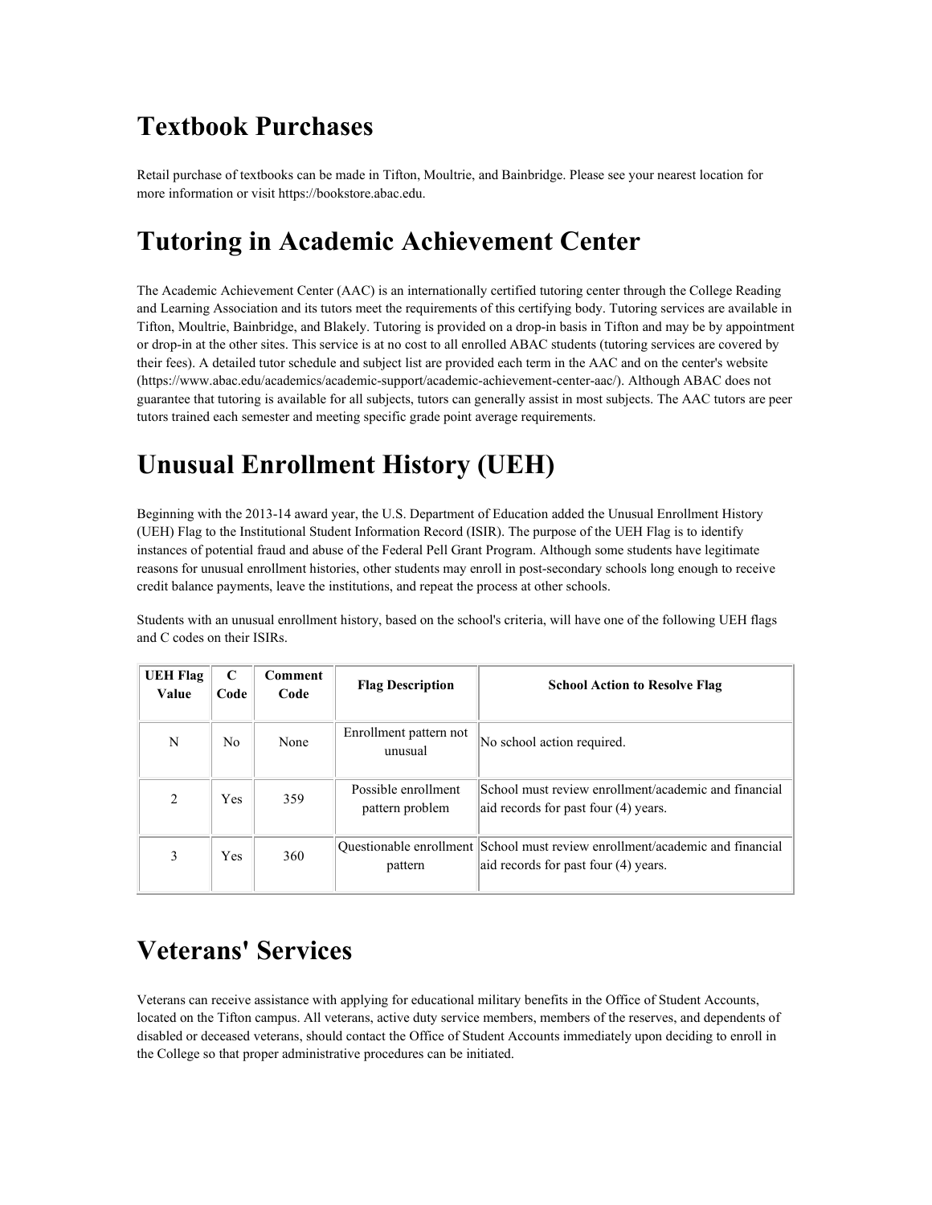# Textbook Purchases

Retail purchase of textbooks can be made in Tifton, Moultrie, and Bainbridge. Please see your nearest location for more information or visit https://bookstore.abac.edu.

# Tutoring in Academic Achievement Center

The Academic Achievement Center (AAC) is an internationally certified tutoring center through the College Reading and Learning Association and its tutors meet the requirements of this certifying body. Tutoring services are available in Tifton, Moultrie, Bainbridge, and Blakely. Tutoring is provided on a drop-in basis in Tifton and may be by appointment or drop-in at the other sites. This service is at no cost to all enrolled ABAC students (tutoring services are covered by their fees). A detailed tutor schedule and subject list are provided each term in the AAC and on the center's website (https://www.abac.edu/academics/academic-support/academic-achievement-center-aac/). Although ABAC does not guarantee that tutoring is available for all subjects, tutors can generally assist in most subjects. The AAC tutors are peer tutors trained each semester and meeting specific grade point average requirements.

# Unusual Enrollment History (UEH)

Beginning with the 2013-14 award year, the U.S. Department of Education added the Unusual Enrollment History (UEH) Flag to the Institutional Student Information Record (ISIR). The purpose of the UEH Flag is to identify instances of potential fraud and abuse of the Federal Pell Grant Program. Although some students have legitimate reasons for unusual enrollment histories, other students may enroll in post-secondary schools long enough to receive credit balance payments, leave the institutions, and repeat the process at other schools.

Students with an unusual enrollment history, based on the school's criteria, will have one of the following UEH flags and C codes on their ISIRs.

| UEH Flag Value | C Code | Comment Code | Flag Description | School Action to Resolve Flag |
|---|---|---|---|---|
| N | No | None | Enrollment pattern not unusual | No school action required. |
| 2 | Yes | 359 | Possible enrollment pattern problem | School must review enrollment/academic and financial aid records for past four (4) years. |
| 3 | Yes | 360 | Questionable enrollment pattern | School must review enrollment/academic and financial aid records for past four (4) years. |

# Veterans' Services

Veterans can receive assistance with applying for educational military benefits in the Office of Student Accounts, located on the Tifton campus. All veterans, active duty service members, members of the reserves, and dependents of disabled or deceased veterans, should contact the Office of Student Accounts immediately upon deciding to enroll in the College so that proper administrative procedures can be initiated.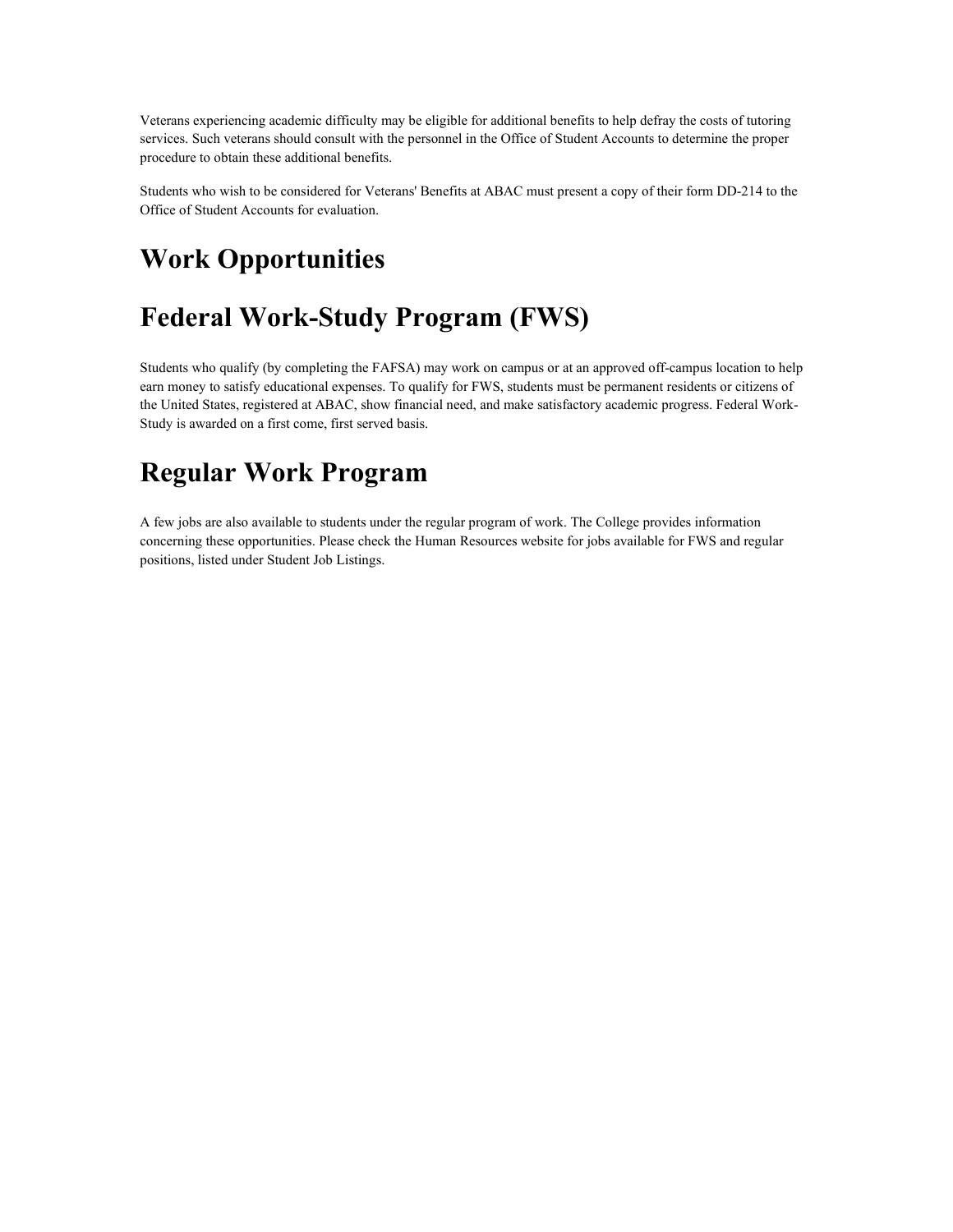Veterans experiencing academic difficulty may be eligible for additional benefits to help defray the costs of tutoring services. Such veterans should consult with the personnel in the Office of Student Accounts to determine the proper procedure to obtain these additional benefits.

Students who wish to be considered for Veterans' Benefits at ABAC must present a copy of their form DD-214 to the Office of Student Accounts for evaluation.

# Work Opportunities

# Federal Work-Study Program (FWS)

Students who qualify (by completing the FAFSA) may work on campus or at an approved off-campus location to help earn money to satisfy educational expenses. To qualify for FWS, students must be permanent residents or citizens of the United States, registered at ABAC, show financial need, and make satisfactory academic progress. Federal Work-Study is awarded on a first come, first served basis.

# Regular Work Program

A few jobs are also available to students under the regular program of work. The College provides information concerning these opportunities. Please check the Human Resources website for jobs available for FWS and regular positions, listed under Student Job Listings.